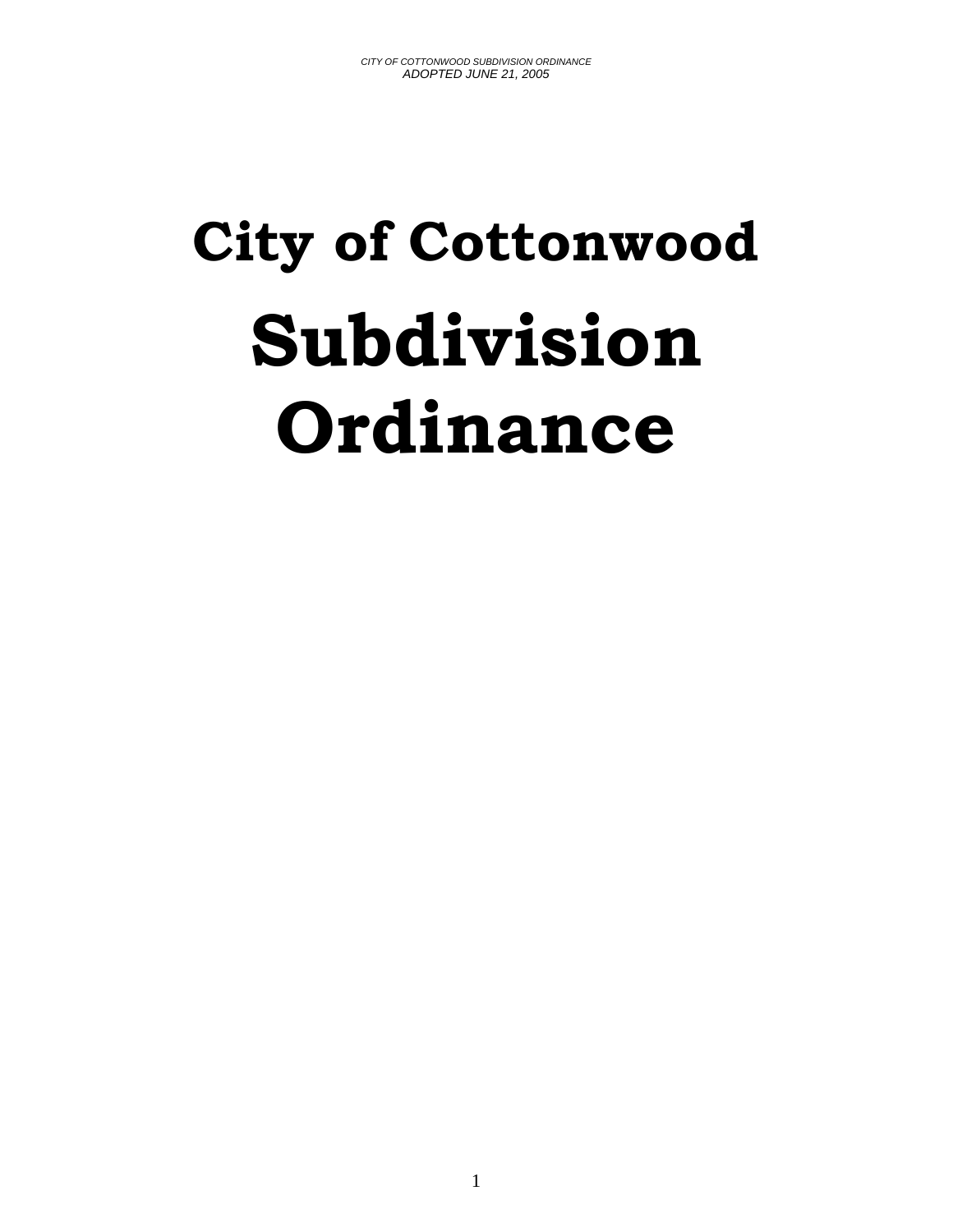# City of Cottonwood

# Subdivision Ordinance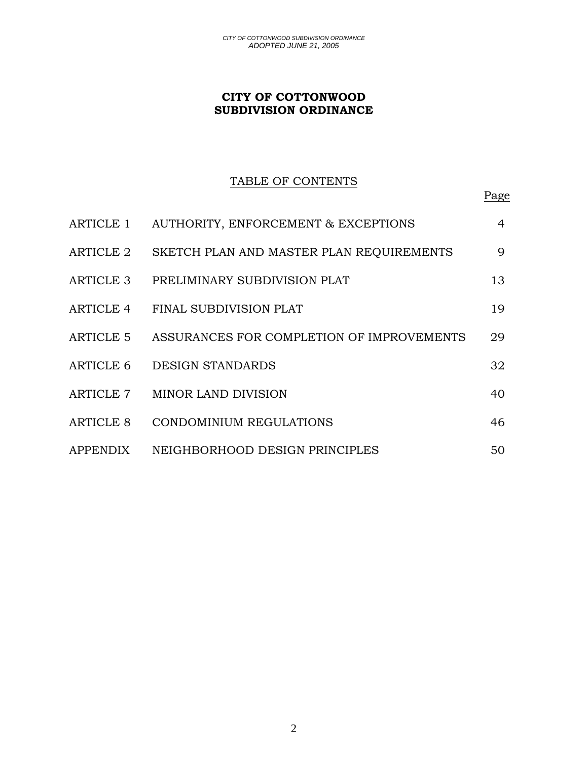# CITY OF COTTONWOOD SUBDIVISION ORDINANCE

## TABLE OF CONTENTS

| | | Page |
|---|---|---|
| ARTICLE 1 | AUTHORITY, ENFORCEMENT & EXCEPTIONS | 4 |
| ARTICLE 2 | SKETCH PLAN AND MASTER PLAN REQUIREMENTS | 9 |
| ARTICLE 3 | PRELIMINARY SUBDIVISION PLAT | 13 |
| ARTICLE 4 | FINAL SUBDIVISION PLAT | 19 |
| ARTICLE 5 | ASSURANCES FOR COMPLETION OF IMPROVEMENTS | 29 |
| ARTICLE 6 | DESIGN STANDARDS | 32 |
| ARTICLE 7 | MINOR LAND DIVISION | 40 |
| ARTICLE 8 | CONDOMINIUM REGULATIONS | 46 |
| APPENDIX | NEIGHBORHOOD DESIGN PRINCIPLES | 50 |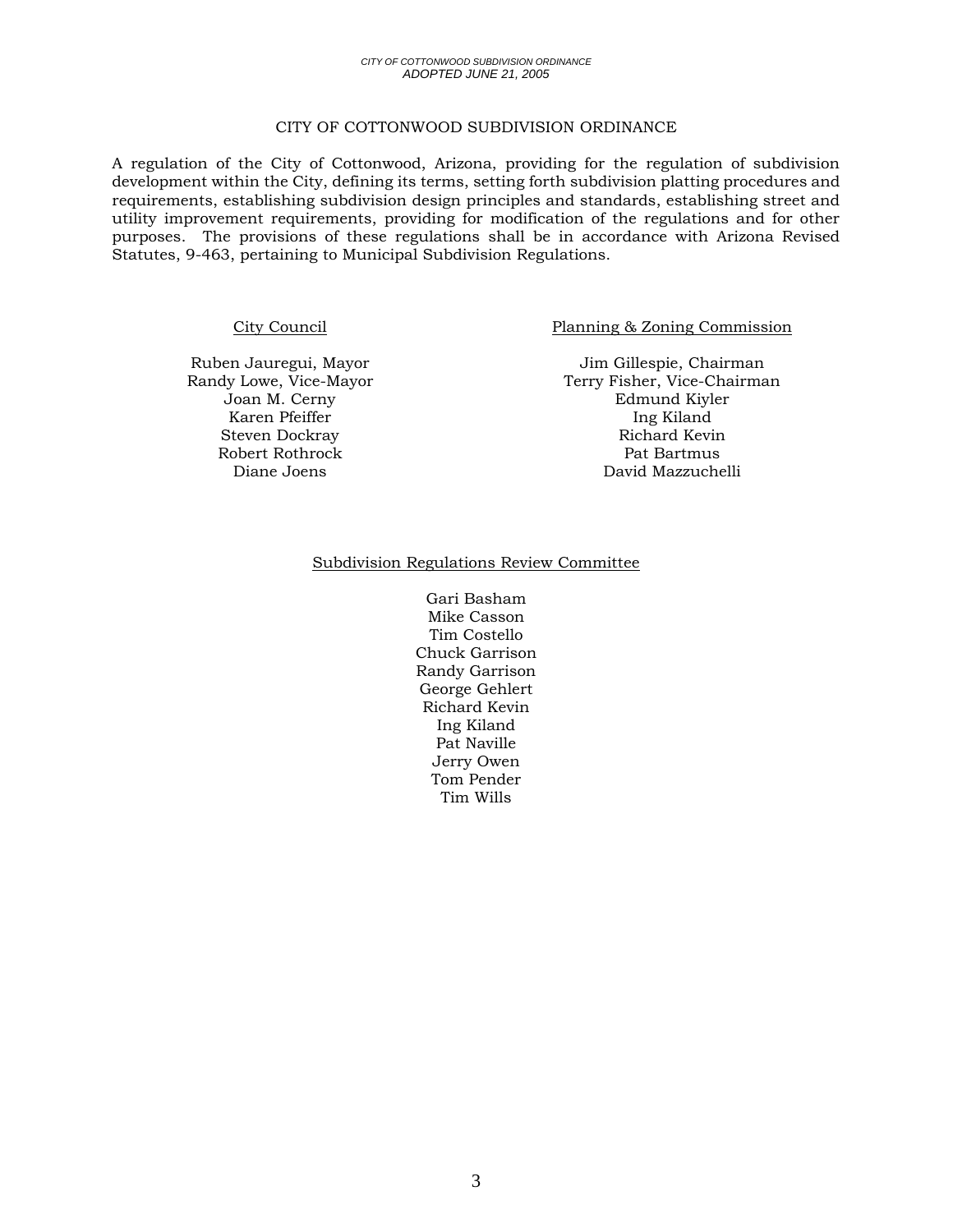# CITY OF COTTONWOOD SUBDIVISION ORDINANCE

A regulation of the City of Cottonwood, Arizona, providing for the regulation of subdivision development within the City, defining its terms, setting forth subdivision platting procedures and requirements, establishing subdivision design principles and standards, establishing street and utility improvement requirements, providing for modification of the regulations and for other purposes. The provisions of these regulations shall be in accordance with Arizona Revised Statutes, 9-463, pertaining to Municipal Subdivision Regulations.

City Council

Ruben Jauregui, Mayor
Randy Lowe, Vice-Mayor
Joan M. Cerny
Karen Pfeiffer
Steven Dockray
Robert Rothrock
Diane Joens

Planning & Zoning Commission

Jim Gillespie, Chairman
Terry Fisher, Vice-Chairman
Edmund Kiyler
Ing Kiland
Richard Kevin
Pat Bartmus
David Mazzuchelli

Subdivision Regulations Review Committee

Gari Basham
Mike Casson
Tim Costello
Chuck Garrison
Randy Garrison
George Gehlert
Richard Kevin
Ing Kiland
Pat Naville
Jerry Owen
Tom Pender
Tim Wills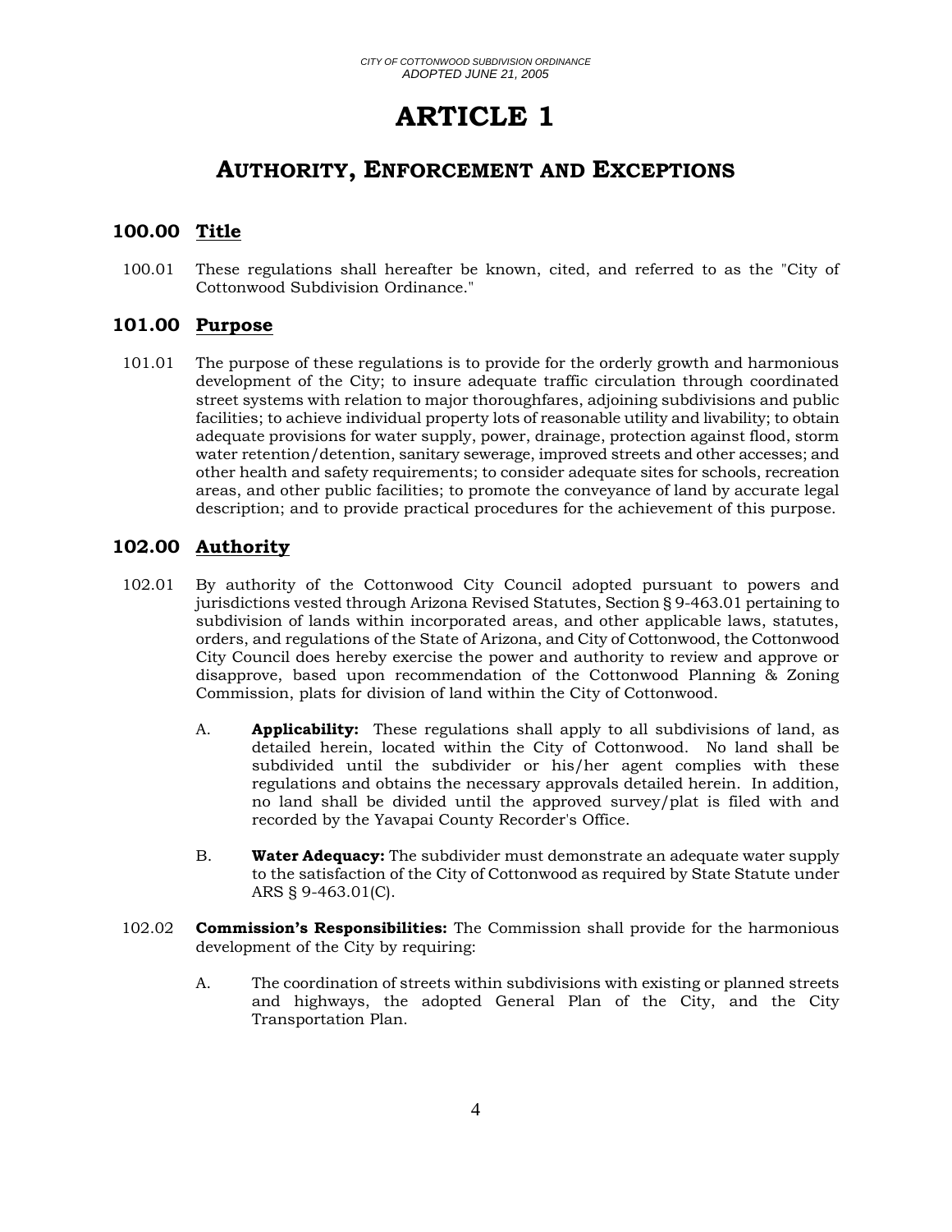# ARTICLE 1

## AUTHORITY, ENFORCEMENT AND EXCEPTIONS

### 100.00 Title

100.01 These regulations shall hereafter be known, cited, and referred to as the "City of Cottonwood Subdivision Ordinance."

### 101.00 Purpose

101.01 The purpose of these regulations is to provide for the orderly growth and harmonious development of the City; to insure adequate traffic circulation through coordinated street systems with relation to major thoroughfares, adjoining subdivisions and public facilities; to achieve individual property lots of reasonable utility and livability; to obtain adequate provisions for water supply, power, drainage, protection against flood, storm water retention/detention, sanitary sewerage, improved streets and other accesses; and other health and safety requirements; to consider adequate sites for schools, recreation areas, and other public facilities; to promote the conveyance of land by accurate legal description; and to provide practical procedures for the achievement of this purpose.

### 102.00 Authority

102.01 By authority of the Cottonwood City Council adopted pursuant to powers and jurisdictions vested through Arizona Revised Statutes, Section § 9-463.01 pertaining to subdivision of lands within incorporated areas, and other applicable laws, statutes, orders, and regulations of the State of Arizona, and City of Cottonwood, the Cottonwood City Council does hereby exercise the power and authority to review and approve or disapprove, based upon recommendation of the Cottonwood Planning & Zoning Commission, plats for division of land within the City of Cottonwood.

A. **Applicability:** These regulations shall apply to all subdivisions of land, as detailed herein, located within the City of Cottonwood. No land shall be subdivided until the subdivider or his/her agent complies with these regulations and obtains the necessary approvals detailed herein. In addition, no land shall be divided until the approved survey/plat is filed with and recorded by the Yavapai County Recorder's Office.

B. **Water Adequacy:** The subdivider must demonstrate an adequate water supply to the satisfaction of the City of Cottonwood as required by State Statute under ARS § 9-463.01(C).

102.02 **Commission's Responsibilities:** The Commission shall provide for the harmonious development of the City by requiring:

A. The coordination of streets within subdivisions with existing or planned streets and highways, the adopted General Plan of the City, and the City Transportation Plan.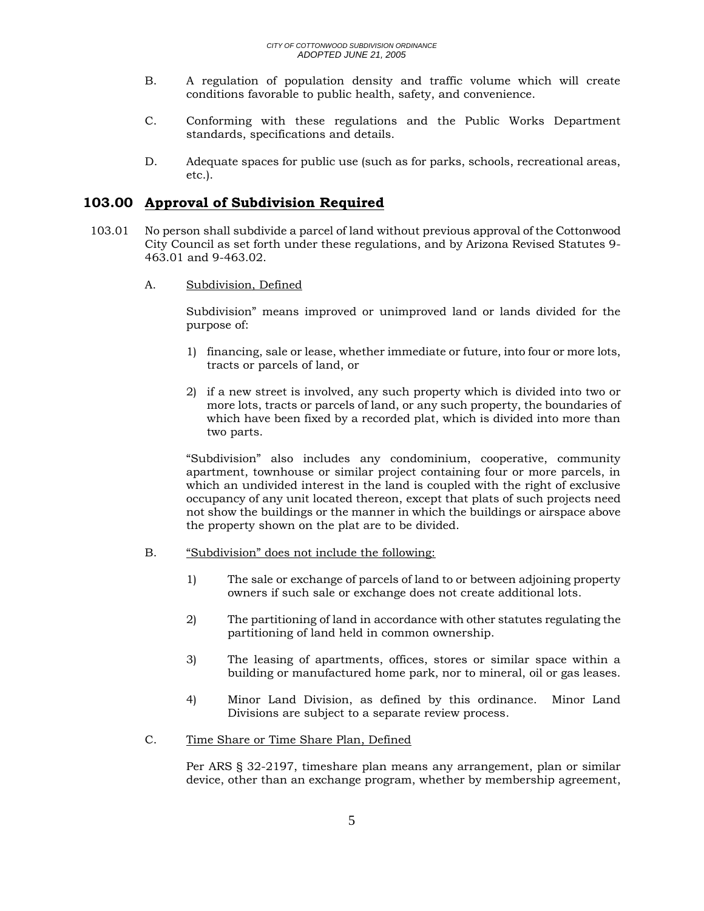B. A regulation of population density and traffic volume which will create conditions favorable to public health, safety, and convenience.

C. Conforming with these regulations and the Public Works Department standards, specifications and details.

D. Adequate spaces for public use (such as for parks, schools, recreational areas, etc.).

## 103.00 Approval of Subdivision Required

103.01 No person shall subdivide a parcel of land without previous approval of the Cottonwood City Council as set forth under these regulations, and by Arizona Revised Statutes 9-463.01 and 9-463.02.

A. Subdivision, Defined

Subdivision" means improved or unimproved land or lands divided for the purpose of:

1) financing, sale or lease, whether immediate or future, into four or more lots, tracts or parcels of land, or

2) if a new street is involved, any such property which is divided into two or more lots, tracts or parcels of land, or any such property, the boundaries of which have been fixed by a recorded plat, which is divided into more than two parts.

"Subdivision" also includes any condominium, cooperative, community apartment, townhouse or similar project containing four or more parcels, in which an undivided interest in the land is coupled with the right of exclusive occupancy of any unit located thereon, except that plats of such projects need not show the buildings or the manner in which the buildings or airspace above the property shown on the plat are to be divided.

B. "Subdivision" does not include the following:

1) The sale or exchange of parcels of land to or between adjoining property owners if such sale or exchange does not create additional lots.

2) The partitioning of land in accordance with other statutes regulating the partitioning of land held in common ownership.

3) The leasing of apartments, offices, stores or similar space within a building or manufactured home park, nor to mineral, oil or gas leases.

4) Minor Land Division, as defined by this ordinance. Minor Land Divisions are subject to a separate review process.

C. Time Share or Time Share Plan, Defined

Per ARS § 32-2197, timeshare plan means any arrangement, plan or similar device, other than an exchange program, whether by membership agreement,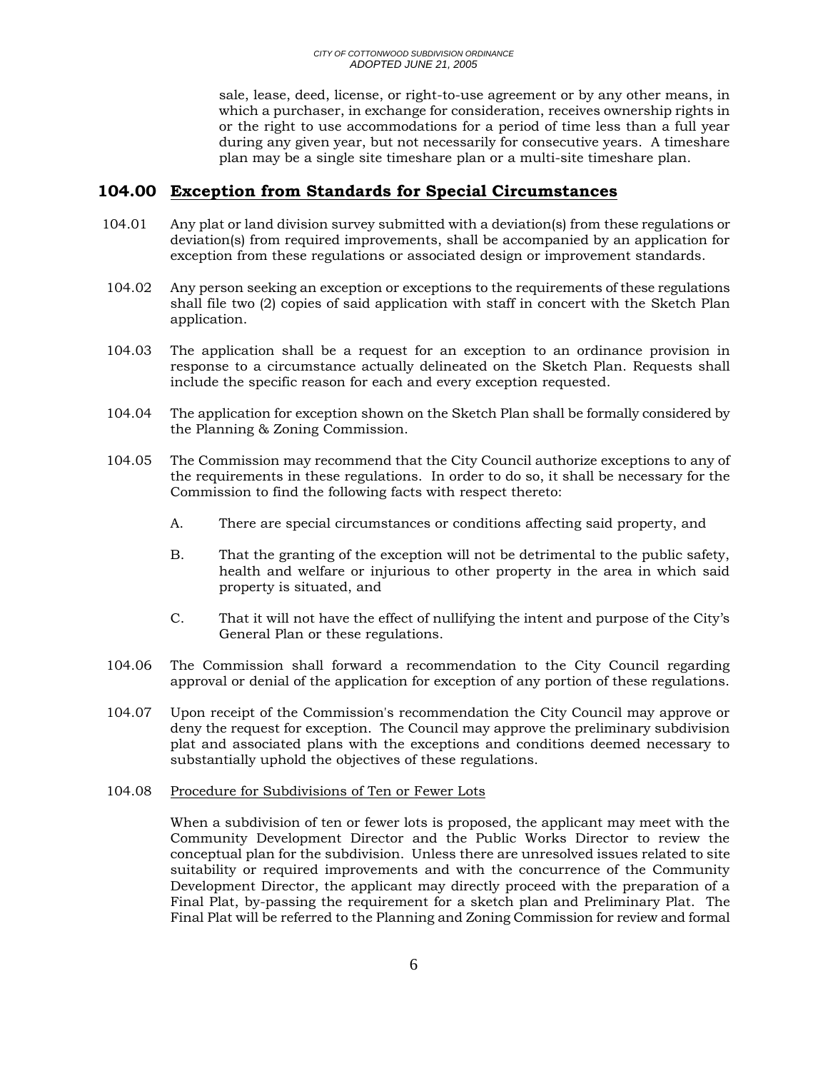sale, lease, deed, license, or right-to-use agreement or by any other means, in which a purchaser, in exchange for consideration, receives ownership rights in or the right to use accommodations for a period of time less than a full year during any given year, but not necessarily for consecutive years. A timeshare plan may be a single site timeshare plan or a multi-site timeshare plan.

## 104.00 Exception from Standards for Special Circumstances

104.01 Any plat or land division survey submitted with a deviation(s) from these regulations or deviation(s) from required improvements, shall be accompanied by an application for exception from these regulations or associated design or improvement standards.

104.02 Any person seeking an exception or exceptions to the requirements of these regulations shall file two (2) copies of said application with staff in concert with the Sketch Plan application.

104.03 The application shall be a request for an exception to an ordinance provision in response to a circumstance actually delineated on the Sketch Plan. Requests shall include the specific reason for each and every exception requested.

104.04 The application for exception shown on the Sketch Plan shall be formally considered by the Planning & Zoning Commission.

104.05 The Commission may recommend that the City Council authorize exceptions to any of the requirements in these regulations. In order to do so, it shall be necessary for the Commission to find the following facts with respect thereto:

A. There are special circumstances or conditions affecting said property, and

B. That the granting of the exception will not be detrimental to the public safety, health and welfare or injurious to other property in the area in which said property is situated, and

C. That it will not have the effect of nullifying the intent and purpose of the City's General Plan or these regulations.

104.06 The Commission shall forward a recommendation to the City Council regarding approval or denial of the application for exception of any portion of these regulations.

104.07 Upon receipt of the Commission's recommendation the City Council may approve or deny the request for exception. The Council may approve the preliminary subdivision plat and associated plans with the exceptions and conditions deemed necessary to substantially uphold the objectives of these regulations.

104.08 Procedure for Subdivisions of Ten or Fewer Lots

When a subdivision of ten or fewer lots is proposed, the applicant may meet with the Community Development Director and the Public Works Director to review the conceptual plan for the subdivision. Unless there are unresolved issues related to site suitability or required improvements and with the concurrence of the Community Development Director, the applicant may directly proceed with the preparation of a Final Plat, by-passing the requirement for a sketch plan and Preliminary Plat. The Final Plat will be referred to the Planning and Zoning Commission for review and formal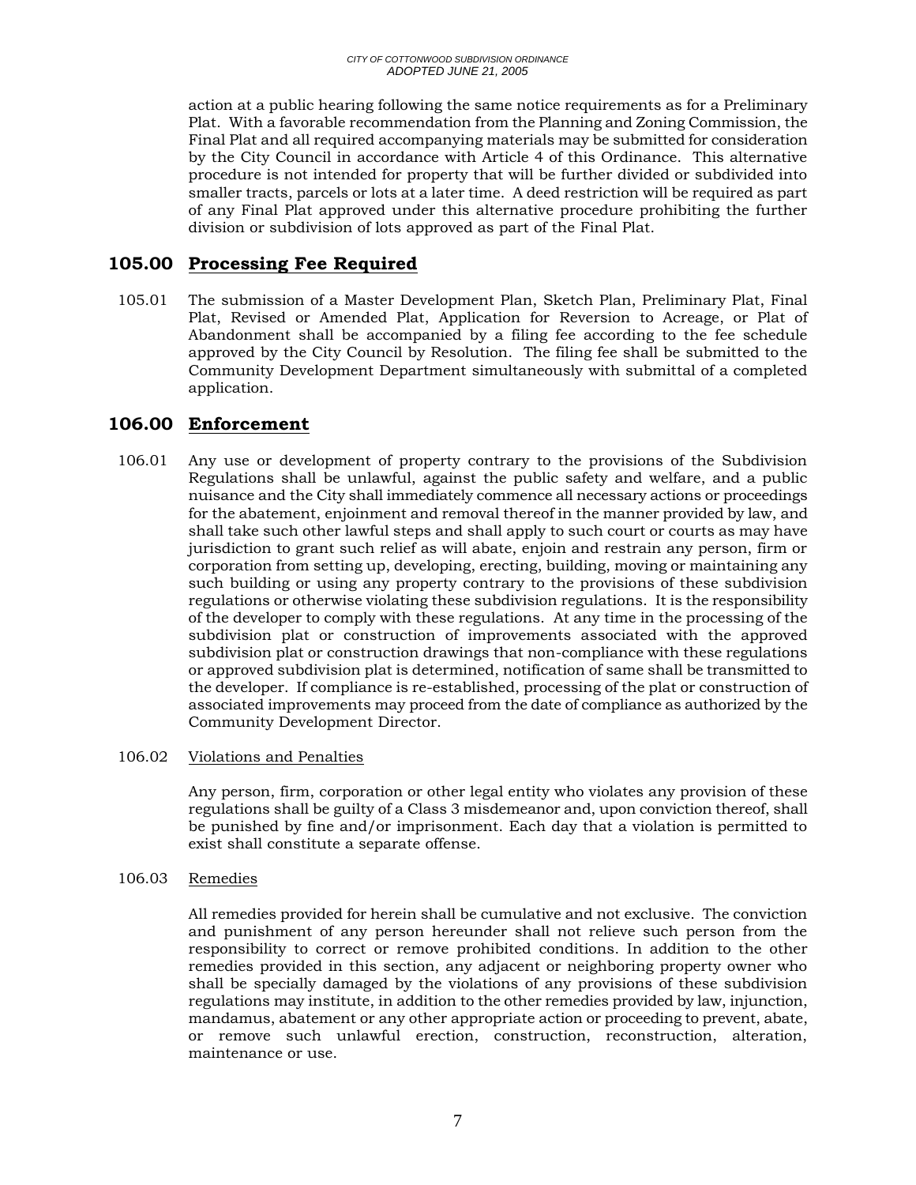action at a public hearing following the same notice requirements as for a Preliminary Plat. With a favorable recommendation from the Planning and Zoning Commission, the Final Plat and all required accompanying materials may be submitted for consideration by the City Council in accordance with Article 4 of this Ordinance. This alternative procedure is not intended for property that will be further divided or subdivided into smaller tracts, parcels or lots at a later time. A deed restriction will be required as part of any Final Plat approved under this alternative procedure prohibiting the further division or subdivision of lots approved as part of the Final Plat.

## 105.00 Processing Fee Required

105.01 The submission of a Master Development Plan, Sketch Plan, Preliminary Plat, Final Plat, Revised or Amended Plat, Application for Reversion to Acreage, or Plat of Abandonment shall be accompanied by a filing fee according to the fee schedule approved by the City Council by Resolution. The filing fee shall be submitted to the Community Development Department simultaneously with submittal of a completed application.

## 106.00 Enforcement

106.01 Any use or development of property contrary to the provisions of the Subdivision Regulations shall be unlawful, against the public safety and welfare, and a public nuisance and the City shall immediately commence all necessary actions or proceedings for the abatement, enjoinment and removal thereof in the manner provided by law, and shall take such other lawful steps and shall apply to such court or courts as may have jurisdiction to grant such relief as will abate, enjoin and restrain any person, firm or corporation from setting up, developing, erecting, building, moving or maintaining any such building or using any property contrary to the provisions of these subdivision regulations or otherwise violating these subdivision regulations. It is the responsibility of the developer to comply with these regulations. At any time in the processing of the subdivision plat or construction of improvements associated with the approved subdivision plat or construction drawings that non-compliance with these regulations or approved subdivision plat is determined, notification of same shall be transmitted to the developer. If compliance is re-established, processing of the plat or construction of associated improvements may proceed from the date of compliance as authorized by the Community Development Director.

106.02 Violations and Penalties

Any person, firm, corporation or other legal entity who violates any provision of these regulations shall be guilty of a Class 3 misdemeanor and, upon conviction thereof, shall be punished by fine and/or imprisonment. Each day that a violation is permitted to exist shall constitute a separate offense.

106.03 Remedies

All remedies provided for herein shall be cumulative and not exclusive. The conviction and punishment of any person hereunder shall not relieve such person from the responsibility to correct or remove prohibited conditions. In addition to the other remedies provided in this section, any adjacent or neighboring property owner who shall be specially damaged by the violations of any provisions of these subdivision regulations may institute, in addition to the other remedies provided by law, injunction, mandamus, abatement or any other appropriate action or proceeding to prevent, abate, or remove such unlawful erection, construction, reconstruction, alteration, maintenance or use.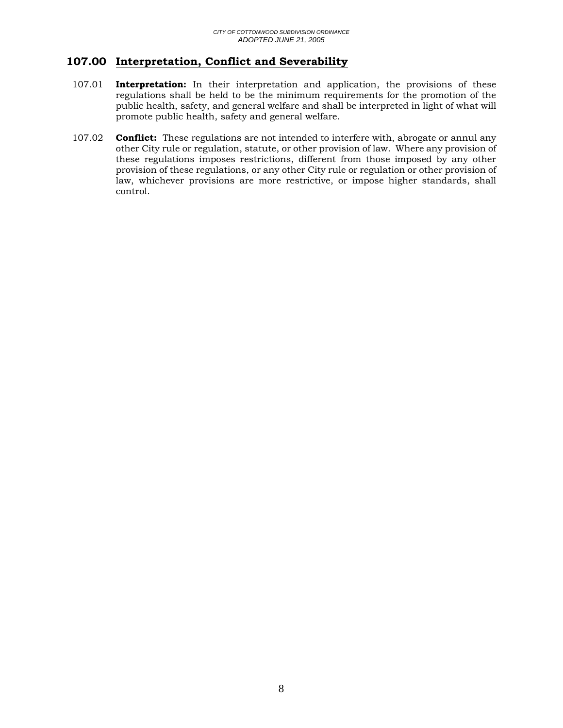## 107.00 Interpretation, Conflict and Severability

107.01 **Interpretation:** In their interpretation and application, the provisions of these regulations shall be held to be the minimum requirements for the promotion of the public health, safety, and general welfare and shall be interpreted in light of what will promote public health, safety and general welfare.

107.02 **Conflict:** These regulations are not intended to interfere with, abrogate or annul any other City rule or regulation, statute, or other provision of law. Where any provision of these regulations imposes restrictions, different from those imposed by any other provision of these regulations, or any other City rule or regulation or other provision of law, whichever provisions are more restrictive, or impose higher standards, shall control.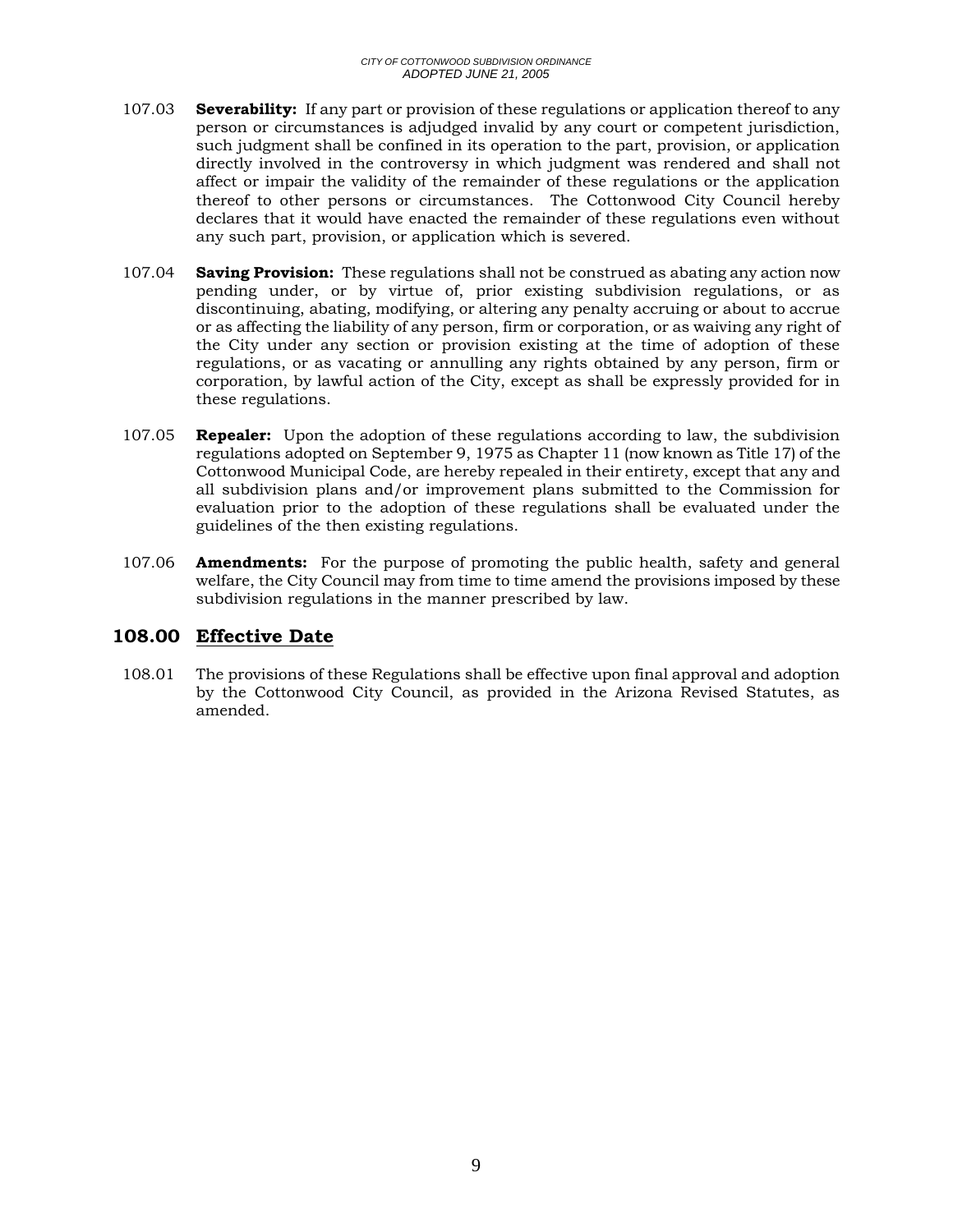107.03 **Severability:** If any part or provision of these regulations or application thereof to any person or circumstances is adjudged invalid by any court or competent jurisdiction, such judgment shall be confined in its operation to the part, provision, or application directly involved in the controversy in which judgment was rendered and shall not affect or impair the validity of the remainder of these regulations or the application thereof to other persons or circumstances. The Cottonwood City Council hereby declares that it would have enacted the remainder of these regulations even without any such part, provision, or application which is severed.

107.04 **Saving Provision:** These regulations shall not be construed as abating any action now pending under, or by virtue of, prior existing subdivision regulations, or as discontinuing, abating, modifying, or altering any penalty accruing or about to accrue or as affecting the liability of any person, firm or corporation, or as waiving any right of the City under any section or provision existing at the time of adoption of these regulations, or as vacating or annulling any rights obtained by any person, firm or corporation, by lawful action of the City, except as shall be expressly provided for in these regulations.

107.05 **Repealer:** Upon the adoption of these regulations according to law, the subdivision regulations adopted on September 9, 1975 as Chapter 11 (now known as Title 17) of the Cottonwood Municipal Code, are hereby repealed in their entirety, except that any and all subdivision plans and/or improvement plans submitted to the Commission for evaluation prior to the adoption of these regulations shall be evaluated under the guidelines of the then existing regulations.

107.06 **Amendments:** For the purpose of promoting the public health, safety and general welfare, the City Council may from time to time amend the provisions imposed by these subdivision regulations in the manner prescribed by law.

## 108.00 Effective Date

108.01 The provisions of these Regulations shall be effective upon final approval and adoption by the Cottonwood City Council, as provided in the Arizona Revised Statutes, as amended.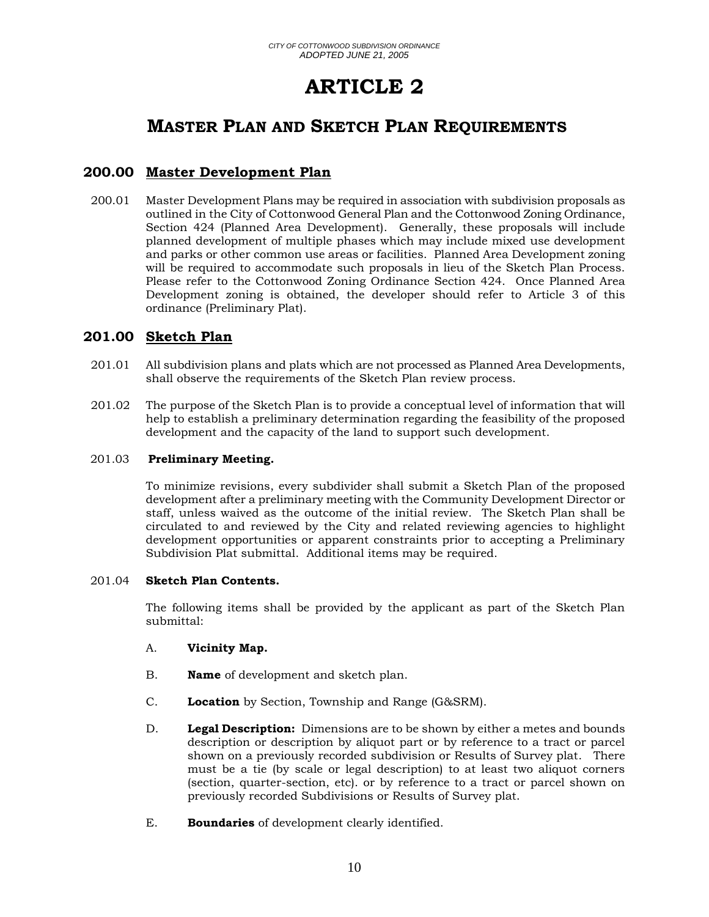# ARTICLE 2

## MASTER PLAN AND SKETCH PLAN REQUIREMENTS

### 200.00 Master Development Plan

200.01 Master Development Plans may be required in association with subdivision proposals as outlined in the City of Cottonwood General Plan and the Cottonwood Zoning Ordinance, Section 424 (Planned Area Development). Generally, these proposals will include planned development of multiple phases which may include mixed use development and parks or other common use areas or facilities. Planned Area Development zoning will be required to accommodate such proposals in lieu of the Sketch Plan Process. Please refer to the Cottonwood Zoning Ordinance Section 424. Once Planned Area Development zoning is obtained, the developer should refer to Article 3 of this ordinance (Preliminary Plat).

### 201.00 Sketch Plan

201.01 All subdivision plans and plats which are not processed as Planned Area Developments, shall observe the requirements of the Sketch Plan review process.

201.02 The purpose of the Sketch Plan is to provide a conceptual level of information that will help to establish a preliminary determination regarding the feasibility of the proposed development and the capacity of the land to support such development.

201.03 **Preliminary Meeting.**

To minimize revisions, every subdivider shall submit a Sketch Plan of the proposed development after a preliminary meeting with the Community Development Director or staff, unless waived as the outcome of the initial review. The Sketch Plan shall be circulated to and reviewed by the City and related reviewing agencies to highlight development opportunities or apparent constraints prior to accepting a Preliminary Subdivision Plat submittal. Additional items may be required.

201.04 **Sketch Plan Contents.**

The following items shall be provided by the applicant as part of the Sketch Plan submittal:

A. **Vicinity Map.**

B. **Name** of development and sketch plan.

C. **Location** by Section, Township and Range (G&SRM).

D. **Legal Description:** Dimensions are to be shown by either a metes and bounds description or description by aliquot part or by reference to a tract or parcel shown on a previously recorded subdivision or Results of Survey plat. There must be a tie (by scale or legal description) to at least two aliquot corners (section, quarter-section, etc). or by reference to a tract or parcel shown on previously recorded Subdivisions or Results of Survey plat.

E. **Boundaries** of development clearly identified.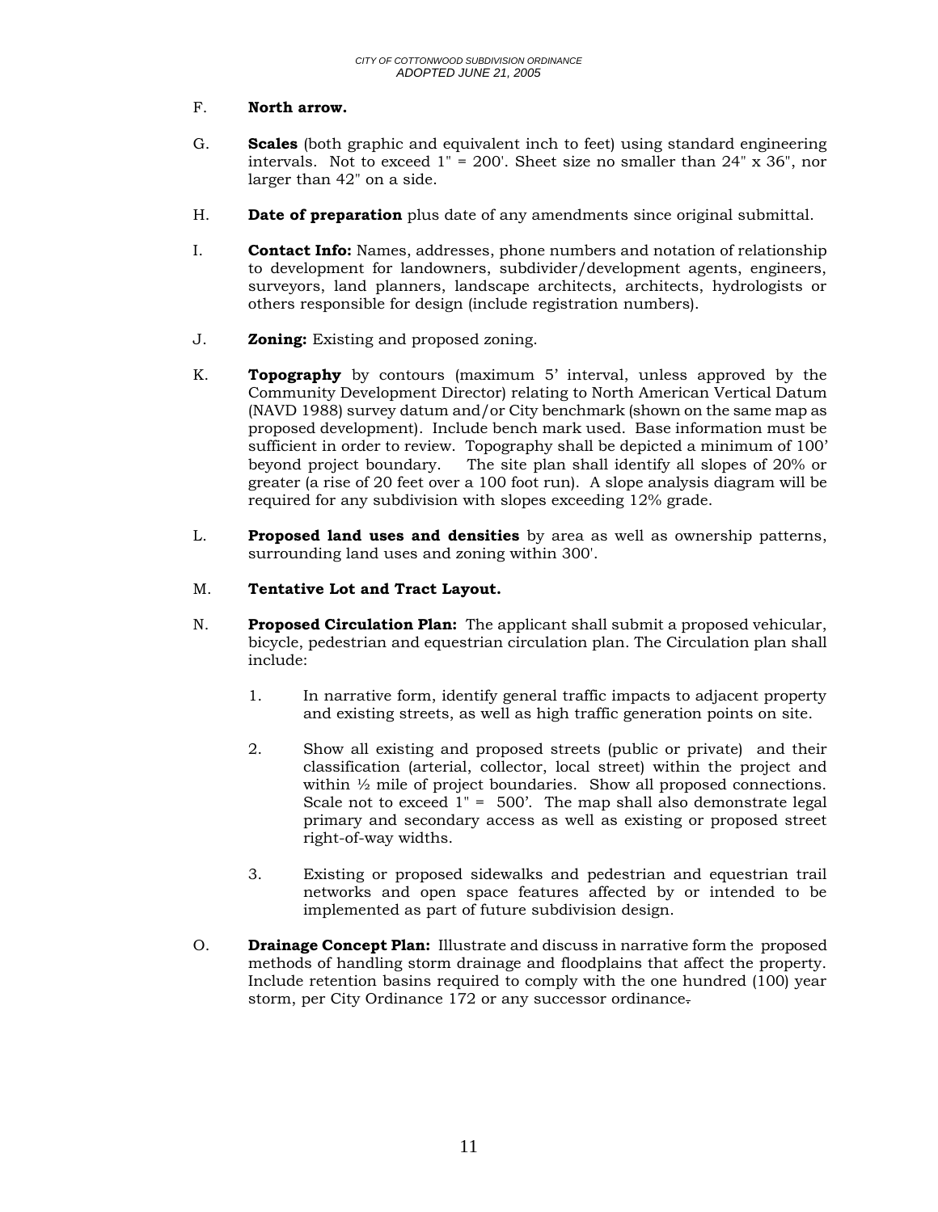F. **North arrow.**

G. **Scales** (both graphic and equivalent inch to feet) using standard engineering intervals. Not to exceed 1" = 200'. Sheet size no smaller than 24" x 36", nor larger than 42" on a side.

H. **Date of preparation** plus date of any amendments since original submittal.

I. **Contact Info:** Names, addresses, phone numbers and notation of relationship to development for landowners, subdivider/development agents, engineers, surveyors, land planners, landscape architects, architects, hydrologists or others responsible for design (include registration numbers).

J. **Zoning:** Existing and proposed zoning.

K. **Topography** by contours (maximum 5' interval, unless approved by the Community Development Director) relating to North American Vertical Datum (NAVD 1988) survey datum and/or City benchmark (shown on the same map as proposed development). Include bench mark used. Base information must be sufficient in order to review. Topography shall be depicted a minimum of 100' beyond project boundary. The site plan shall identify all slopes of 20% or greater (a rise of 20 feet over a 100 foot run). A slope analysis diagram will be required for any subdivision with slopes exceeding 12% grade.

L. **Proposed land uses and densities** by area as well as ownership patterns, surrounding land uses and zoning within 300'.

M. **Tentative Lot and Tract Layout.**

N. **Proposed Circulation Plan:** The applicant shall submit a proposed vehicular, bicycle, pedestrian and equestrian circulation plan. The Circulation plan shall include:

   1. In narrative form, identify general traffic impacts to adjacent property and existing streets, as well as high traffic generation points on site.

   2. Show all existing and proposed streets (public or private) and their classification (arterial, collector, local street) within the project and within ½ mile of project boundaries. Show all proposed connections. Scale not to exceed 1" = 500'. The map shall also demonstrate legal primary and secondary access as well as existing or proposed street right-of-way widths.

   3. Existing or proposed sidewalks and pedestrian and equestrian trail networks and open space features affected by or intended to be implemented as part of future subdivision design.

O. **Drainage Concept Plan:** Illustrate and discuss in narrative form the proposed methods of handling storm drainage and floodplains that affect the property. Include retention basins required to comply with the one hundred (100) year storm, per City Ordinance 172 or any successor ordinance.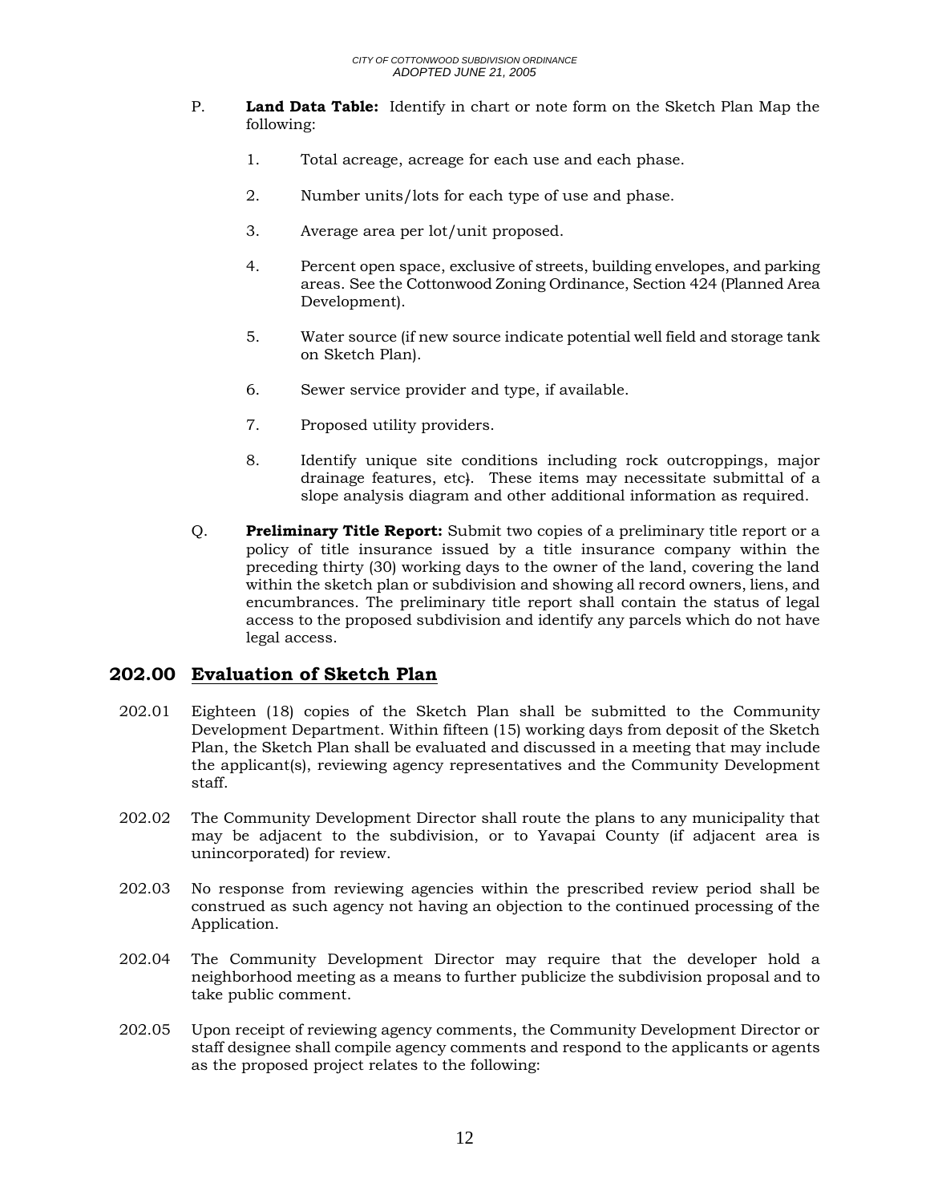P. **Land Data Table:** Identify in chart or note form on the Sketch Plan Map the following:

1. Total acreage, acreage for each use and each phase.

2. Number units/lots for each type of use and phase.

3. Average area per lot/unit proposed.

4. Percent open space, exclusive of streets, building envelopes, and parking areas. See the Cottonwood Zoning Ordinance, Section 424 (Planned Area Development).

5. Water source (if new source indicate potential well field and storage tank on Sketch Plan).

6. Sewer service provider and type, if available.

7. Proposed utility providers.

8. Identify unique site conditions including rock outcroppings, major drainage features, etc). These items may necessitate submittal of a slope analysis diagram and other additional information as required.

Q. **Preliminary Title Report:** Submit two copies of a preliminary title report or a policy of title insurance issued by a title insurance company within the preceding thirty (30) working days to the owner of the land, covering the land within the sketch plan or subdivision and showing all record owners, liens, and encumbrances. The preliminary title report shall contain the status of legal access to the proposed subdivision and identify any parcels which do not have legal access.

## 202.00 Evaluation of Sketch Plan

202.01 Eighteen (18) copies of the Sketch Plan shall be submitted to the Community Development Department. Within fifteen (15) working days from deposit of the Sketch Plan, the Sketch Plan shall be evaluated and discussed in a meeting that may include the applicant(s), reviewing agency representatives and the Community Development staff.

202.02 The Community Development Director shall route the plans to any municipality that may be adjacent to the subdivision, or to Yavapai County (if adjacent area is unincorporated) for review.

202.03 No response from reviewing agencies within the prescribed review period shall be construed as such agency not having an objection to the continued processing of the Application.

202.04 The Community Development Director may require that the developer hold a neighborhood meeting as a means to further publicize the subdivision proposal and to take public comment.

202.05 Upon receipt of reviewing agency comments, the Community Development Director or staff designee shall compile agency comments and respond to the applicants or agents as the proposed project relates to the following: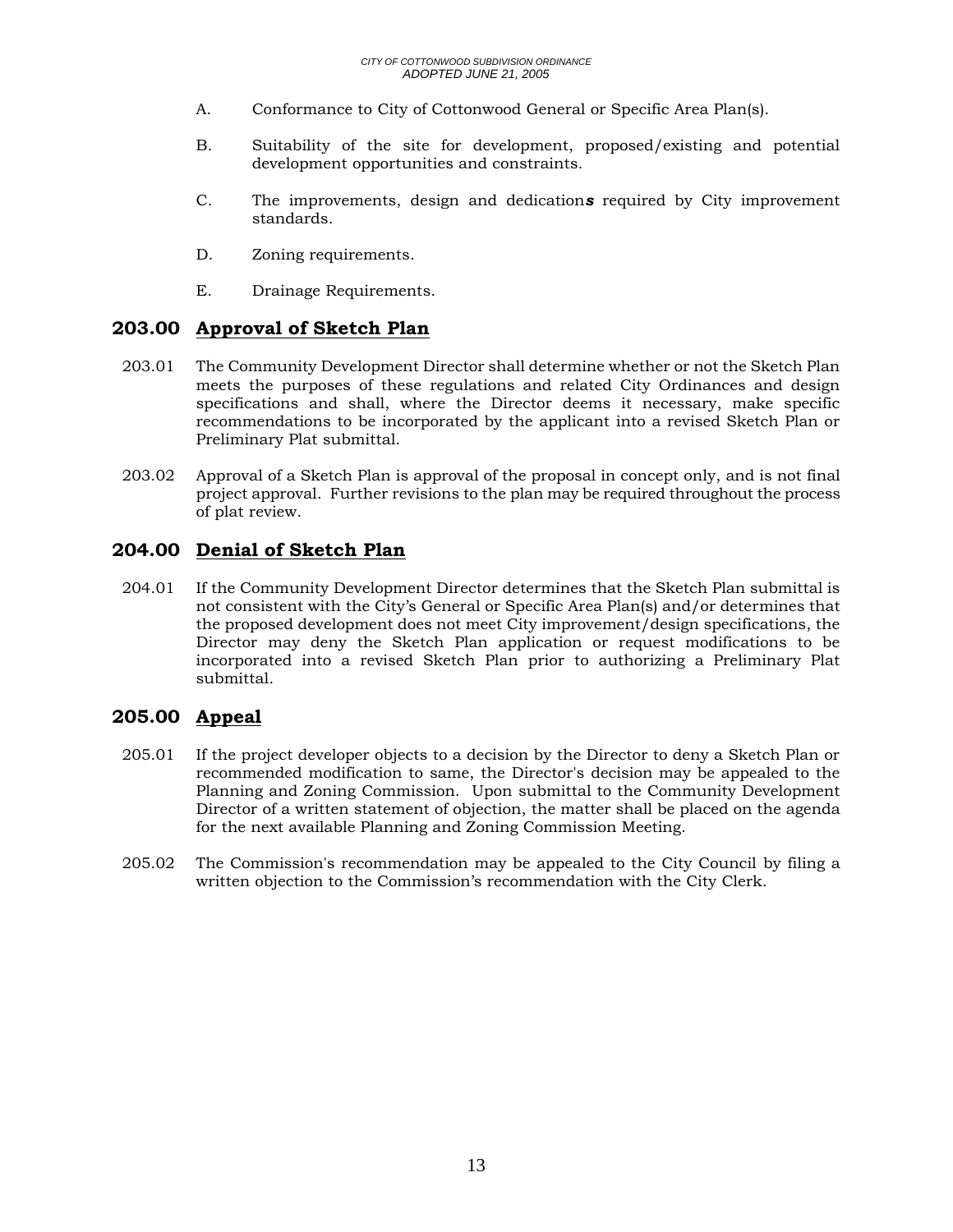A. Conformance to City of Cottonwood General or Specific Area Plan(s).

B. Suitability of the site for development, proposed/existing and potential development opportunities and constraints.

C. The improvements, design and dedication***s*** required by City improvement standards.

D. Zoning requirements.

E. Drainage Requirements.

## 203.00 Approval of Sketch Plan

203.01 The Community Development Director shall determine whether or not the Sketch Plan meets the purposes of these regulations and related City Ordinances and design specifications and shall, where the Director deems it necessary, make specific recommendations to be incorporated by the applicant into a revised Sketch Plan or Preliminary Plat submittal.

203.02 Approval of a Sketch Plan is approval of the proposal in concept only, and is not final project approval. Further revisions to the plan may be required throughout the process of plat review.

## 204.00 Denial of Sketch Plan

204.01 If the Community Development Director determines that the Sketch Plan submittal is not consistent with the City's General or Specific Area Plan(s) and/or determines that the proposed development does not meet City improvement/design specifications, the Director may deny the Sketch Plan application or request modifications to be incorporated into a revised Sketch Plan prior to authorizing a Preliminary Plat submittal.

## 205.00 Appeal

205.01 If the project developer objects to a decision by the Director to deny a Sketch Plan or recommended modification to same, the Director's decision may be appealed to the Planning and Zoning Commission. Upon submittal to the Community Development Director of a written statement of objection, the matter shall be placed on the agenda for the next available Planning and Zoning Commission Meeting.

205.02 The Commission's recommendation may be appealed to the City Council by filing a written objection to the Commission's recommendation with the City Clerk.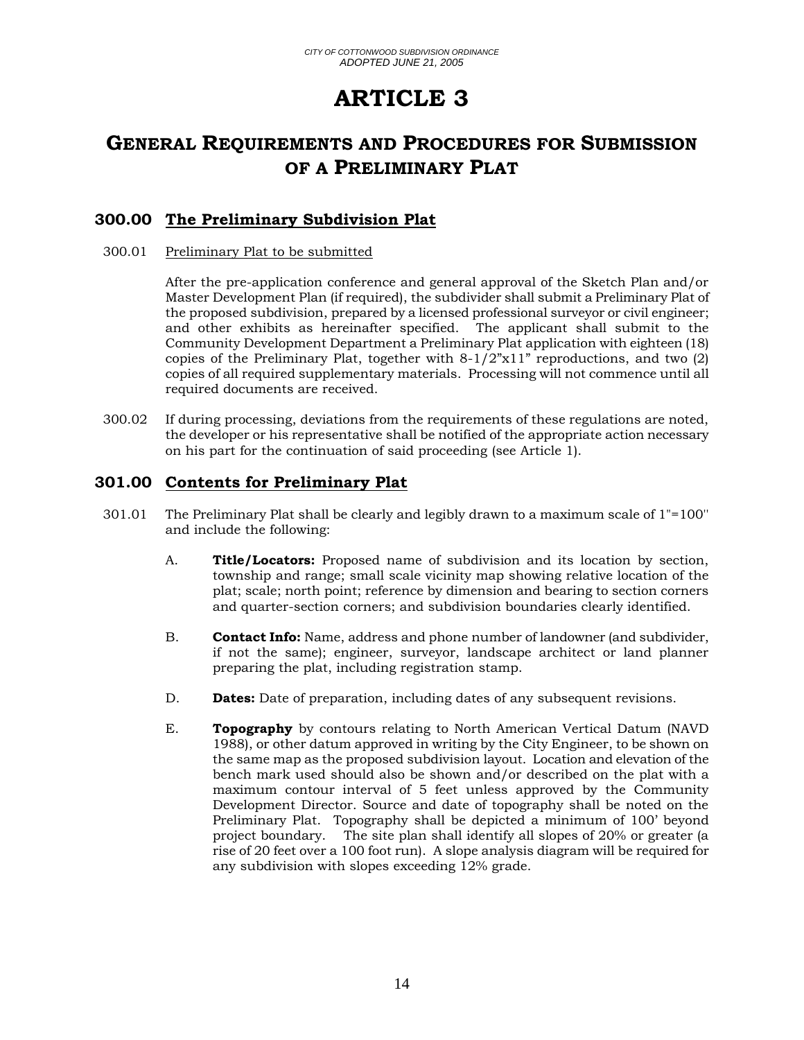# ARTICLE 3

## GENERAL REQUIREMENTS AND PROCEDURES FOR SUBMISSION OF A PRELIMINARY PLAT

### 300.00 The Preliminary Subdivision Plat

300.01 Preliminary Plat to be submitted

After the pre-application conference and general approval of the Sketch Plan and/or Master Development Plan (if required), the subdivider shall submit a Preliminary Plat of the proposed subdivision, prepared by a licensed professional surveyor or civil engineer; and other exhibits as hereinafter specified. The applicant shall submit to the Community Development Department a Preliminary Plat application with eighteen (18) copies of the Preliminary Plat, together with 8-1/2"x11" reproductions, and two (2) copies of all required supplementary materials. Processing will not commence until all required documents are received.

300.02 If during processing, deviations from the requirements of these regulations are noted, the developer or his representative shall be notified of the appropriate action necessary on his part for the continuation of said proceeding (see Article 1).

### 301.00 Contents for Preliminary Plat

301.01 The Preliminary Plat shall be clearly and legibly drawn to a maximum scale of 1"=100' and include the following:

A. **Title/Locators:** Proposed name of subdivision and its location by section, township and range; small scale vicinity map showing relative location of the plat; scale; north point; reference by dimension and bearing to section corners and quarter-section corners; and subdivision boundaries clearly identified.

B. **Contact Info:** Name, address and phone number of landowner (and subdivider, if not the same); engineer, surveyor, landscape architect or land planner preparing the plat, including registration stamp.

D. **Dates:** Date of preparation, including dates of any subsequent revisions.

E. **Topography** by contours relating to North American Vertical Datum (NAVD 1988), or other datum approved in writing by the City Engineer, to be shown on the same map as the proposed subdivision layout. Location and elevation of the bench mark used should also be shown and/or described on the plat with a maximum contour interval of 5 feet unless approved by the Community Development Director. Source and date of topography shall be noted on the Preliminary Plat. Topography shall be depicted a minimum of 100' beyond project boundary. The site plan shall identify all slopes of 20% or greater (a rise of 20 feet over a 100 foot run). A slope analysis diagram will be required for any subdivision with slopes exceeding 12% grade.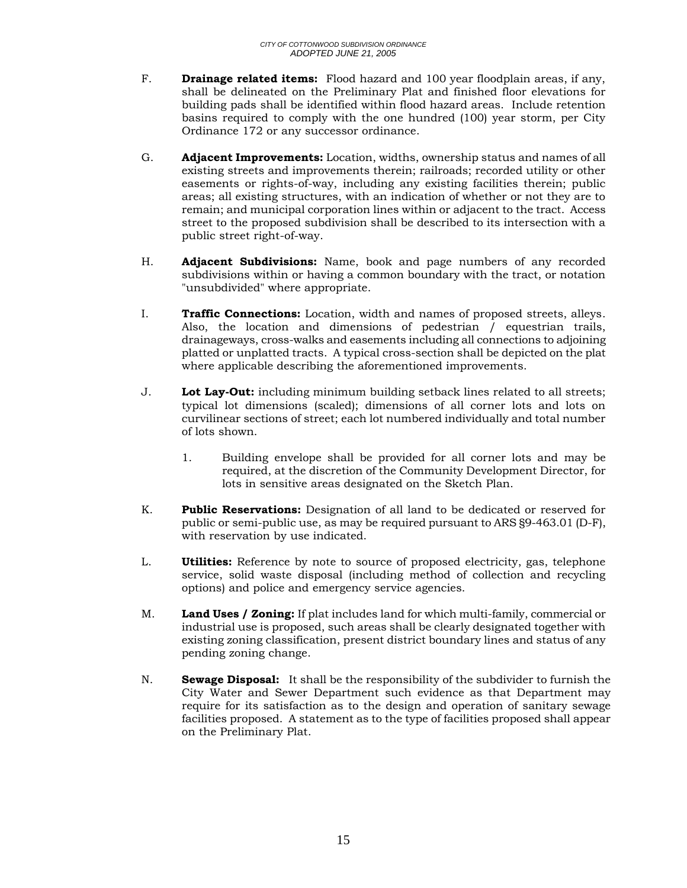F. **Drainage related items:** Flood hazard and 100 year floodplain areas, if any, shall be delineated on the Preliminary Plat and finished floor elevations for building pads shall be identified within flood hazard areas. Include retention basins required to comply with the one hundred (100) year storm, per City Ordinance 172 or any successor ordinance.

G. **Adjacent Improvements:** Location, widths, ownership status and names of all existing streets and improvements therein; railroads; recorded utility or other easements or rights-of-way, including any existing facilities therein; public areas; all existing structures, with an indication of whether or not they are to remain; and municipal corporation lines within or adjacent to the tract. Access street to the proposed subdivision shall be described to its intersection with a public street right-of-way.

H. **Adjacent Subdivisions:** Name, book and page numbers of any recorded subdivisions within or having a common boundary with the tract, or notation "unsubdivided" where appropriate.

I. **Traffic Connections:** Location, width and names of proposed streets, alleys. Also, the location and dimensions of pedestrian / equestrian trails, drainageways, cross-walks and easements including all connections to adjoining platted or unplatted tracts. A typical cross-section shall be depicted on the plat where applicable describing the aforementioned improvements.

J. **Lot Lay-Out:** including minimum building setback lines related to all streets; typical lot dimensions (scaled); dimensions of all corner lots and lots on curvilinear sections of street; each lot numbered individually and total number of lots shown.

   1. Building envelope shall be provided for all corner lots and may be required, at the discretion of the Community Development Director, for lots in sensitive areas designated on the Sketch Plan.

K. **Public Reservations:** Designation of all land to be dedicated or reserved for public or semi-public use, as may be required pursuant to ARS §9-463.01 (D-F), with reservation by use indicated.

L. **Utilities:** Reference by note to source of proposed electricity, gas, telephone service, solid waste disposal (including method of collection and recycling options) and police and emergency service agencies.

M. **Land Uses / Zoning:** If plat includes land for which multi-family, commercial or industrial use is proposed, such areas shall be clearly designated together with existing zoning classification, present district boundary lines and status of any pending zoning change.

N. **Sewage Disposal:** It shall be the responsibility of the subdivider to furnish the City Water and Sewer Department such evidence as that Department may require for its satisfaction as to the design and operation of sanitary sewage facilities proposed. A statement as to the type of facilities proposed shall appear on the Preliminary Plat.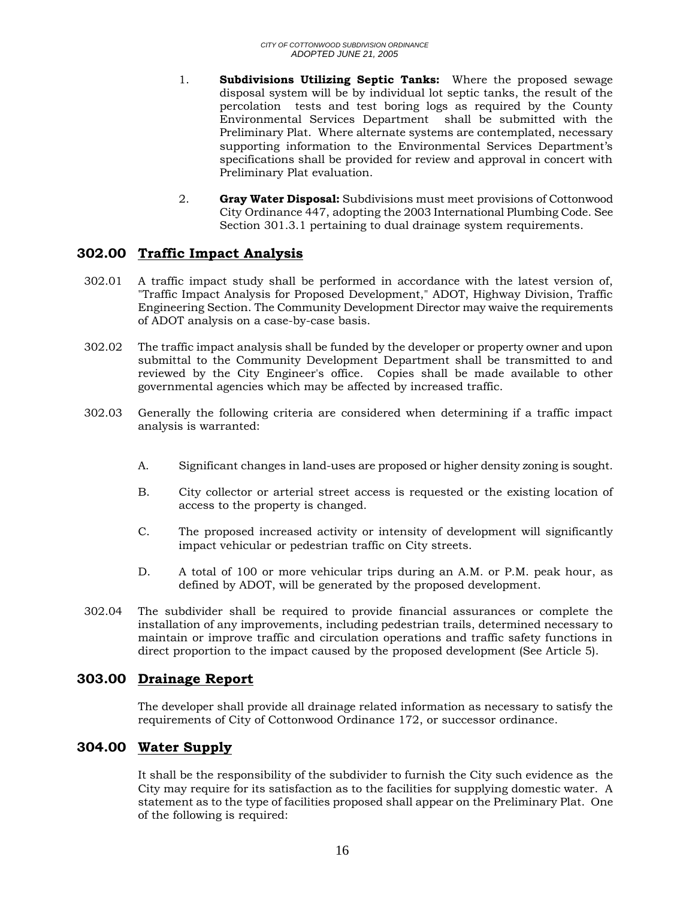1. **Subdivisions Utilizing Septic Tanks:** Where the proposed sewage disposal system will be by individual lot septic tanks, the result of the percolation tests and test boring logs as required by the County Environmental Services Department shall be submitted with the Preliminary Plat. Where alternate systems are contemplated, necessary supporting information to the Environmental Services Department's specifications shall be provided for review and approval in concert with Preliminary Plat evaluation.

2. **Gray Water Disposal:** Subdivisions must meet provisions of Cottonwood City Ordinance 447, adopting the 2003 International Plumbing Code. See Section 301.3.1 pertaining to dual drainage system requirements.

## 302.00 Traffic Impact Analysis

302.01 A traffic impact study shall be performed in accordance with the latest version of, "Traffic Impact Analysis for Proposed Development," ADOT, Highway Division, Traffic Engineering Section. The Community Development Director may waive the requirements of ADOT analysis on a case-by-case basis.

302.02 The traffic impact analysis shall be funded by the developer or property owner and upon submittal to the Community Development Department shall be transmitted to and reviewed by the City Engineer's office. Copies shall be made available to other governmental agencies which may be affected by increased traffic.

302.03 Generally the following criteria are considered when determining if a traffic impact analysis is warranted:

A. Significant changes in land-uses are proposed or higher density zoning is sought.

B. City collector or arterial street access is requested or the existing location of access to the property is changed.

C. The proposed increased activity or intensity of development will significantly impact vehicular or pedestrian traffic on City streets.

D. A total of 100 or more vehicular trips during an A.M. or P.M. peak hour, as defined by ADOT, will be generated by the proposed development.

302.04 The subdivider shall be required to provide financial assurances or complete the installation of any improvements, including pedestrian trails, determined necessary to maintain or improve traffic and circulation operations and traffic safety functions in direct proportion to the impact caused by the proposed development (See Article 5).

## 303.00 Drainage Report

The developer shall provide all drainage related information as necessary to satisfy the requirements of City of Cottonwood Ordinance 172, or successor ordinance.

## 304.00 Water Supply

It shall be the responsibility of the subdivider to furnish the City such evidence as the City may require for its satisfaction as to the facilities for supplying domestic water. A statement as to the type of facilities proposed shall appear on the Preliminary Plat. One of the following is required: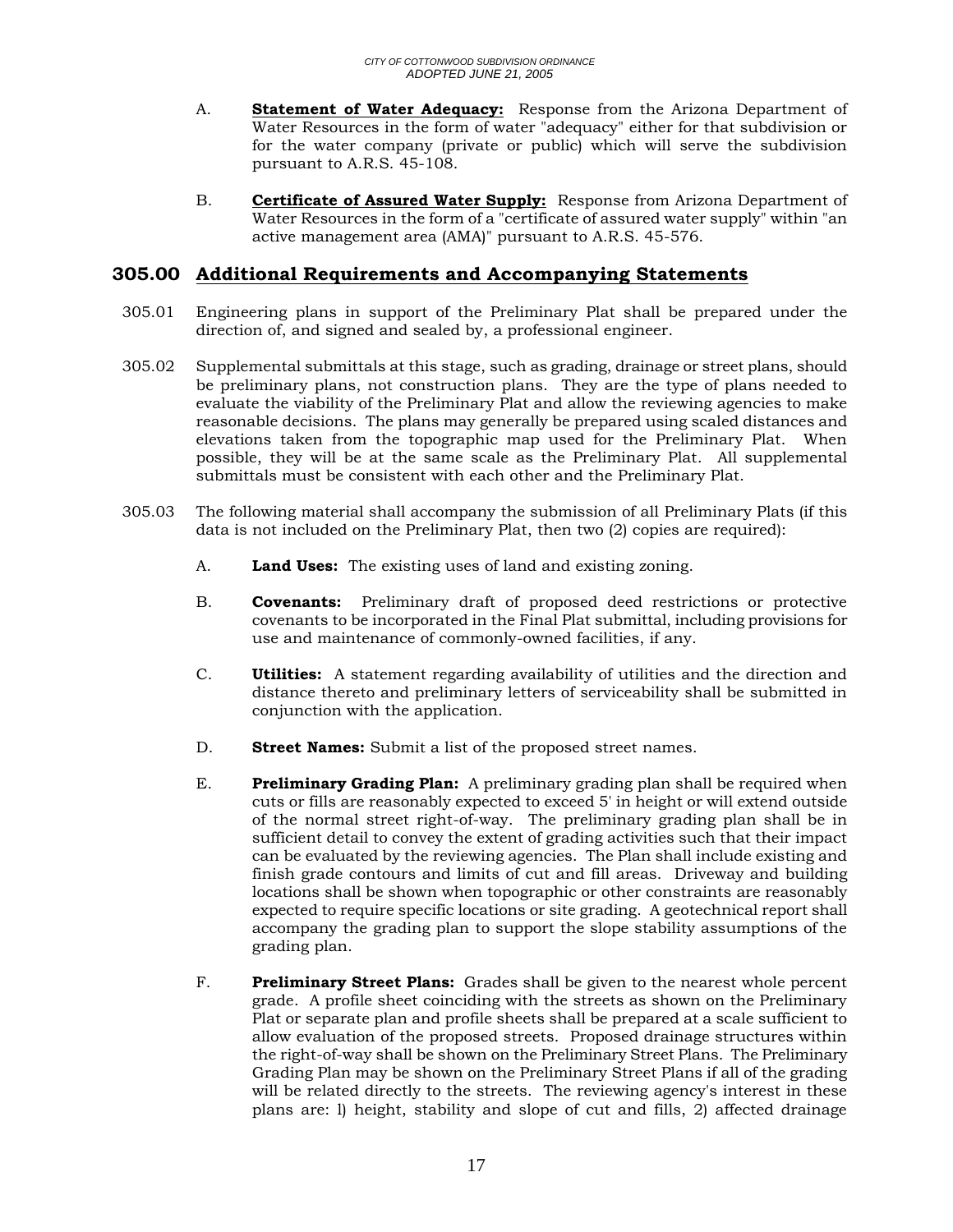A. **Statement of Water Adequacy:** Response from the Arizona Department of Water Resources in the form of water "adequacy" either for that subdivision or for the water company (private or public) which will serve the subdivision pursuant to A.R.S. 45-108.

B. **Certificate of Assured Water Supply:** Response from Arizona Department of Water Resources in the form of a "certificate of assured water supply" within "an active management area (AMA)" pursuant to A.R.S. 45-576.

## 305.00 Additional Requirements and Accompanying Statements

305.01 Engineering plans in support of the Preliminary Plat shall be prepared under the direction of, and signed and sealed by, a professional engineer.

305.02 Supplemental submittals at this stage, such as grading, drainage or street plans, should be preliminary plans, not construction plans. They are the type of plans needed to evaluate the viability of the Preliminary Plat and allow the reviewing agencies to make reasonable decisions. The plans may generally be prepared using scaled distances and elevations taken from the topographic map used for the Preliminary Plat. When possible, they will be at the same scale as the Preliminary Plat. All supplemental submittals must be consistent with each other and the Preliminary Plat.

305.03 The following material shall accompany the submission of all Preliminary Plats (if this data is not included on the Preliminary Plat, then two (2) copies are required):

A. **Land Uses:** The existing uses of land and existing zoning.

B. **Covenants:** Preliminary draft of proposed deed restrictions or protective covenants to be incorporated in the Final Plat submittal, including provisions for use and maintenance of commonly-owned facilities, if any.

C. **Utilities:** A statement regarding availability of utilities and the direction and distance thereto and preliminary letters of serviceability shall be submitted in conjunction with the application.

D. **Street Names:** Submit a list of the proposed street names.

E. **Preliminary Grading Plan:** A preliminary grading plan shall be required when cuts or fills are reasonably expected to exceed 5' in height or will extend outside of the normal street right-of-way. The preliminary grading plan shall be in sufficient detail to convey the extent of grading activities such that their impact can be evaluated by the reviewing agencies. The Plan shall include existing and finish grade contours and limits of cut and fill areas. Driveway and building locations shall be shown when topographic or other constraints are reasonably expected to require specific locations or site grading. A geotechnical report shall accompany the grading plan to support the slope stability assumptions of the grading plan.

F. **Preliminary Street Plans:** Grades shall be given to the nearest whole percent grade. A profile sheet coinciding with the streets as shown on the Preliminary Plat or separate plan and profile sheets shall be prepared at a scale sufficient to allow evaluation of the proposed streets. Proposed drainage structures within the right-of-way shall be shown on the Preliminary Street Plans. The Preliminary Grading Plan may be shown on the Preliminary Street Plans if all of the grading will be related directly to the streets. The reviewing agency's interest in these plans are: l) height, stability and slope of cut and fills, 2) affected drainage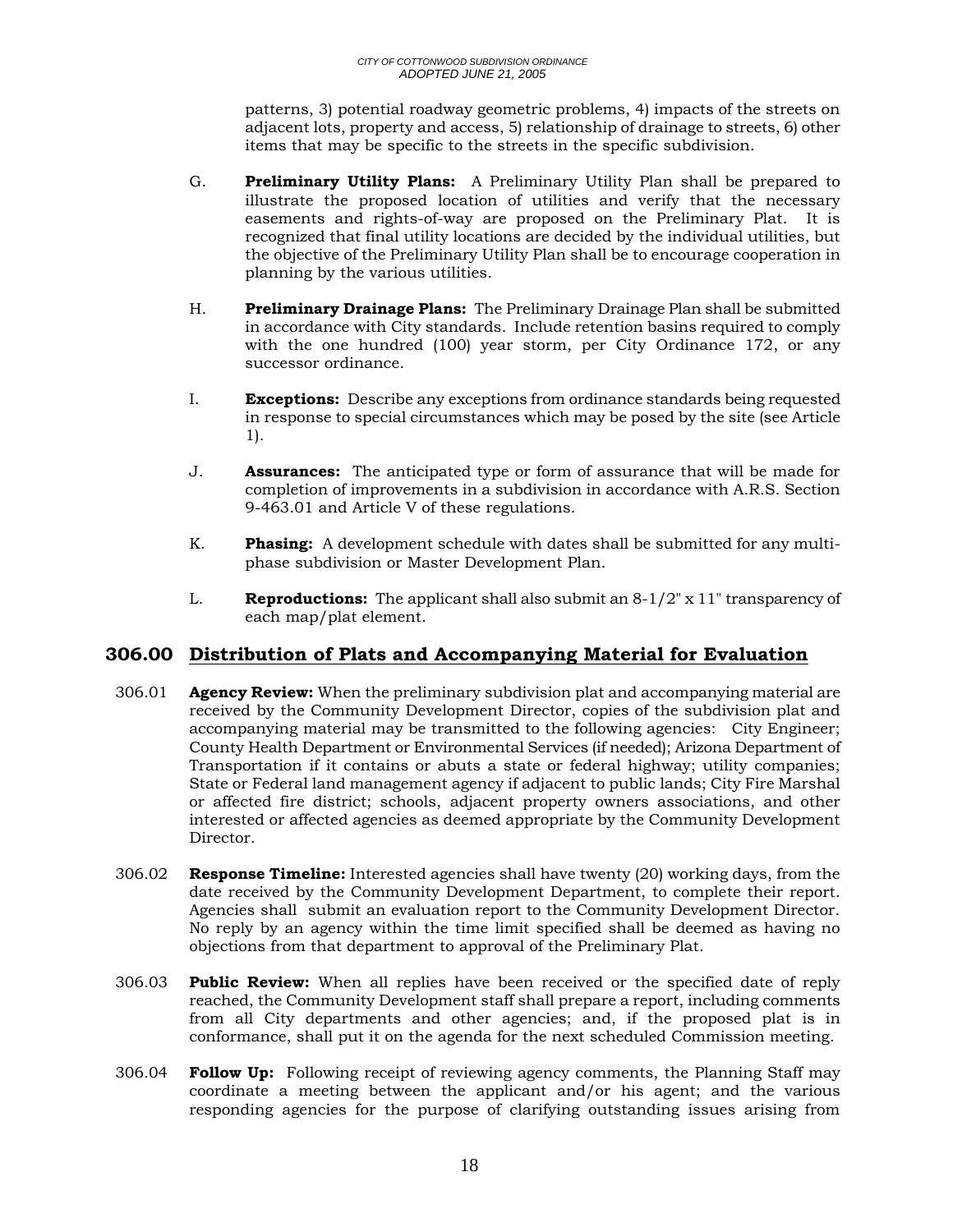patterns, 3) potential roadway geometric problems, 4) impacts of the streets on adjacent lots, property and access, 5) relationship of drainage to streets, 6) other items that may be specific to the streets in the specific subdivision.

G. **Preliminary Utility Plans:** A Preliminary Utility Plan shall be prepared to illustrate the proposed location of utilities and verify that the necessary easements and rights-of-way are proposed on the Preliminary Plat. It is recognized that final utility locations are decided by the individual utilities, but the objective of the Preliminary Utility Plan shall be to encourage cooperation in planning by the various utilities.

H. **Preliminary Drainage Plans:** The Preliminary Drainage Plan shall be submitted in accordance with City standards. Include retention basins required to comply with the one hundred (100) year storm, per City Ordinance 172, or any successor ordinance.

I. **Exceptions:** Describe any exceptions from ordinance standards being requested in response to special circumstances which may be posed by the site (see Article 1).

J. **Assurances:** The anticipated type or form of assurance that will be made for completion of improvements in a subdivision in accordance with A.R.S. Section 9-463.01 and Article V of these regulations.

K. **Phasing:** A development schedule with dates shall be submitted for any multi-phase subdivision or Master Development Plan.

L. **Reproductions:** The applicant shall also submit an 8-1/2" x 11" transparency of each map/plat element.

## 306.00 Distribution of Plats and Accompanying Material for Evaluation

306.01 **Agency Review:** When the preliminary subdivision plat and accompanying material are received by the Community Development Director, copies of the subdivision plat and accompanying material may be transmitted to the following agencies: City Engineer; County Health Department or Environmental Services (if needed); Arizona Department of Transportation if it contains or abuts a state or federal highway; utility companies; State or Federal land management agency if adjacent to public lands; City Fire Marshal or affected fire district; schools, adjacent property owners associations, and other interested or affected agencies as deemed appropriate by the Community Development Director.

306.02 **Response Timeline:** Interested agencies shall have twenty (20) working days, from the date received by the Community Development Department, to complete their report. Agencies shall submit an evaluation report to the Community Development Director. No reply by an agency within the time limit specified shall be deemed as having no objections from that department to approval of the Preliminary Plat.

306.03 **Public Review:** When all replies have been received or the specified date of reply reached, the Community Development staff shall prepare a report, including comments from all City departments and other agencies; and, if the proposed plat is in conformance, shall put it on the agenda for the next scheduled Commission meeting.

306.04 **Follow Up:** Following receipt of reviewing agency comments, the Planning Staff may coordinate a meeting between the applicant and/or his agent; and the various responding agencies for the purpose of clarifying outstanding issues arising from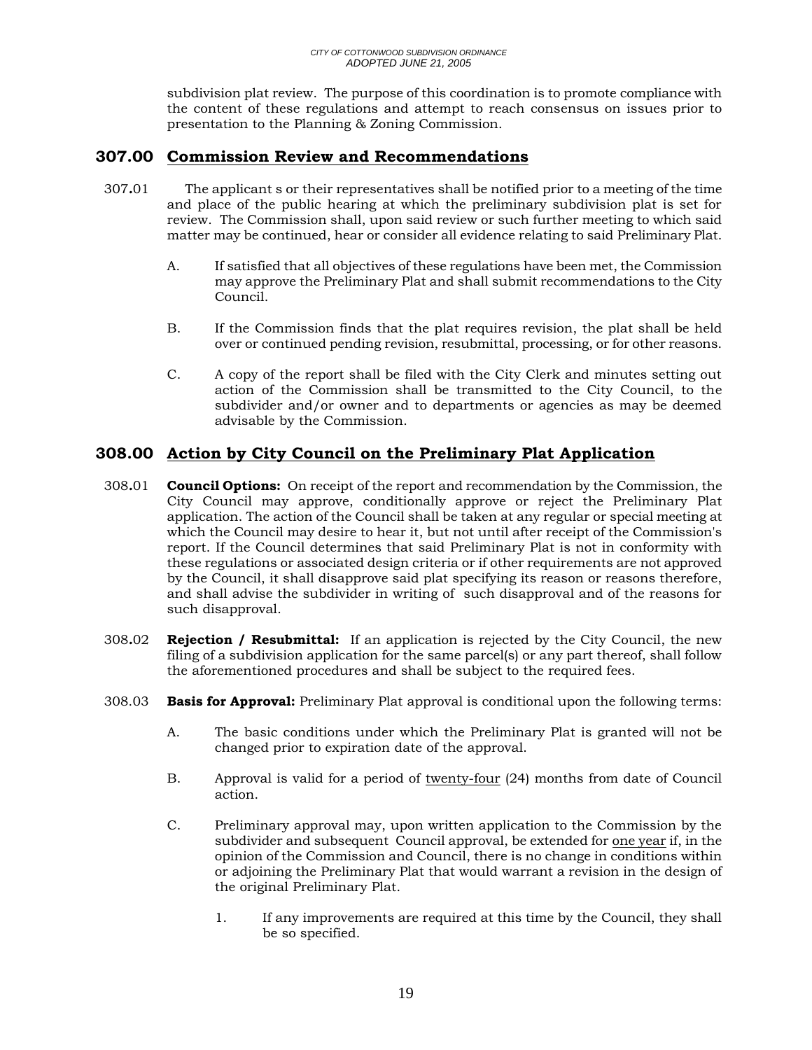subdivision plat review. The purpose of this coordination is to promote compliance with the content of these regulations and attempt to reach consensus on issues prior to presentation to the Planning & Zoning Commission.

## 307.00 Commission Review and Recommendations

307.01 The applicant s or their representatives shall be notified prior to a meeting of the time and place of the public hearing at which the preliminary subdivision plat is set for review. The Commission shall, upon said review or such further meeting to which said matter may be continued, hear or consider all evidence relating to said Preliminary Plat.

A. If satisfied that all objectives of these regulations have been met, the Commission may approve the Preliminary Plat and shall submit recommendations to the City Council.

B. If the Commission finds that the plat requires revision, the plat shall be held over or continued pending revision, resubmittal, processing, or for other reasons.

C. A copy of the report shall be filed with the City Clerk and minutes setting out action of the Commission shall be transmitted to the City Council, to the subdivider and/or owner and to departments or agencies as may be deemed advisable by the Commission.

## 308.00 Action by City Council on the Preliminary Plat Application

308.01 **Council Options:** On receipt of the report and recommendation by the Commission, the City Council may approve, conditionally approve or reject the Preliminary Plat application. The action of the Council shall be taken at any regular or special meeting at which the Council may desire to hear it, but not until after receipt of the Commission's report. If the Council determines that said Preliminary Plat is not in conformity with these regulations or associated design criteria or if other requirements are not approved by the Council, it shall disapprove said plat specifying its reason or reasons therefore, and shall advise the subdivider in writing of such disapproval and of the reasons for such disapproval.

308.02 **Rejection / Resubmittal:** If an application is rejected by the City Council, the new filing of a subdivision application for the same parcel(s) or any part thereof, shall follow the aforementioned procedures and shall be subject to the required fees.

308.03 **Basis for Approval:** Preliminary Plat approval is conditional upon the following terms:

A. The basic conditions under which the Preliminary Plat is granted will not be changed prior to expiration date of the approval.

B. Approval is valid for a period of twenty-four (24) months from date of Council action.

C. Preliminary approval may, upon written application to the Commission by the subdivider and subsequent Council approval, be extended for one year if, in the opinion of the Commission and Council, there is no change in conditions within or adjoining the Preliminary Plat that would warrant a revision in the design of the original Preliminary Plat.

1. If any improvements are required at this time by the Council, they shall be so specified.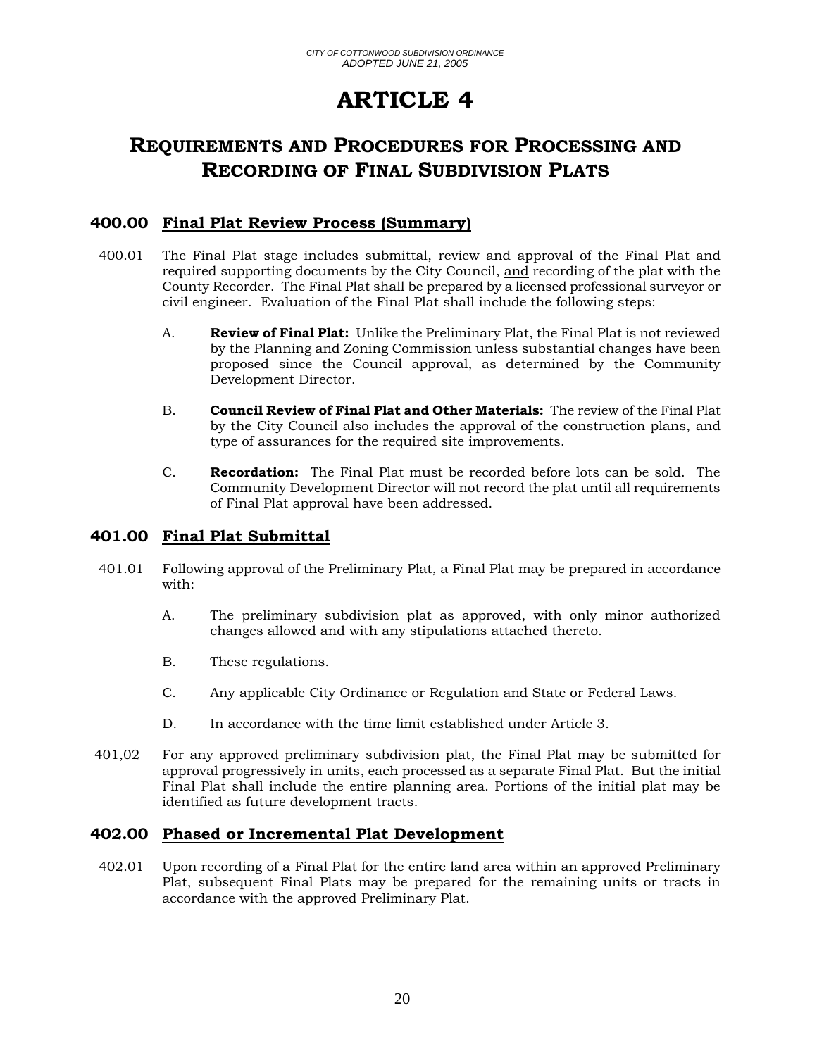# ARTICLE 4

## Requirements and Procedures for Processing and Recording of Final Subdivision Plats

### 400.00 Final Plat Review Process (Summary)

400.01 The Final Plat stage includes submittal, review and approval of the Final Plat and required supporting documents by the City Council, and recording of the plat with the County Recorder. The Final Plat shall be prepared by a licensed professional surveyor or civil engineer. Evaluation of the Final Plat shall include the following steps:

A. **Review of Final Plat:** Unlike the Preliminary Plat, the Final Plat is not reviewed by the Planning and Zoning Commission unless substantial changes have been proposed since the Council approval, as determined by the Community Development Director.

B. **Council Review of Final Plat and Other Materials:** The review of the Final Plat by the City Council also includes the approval of the construction plans, and type of assurances for the required site improvements.

C. **Recordation:** The Final Plat must be recorded before lots can be sold. The Community Development Director will not record the plat until all requirements of Final Plat approval have been addressed.

### 401.00 Final Plat Submittal

401.01 Following approval of the Preliminary Plat, a Final Plat may be prepared in accordance with:

A. The preliminary subdivision plat as approved, with only minor authorized changes allowed and with any stipulations attached thereto.

B. These regulations.

C. Any applicable City Ordinance or Regulation and State or Federal Laws.

D. In accordance with the time limit established under Article 3.

401,02 For any approved preliminary subdivision plat, the Final Plat may be submitted for approval progressively in units, each processed as a separate Final Plat. But the initial Final Plat shall include the entire planning area. Portions of the initial plat may be identified as future development tracts.

### 402.00 Phased or Incremental Plat Development

402.01 Upon recording of a Final Plat for the entire land area within an approved Preliminary Plat, subsequent Final Plats may be prepared for the remaining units or tracts in accordance with the approved Preliminary Plat.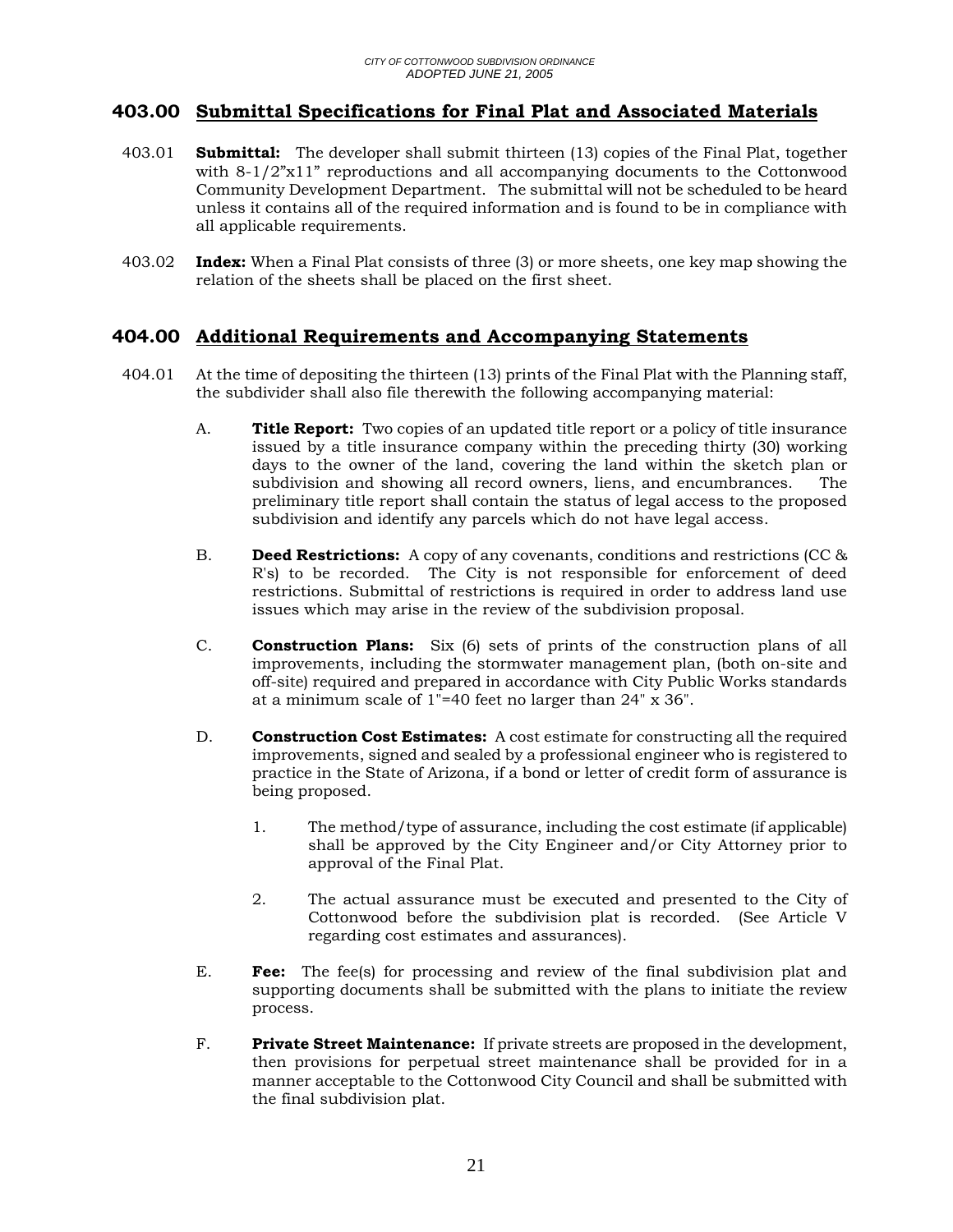## 403.00 Submittal Specifications for Final Plat and Associated Materials

403.01 **Submittal:** The developer shall submit thirteen (13) copies of the Final Plat, together with 8-1/2"x11" reproductions and all accompanying documents to the Cottonwood Community Development Department. The submittal will not be scheduled to be heard unless it contains all of the required information and is found to be in compliance with all applicable requirements.

403.02 **Index:** When a Final Plat consists of three (3) or more sheets, one key map showing the relation of the sheets shall be placed on the first sheet.

## 404.00 Additional Requirements and Accompanying Statements

404.01 At the time of depositing the thirteen (13) prints of the Final Plat with the Planning staff, the subdivider shall also file therewith the following accompanying material:

A. **Title Report:** Two copies of an updated title report or a policy of title insurance issued by a title insurance company within the preceding thirty (30) working days to the owner of the land, covering the land within the sketch plan or subdivision and showing all record owners, liens, and encumbrances. The preliminary title report shall contain the status of legal access to the proposed subdivision and identify any parcels which do not have legal access.

B. **Deed Restrictions:** A copy of any covenants, conditions and restrictions (CC & R's) to be recorded. The City is not responsible for enforcement of deed restrictions. Submittal of restrictions is required in order to address land use issues which may arise in the review of the subdivision proposal.

C. **Construction Plans:** Six (6) sets of prints of the construction plans of all improvements, including the stormwater management plan, (both on-site and off-site) required and prepared in accordance with City Public Works standards at a minimum scale of 1"=40 feet no larger than 24" x 36".

D. **Construction Cost Estimates:** A cost estimate for constructing all the required improvements, signed and sealed by a professional engineer who is registered to practice in the State of Arizona, if a bond or letter of credit form of assurance is being proposed.

1. The method/type of assurance, including the cost estimate (if applicable) shall be approved by the City Engineer and/or City Attorney prior to approval of the Final Plat.

2. The actual assurance must be executed and presented to the City of Cottonwood before the subdivision plat is recorded. (See Article V regarding cost estimates and assurances).

E. **Fee:** The fee(s) for processing and review of the final subdivision plat and supporting documents shall be submitted with the plans to initiate the review process.

F. **Private Street Maintenance:** If private streets are proposed in the development, then provisions for perpetual street maintenance shall be provided for in a manner acceptable to the Cottonwood City Council and shall be submitted with the final subdivision plat.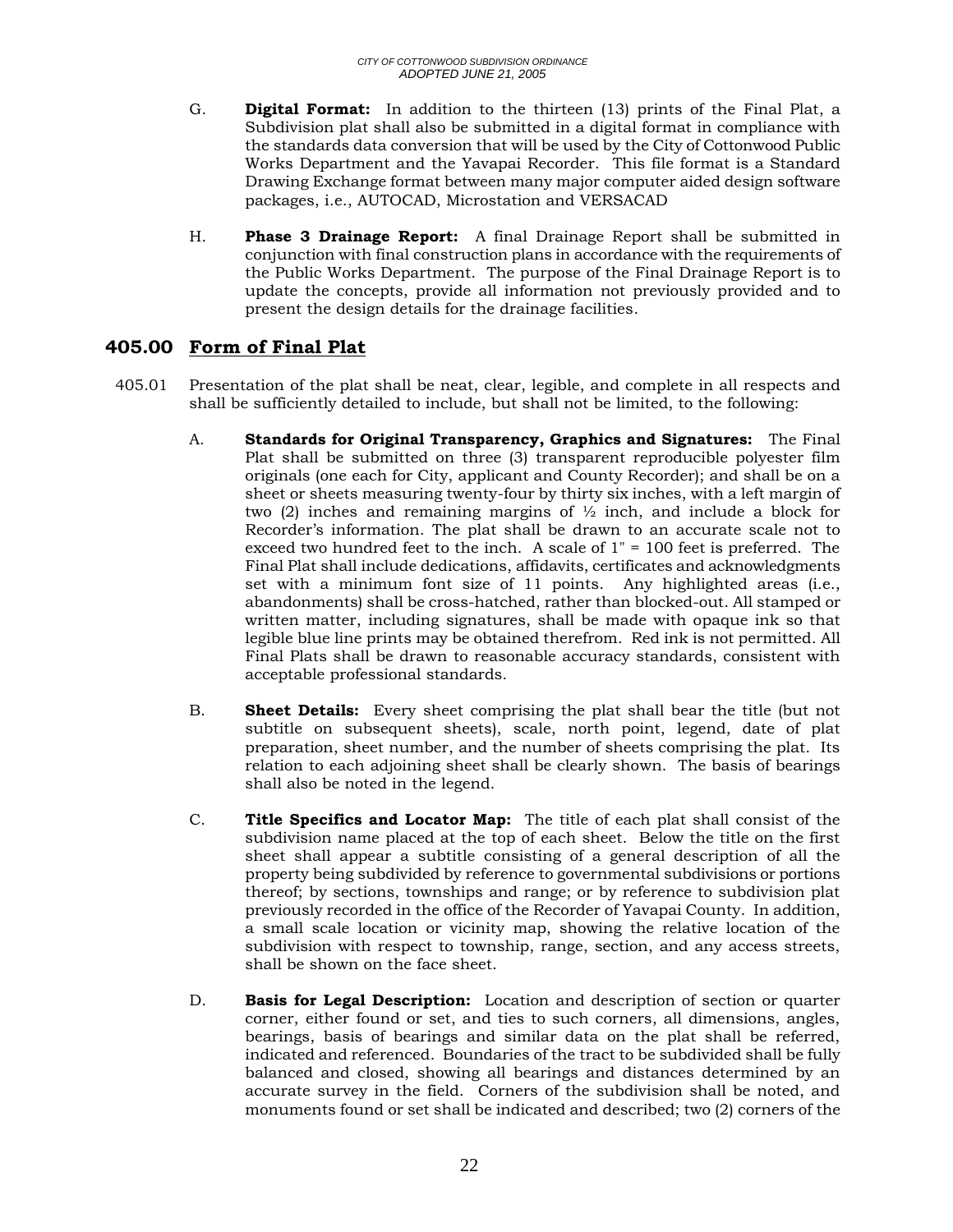G. **Digital Format:** In addition to the thirteen (13) prints of the Final Plat, a Subdivision plat shall also be submitted in a digital format in compliance with the standards data conversion that will be used by the City of Cottonwood Public Works Department and the Yavapai Recorder. This file format is a Standard Drawing Exchange format between many major computer aided design software packages, i.e., AUTOCAD, Microstation and VERSACAD

H. **Phase 3 Drainage Report:** A final Drainage Report shall be submitted in conjunction with final construction plans in accordance with the requirements of the Public Works Department. The purpose of the Final Drainage Report is to update the concepts, provide all information not previously provided and to present the design details for the drainage facilities.

## 405.00 Form of Final Plat

405.01 Presentation of the plat shall be neat, clear, legible, and complete in all respects and shall be sufficiently detailed to include, but shall not be limited, to the following:

A. **Standards for Original Transparency, Graphics and Signatures:** The Final Plat shall be submitted on three (3) transparent reproducible polyester film originals (one each for City, applicant and County Recorder); and shall be on a sheet or sheets measuring twenty-four by thirty six inches, with a left margin of two (2) inches and remaining margins of ½ inch, and include a block for Recorder's information. The plat shall be drawn to an accurate scale not to exceed two hundred feet to the inch. A scale of 1" = 100 feet is preferred. The Final Plat shall include dedications, affidavits, certificates and acknowledgments set with a minimum font size of 11 points. Any highlighted areas (i.e., abandonments) shall be cross-hatched, rather than blocked-out. All stamped or written matter, including signatures, shall be made with opaque ink so that legible blue line prints may be obtained therefrom. Red ink is not permitted. All Final Plats shall be drawn to reasonable accuracy standards, consistent with acceptable professional standards.

B. **Sheet Details:** Every sheet comprising the plat shall bear the title (but not subtitle on subsequent sheets), scale, north point, legend, date of plat preparation, sheet number, and the number of sheets comprising the plat. Its relation to each adjoining sheet shall be clearly shown. The basis of bearings shall also be noted in the legend.

C. **Title Specifics and Locator Map:** The title of each plat shall consist of the subdivision name placed at the top of each sheet. Below the title on the first sheet shall appear a subtitle consisting of a general description of all the property being subdivided by reference to governmental subdivisions or portions thereof; by sections, townships and range; or by reference to subdivision plat previously recorded in the office of the Recorder of Yavapai County. In addition, a small scale location or vicinity map, showing the relative location of the subdivision with respect to township, range, section, and any access streets, shall be shown on the face sheet.

D. **Basis for Legal Description:** Location and description of section or quarter corner, either found or set, and ties to such corners, all dimensions, angles, bearings, basis of bearings and similar data on the plat shall be referred, indicated and referenced. Boundaries of the tract to be subdivided shall be fully balanced and closed, showing all bearings and distances determined by an accurate survey in the field. Corners of the subdivision shall be noted, and monuments found or set shall be indicated and described; two (2) corners of the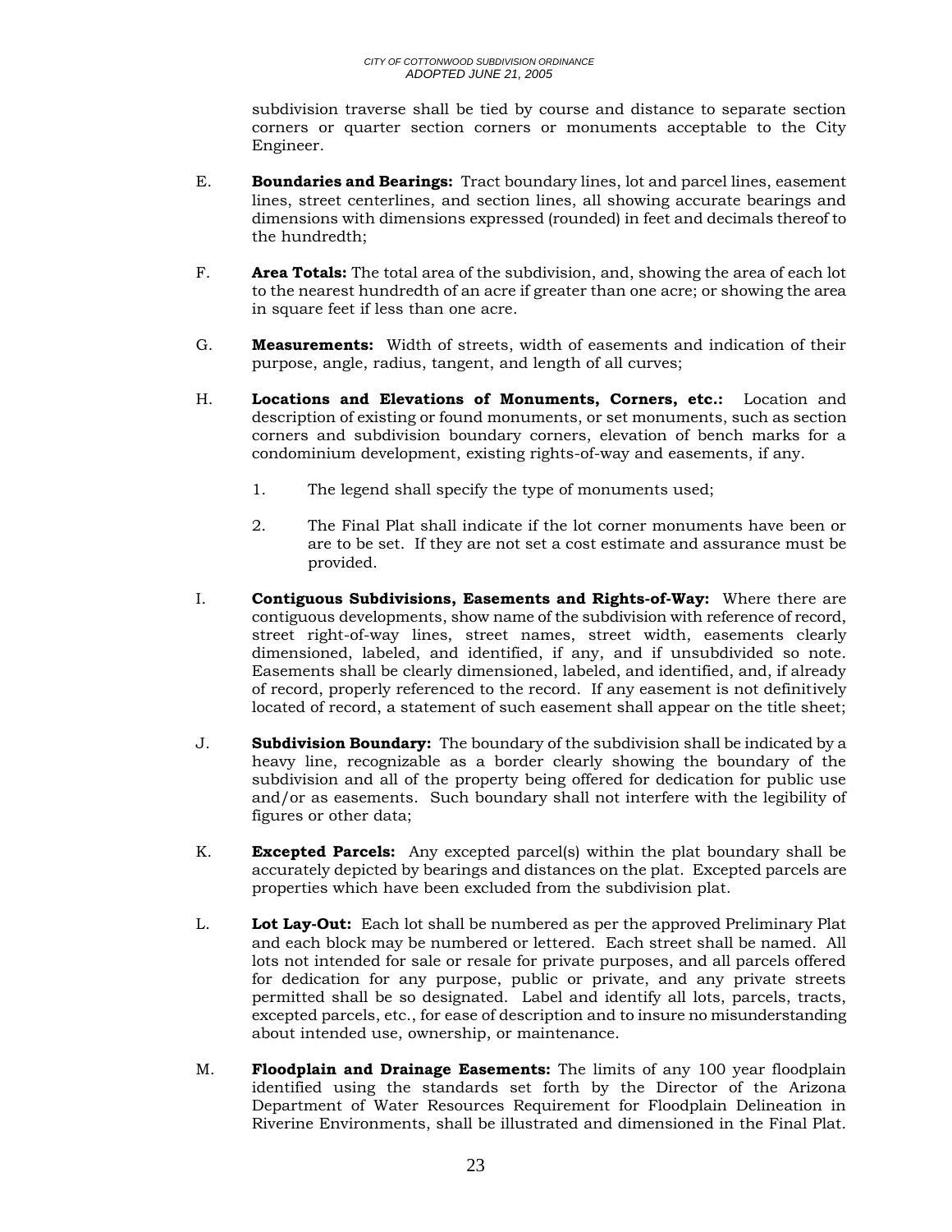subdivision traverse shall be tied by course and distance to separate section corners or quarter section corners or monuments acceptable to the City Engineer.

E. **Boundaries and Bearings:** Tract boundary lines, lot and parcel lines, easement lines, street centerlines, and section lines, all showing accurate bearings and dimensions with dimensions expressed (rounded) in feet and decimals thereof to the hundredth;

F. **Area Totals:** The total area of the subdivision, and, showing the area of each lot to the nearest hundredth of an acre if greater than one acre; or showing the area in square feet if less than one acre.

G. **Measurements:** Width of streets, width of easements and indication of their purpose, angle, radius, tangent, and length of all curves;

H. **Locations and Elevations of Monuments, Corners, etc.:** Location and description of existing or found monuments, or set monuments, such as section corners and subdivision boundary corners, elevation of bench marks for a condominium development, existing rights-of-way and easements, if any.

1. The legend shall specify the type of monuments used;

2. The Final Plat shall indicate if the lot corner monuments have been or are to be set. If they are not set a cost estimate and assurance must be provided.

I. **Contiguous Subdivisions, Easements and Rights-of-Way:** Where there are contiguous developments, show name of the subdivision with reference of record, street right-of-way lines, street names, street width, easements clearly dimensioned, labeled, and identified, if any, and if unsubdivided so note. Easements shall be clearly dimensioned, labeled, and identified, and, if already of record, properly referenced to the record. If any easement is not definitively located of record, a statement of such easement shall appear on the title sheet;

J. **Subdivision Boundary:** The boundary of the subdivision shall be indicated by a heavy line, recognizable as a border clearly showing the boundary of the subdivision and all of the property being offered for dedication for public use and/or as easements. Such boundary shall not interfere with the legibility of figures or other data;

K. **Excepted Parcels:** Any excepted parcel(s) within the plat boundary shall be accurately depicted by bearings and distances on the plat. Excepted parcels are properties which have been excluded from the subdivision plat.

L. **Lot Lay-Out:** Each lot shall be numbered as per the approved Preliminary Plat and each block may be numbered or lettered. Each street shall be named. All lots not intended for sale or resale for private purposes, and all parcels offered for dedication for any purpose, public or private, and any private streets permitted shall be so designated. Label and identify all lots, parcels, tracts, excepted parcels, etc., for ease of description and to insure no misunderstanding about intended use, ownership, or maintenance.

M. **Floodplain and Drainage Easements:** The limits of any 100 year floodplain identified using the standards set forth by the Director of the Arizona Department of Water Resources Requirement for Floodplain Delineation in Riverine Environments, shall be illustrated and dimensioned in the Final Plat.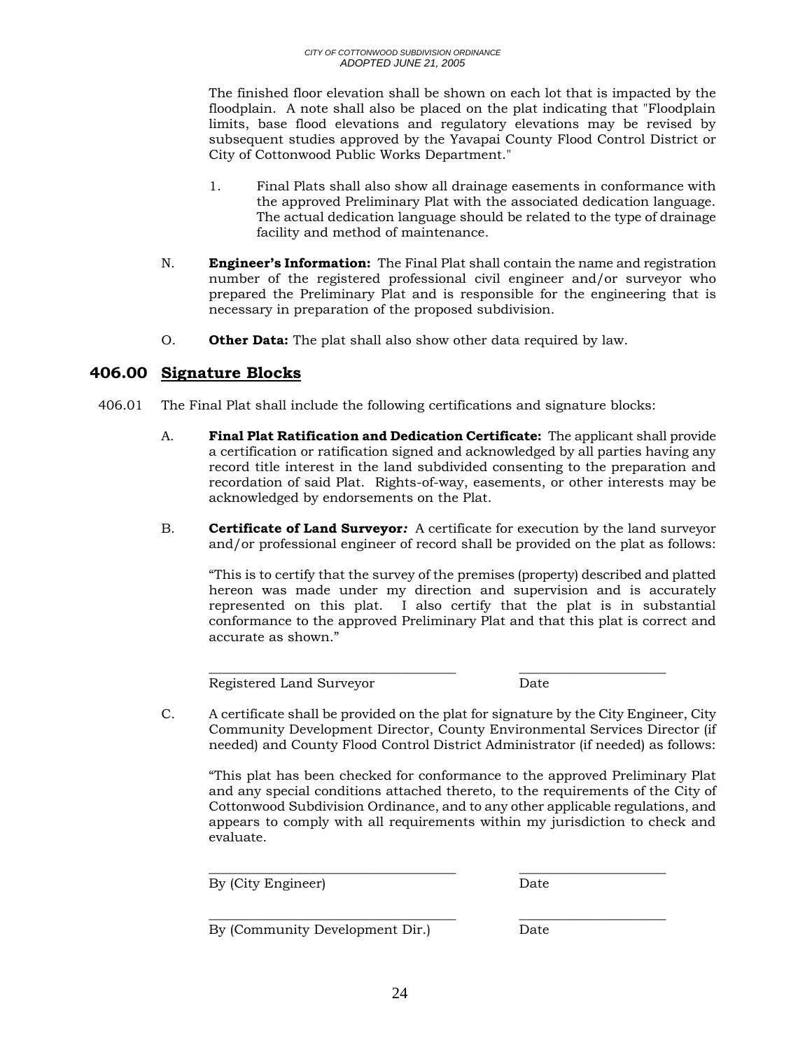The finished floor elevation shall be shown on each lot that is impacted by the floodplain. A note shall also be placed on the plat indicating that "Floodplain limits, base flood elevations and regulatory elevations may be revised by subsequent studies approved by the Yavapai County Flood Control District or City of Cottonwood Public Works Department."

1. Final Plats shall also show all drainage easements in conformance with the approved Preliminary Plat with the associated dedication language. The actual dedication language should be related to the type of drainage facility and method of maintenance.

N. **Engineer's Information:** The Final Plat shall contain the name and registration number of the registered professional civil engineer and/or surveyor who prepared the Preliminary Plat and is responsible for the engineering that is necessary in preparation of the proposed subdivision.

O. **Other Data:** The plat shall also show other data required by law.

## 406.00 Signature Blocks

406.01 The Final Plat shall include the following certifications and signature blocks:

A. **Final Plat Ratification and Dedication Certificate:** The applicant shall provide a certification or ratification signed and acknowledged by all parties having any record title interest in the land subdivided consenting to the preparation and recordation of said Plat. Rights-of-way, easements, or other interests may be acknowledged by endorsements on the Plat.

B. **Certificate of Land Surveyor*:*** A certificate for execution by the land surveyor and/or professional engineer of record shall be provided on the plat as follows:

"This is to certify that the survey of the premises (property) described and platted hereon was made under my direction and supervision and is accurately represented on this plat. I also certify that the plat is in substantial conformance to the approved Preliminary Plat and that this plat is correct and accurate as shown."

\_\_\_\_\_\_\_\_\_\_\_\_\_\_\_\_\_\_\_\_\_\_\_\_\_\_\_\_\_\_\_\_\_\_\_\_ \_\_\_\_\_\_\_\_\_\_\_\_\_\_\_\_\_\_\_\_\_\_
Registered Land Surveyor Date

C. A certificate shall be provided on the plat for signature by the City Engineer, City Community Development Director, County Environmental Services Director (if needed) and County Flood Control District Administrator (if needed) as follows:

"This plat has been checked for conformance to the approved Preliminary Plat and any special conditions attached thereto, to the requirements of the City of Cottonwood Subdivision Ordinance, and to any other applicable regulations, and appears to comply with all requirements within my jurisdiction to check and evaluate.

\_\_\_\_\_\_\_\_\_\_\_\_\_\_\_\_\_\_\_\_\_\_\_\_\_\_\_\_\_\_\_\_\_\_\_\_ \_\_\_\_\_\_\_\_\_\_\_\_\_\_\_\_\_\_\_\_\_\_
By (City Engineer) Date

\_\_\_\_\_\_\_\_\_\_\_\_\_\_\_\_\_\_\_\_\_\_\_\_\_\_\_\_\_\_\_\_\_\_\_\_ \_\_\_\_\_\_\_\_\_\_\_\_\_\_\_\_\_\_\_\_\_\_
By (Community Development Dir.) Date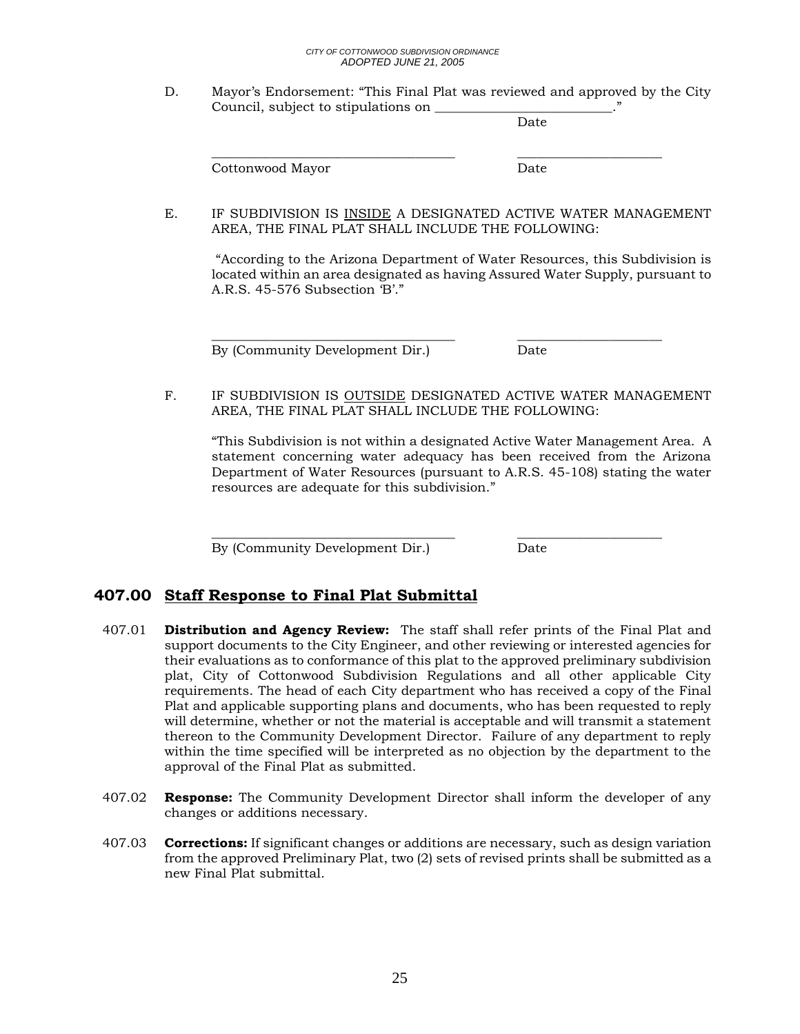D. Mayor's Endorsement: "This Final Plat was reviewed and approved by the City Council, subject to stipulations on \_\_\_\_\_\_\_\_\_\_\_\_\_\_\_\_\_\_\_\_\_\_\_\_\_\_."
Date

\_\_\_\_\_\_\_\_\_\_\_\_\_\_\_\_\_\_\_\_\_\_\_\_\_\_\_\_\_\_\_\_\_\_\_\_ \_\_\_\_\_\_\_\_\_\_\_\_\_\_\_\_\_\_\_\_\_\_
Cottonwood Mayor Date

E. IF SUBDIVISION IS <u>INSIDE</u> A DESIGNATED ACTIVE WATER MANAGEMENT AREA, THE FINAL PLAT SHALL INCLUDE THE FOLLOWING:

"According to the Arizona Department of Water Resources, this Subdivision is located within an area designated as having Assured Water Supply, pursuant to A.R.S. 45-576 Subsection 'B'."

\_\_\_\_\_\_\_\_\_\_\_\_\_\_\_\_\_\_\_\_\_\_\_\_\_\_\_\_\_\_\_\_\_\_\_\_ \_\_\_\_\_\_\_\_\_\_\_\_\_\_\_\_\_\_\_\_\_\_
By (Community Development Dir.) Date

F. IF SUBDIVISION IS <u>OUTSIDE</u> DESIGNATED ACTIVE WATER MANAGEMENT AREA, THE FINAL PLAT SHALL INCLUDE THE FOLLOWING:

"This Subdivision is not within a designated Active Water Management Area. A statement concerning water adequacy has been received from the Arizona Department of Water Resources (pursuant to A.R.S. 45-108) stating the water resources are adequate for this subdivision."

\_\_\_\_\_\_\_\_\_\_\_\_\_\_\_\_\_\_\_\_\_\_\_\_\_\_\_\_\_\_\_\_\_\_\_\_ \_\_\_\_\_\_\_\_\_\_\_\_\_\_\_\_\_\_\_\_\_\_
By (Community Development Dir.) Date

## 407.00 <u>Staff Response to Final Plat Submittal</u>

407.01 **Distribution and Agency Review:** The staff shall refer prints of the Final Plat and support documents to the City Engineer, and other reviewing or interested agencies for their evaluations as to conformance of this plat to the approved preliminary subdivision plat, City of Cottonwood Subdivision Regulations and all other applicable City requirements. The head of each City department who has received a copy of the Final Plat and applicable supporting plans and documents, who has been requested to reply will determine, whether or not the material is acceptable and will transmit a statement thereon to the Community Development Director. Failure of any department to reply within the time specified will be interpreted as no objection by the department to the approval of the Final Plat as submitted.

407.02 **Response:** The Community Development Director shall inform the developer of any changes or additions necessary.

407.03 **Corrections:** If significant changes or additions are necessary, such as design variation from the approved Preliminary Plat, two (2) sets of revised prints shall be submitted as a new Final Plat submittal.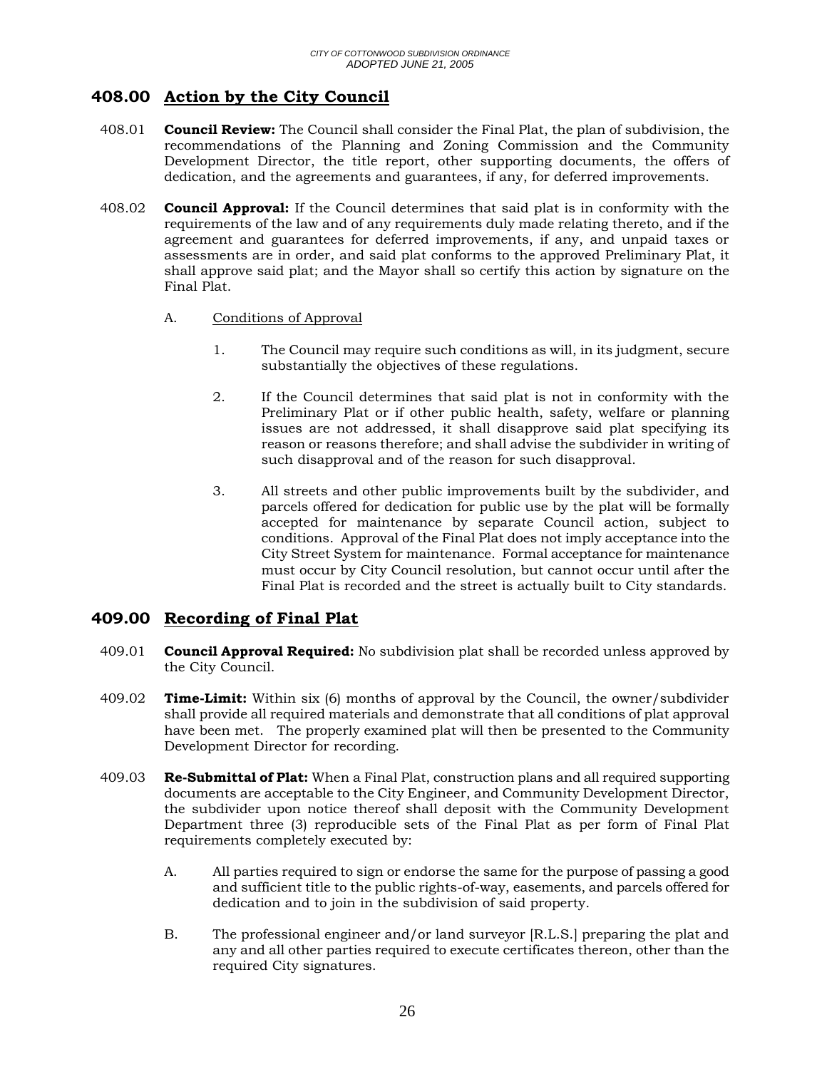## 408.00 Action by the City Council

408.01 **Council Review:** The Council shall consider the Final Plat, the plan of subdivision, the recommendations of the Planning and Zoning Commission and the Community Development Director, the title report, other supporting documents, the offers of dedication, and the agreements and guarantees, if any, for deferred improvements.

408.02 **Council Approval:** If the Council determines that said plat is in conformity with the requirements of the law and of any requirements duly made relating thereto, and if the agreement and guarantees for deferred improvements, if any, and unpaid taxes or assessments are in order, and said plat conforms to the approved Preliminary Plat, it shall approve said plat; and the Mayor shall so certify this action by signature on the Final Plat.

A. Conditions of Approval

1. The Council may require such conditions as will, in its judgment, secure substantially the objectives of these regulations.

2. If the Council determines that said plat is not in conformity with the Preliminary Plat or if other public health, safety, welfare or planning issues are not addressed, it shall disapprove said plat specifying its reason or reasons therefore; and shall advise the subdivider in writing of such disapproval and of the reason for such disapproval.

3. All streets and other public improvements built by the subdivider, and parcels offered for dedication for public use by the plat will be formally accepted for maintenance by separate Council action, subject to conditions. Approval of the Final Plat does not imply acceptance into the City Street System for maintenance. Formal acceptance for maintenance must occur by City Council resolution, but cannot occur until after the Final Plat is recorded and the street is actually built to City standards.

## 409.00 Recording of Final Plat

409.01 **Council Approval Required:** No subdivision plat shall be recorded unless approved by the City Council.

409.02 **Time-Limit:** Within six (6) months of approval by the Council, the owner/subdivider shall provide all required materials and demonstrate that all conditions of plat approval have been met. The properly examined plat will then be presented to the Community Development Director for recording.

409.03 **Re-Submittal of Plat:** When a Final Plat, construction plans and all required supporting documents are acceptable to the City Engineer, and Community Development Director, the subdivider upon notice thereof shall deposit with the Community Development Department three (3) reproducible sets of the Final Plat as per form of Final Plat requirements completely executed by:

A. All parties required to sign or endorse the same for the purpose of passing a good and sufficient title to the public rights-of-way, easements, and parcels offered for dedication and to join in the subdivision of said property.

B. The professional engineer and/or land surveyor [R.L.S.] preparing the plat and any and all other parties required to execute certificates thereon, other than the required City signatures.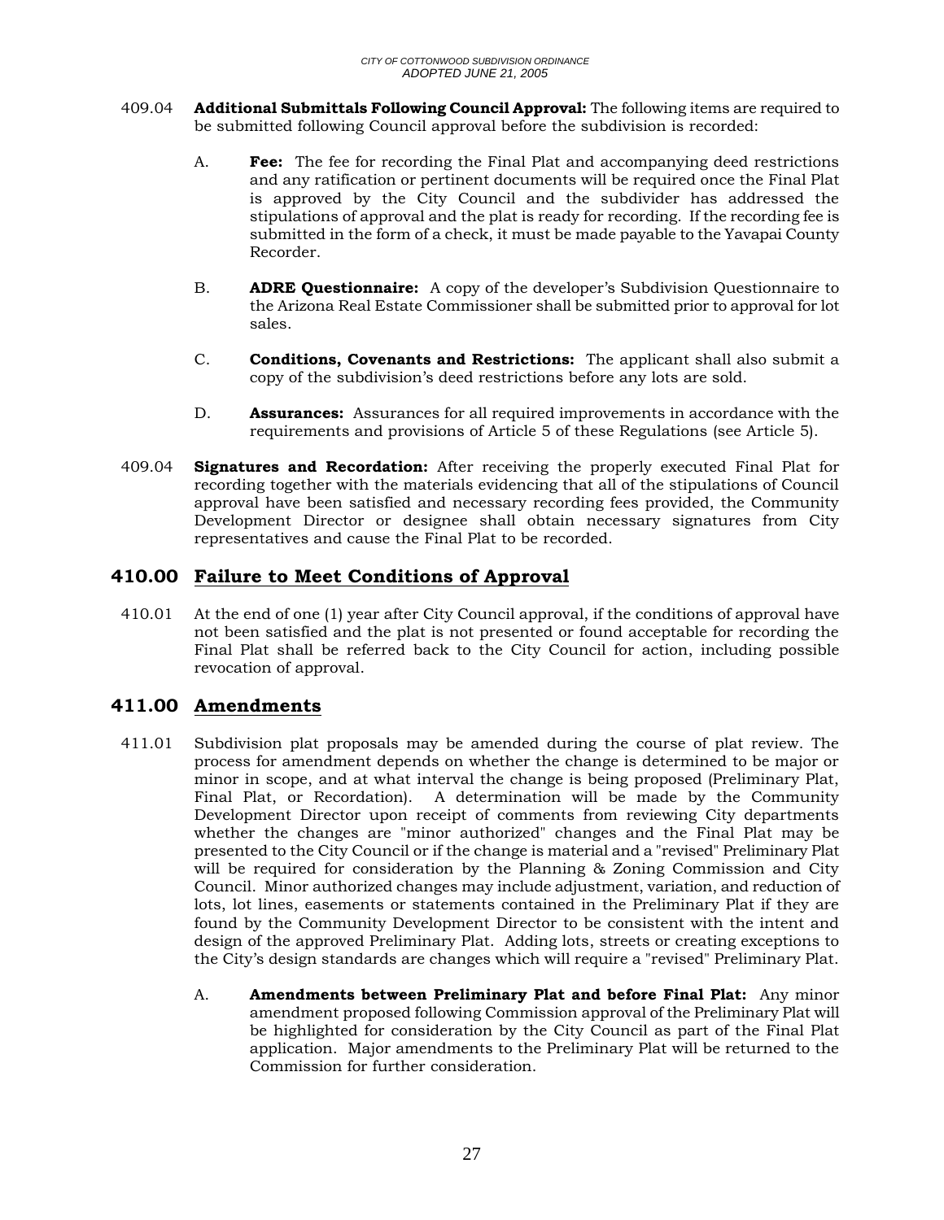409.04 **Additional Submittals Following Council Approval:** The following items are required to be submitted following Council approval before the subdivision is recorded:

A. **Fee:** The fee for recording the Final Plat and accompanying deed restrictions and any ratification or pertinent documents will be required once the Final Plat is approved by the City Council and the subdivider has addressed the stipulations of approval and the plat is ready for recording. If the recording fee is submitted in the form of a check, it must be made payable to the Yavapai County Recorder.

B. **ADRE Questionnaire:** A copy of the developer's Subdivision Questionnaire to the Arizona Real Estate Commissioner shall be submitted prior to approval for lot sales.

C. **Conditions, Covenants and Restrictions:** The applicant shall also submit a copy of the subdivision's deed restrictions before any lots are sold.

D. **Assurances:** Assurances for all required improvements in accordance with the requirements and provisions of Article 5 of these Regulations (see Article 5).

409.04 **Signatures and Recordation:** After receiving the properly executed Final Plat for recording together with the materials evidencing that all of the stipulations of Council approval have been satisfied and necessary recording fees provided, the Community Development Director or designee shall obtain necessary signatures from City representatives and cause the Final Plat to be recorded.

## 410.00 Failure to Meet Conditions of Approval

410.01 At the end of one (1) year after City Council approval, if the conditions of approval have not been satisfied and the plat is not presented or found acceptable for recording the Final Plat shall be referred back to the City Council for action, including possible revocation of approval.

## 411.00 Amendments

411.01 Subdivision plat proposals may be amended during the course of plat review. The process for amendment depends on whether the change is determined to be major or minor in scope, and at what interval the change is being proposed (Preliminary Plat, Final Plat, or Recordation). A determination will be made by the Community Development Director upon receipt of comments from reviewing City departments whether the changes are "minor authorized" changes and the Final Plat may be presented to the City Council or if the change is material and a "revised" Preliminary Plat will be required for consideration by the Planning & Zoning Commission and City Council. Minor authorized changes may include adjustment, variation, and reduction of lots, lot lines, easements or statements contained in the Preliminary Plat if they are found by the Community Development Director to be consistent with the intent and design of the approved Preliminary Plat. Adding lots, streets or creating exceptions to the City's design standards are changes which will require a "revised" Preliminary Plat.

A. **Amendments between Preliminary Plat and before Final Plat:** Any minor amendment proposed following Commission approval of the Preliminary Plat will be highlighted for consideration by the City Council as part of the Final Plat application. Major amendments to the Preliminary Plat will be returned to the Commission for further consideration.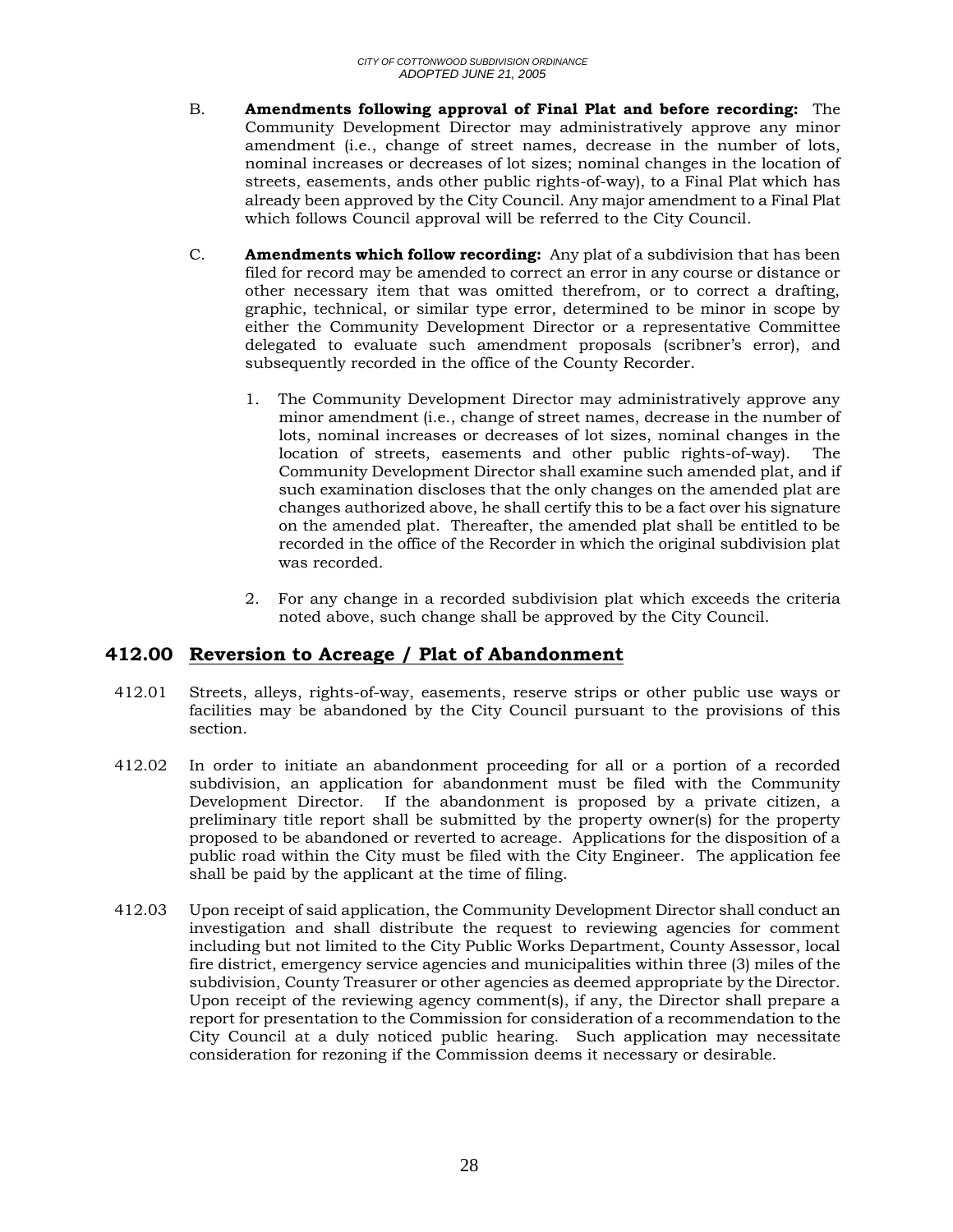B. **Amendments following approval of Final Plat and before recording:** The Community Development Director may administratively approve any minor amendment (i.e., change of street names, decrease in the number of lots, nominal increases or decreases of lot sizes; nominal changes in the location of streets, easements, ands other public rights-of-way), to a Final Plat which has already been approved by the City Council. Any major amendment to a Final Plat which follows Council approval will be referred to the City Council.

C. **Amendments which follow recording:** Any plat of a subdivision that has been filed for record may be amended to correct an error in any course or distance or other necessary item that was omitted therefrom, or to correct a drafting, graphic, technical, or similar type error, determined to be minor in scope by either the Community Development Director or a representative Committee delegated to evaluate such amendment proposals (scribner's error), and subsequently recorded in the office of the County Recorder.

1. The Community Development Director may administratively approve any minor amendment (i.e., change of street names, decrease in the number of lots, nominal increases or decreases of lot sizes, nominal changes in the location of streets, easements and other public rights-of-way). The Community Development Director shall examine such amended plat, and if such examination discloses that the only changes on the amended plat are changes authorized above, he shall certify this to be a fact over his signature on the amended plat. Thereafter, the amended plat shall be entitled to be recorded in the office of the Recorder in which the original subdivision plat was recorded.

2. For any change in a recorded subdivision plat which exceeds the criteria noted above, such change shall be approved by the City Council.

## 412.00 Reversion to Acreage / Plat of Abandonment

412.01 Streets, alleys, rights-of-way, easements, reserve strips or other public use ways or facilities may be abandoned by the City Council pursuant to the provisions of this section.

412.02 In order to initiate an abandonment proceeding for all or a portion of a recorded subdivision, an application for abandonment must be filed with the Community Development Director. If the abandonment is proposed by a private citizen, a preliminary title report shall be submitted by the property owner(s) for the property proposed to be abandoned or reverted to acreage. Applications for the disposition of a public road within the City must be filed with the City Engineer. The application fee shall be paid by the applicant at the time of filing.

412.03 Upon receipt of said application, the Community Development Director shall conduct an investigation and shall distribute the request to reviewing agencies for comment including but not limited to the City Public Works Department, County Assessor, local fire district, emergency service agencies and municipalities within three (3) miles of the subdivision, County Treasurer or other agencies as deemed appropriate by the Director. Upon receipt of the reviewing agency comment(s), if any, the Director shall prepare a report for presentation to the Commission for consideration of a recommendation to the City Council at a duly noticed public hearing. Such application may necessitate consideration for rezoning if the Commission deems it necessary or desirable.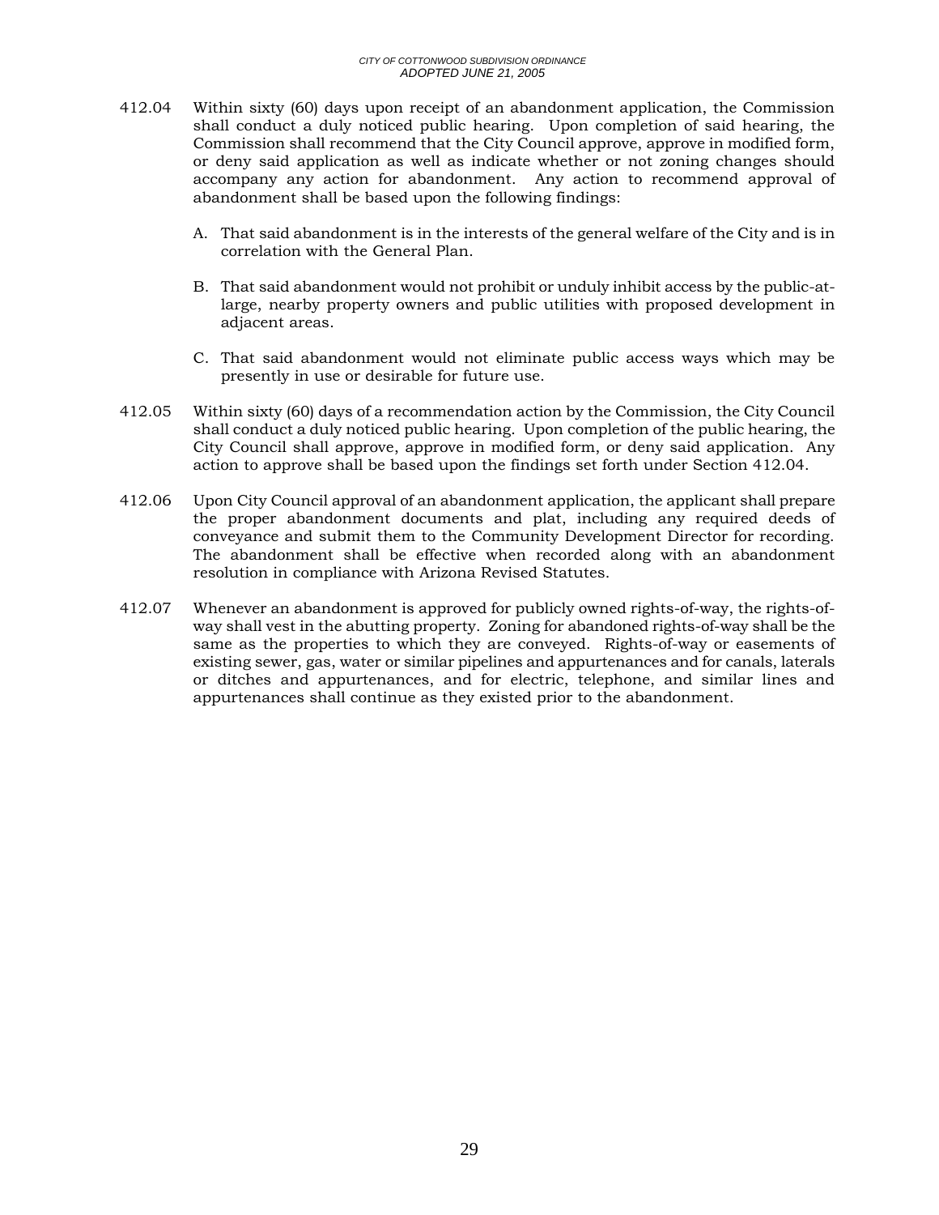412.04 Within sixty (60) days upon receipt of an abandonment application, the Commission shall conduct a duly noticed public hearing. Upon completion of said hearing, the Commission shall recommend that the City Council approve, approve in modified form, or deny said application as well as indicate whether or not zoning changes should accompany any action for abandonment. Any action to recommend approval of abandonment shall be based upon the following findings:

A. That said abandonment is in the interests of the general welfare of the City and is in correlation with the General Plan.

B. That said abandonment would not prohibit or unduly inhibit access by the public-at-large, nearby property owners and public utilities with proposed development in adjacent areas.

C. That said abandonment would not eliminate public access ways which may be presently in use or desirable for future use.

412.05 Within sixty (60) days of a recommendation action by the Commission, the City Council shall conduct a duly noticed public hearing. Upon completion of the public hearing, the City Council shall approve, approve in modified form, or deny said application. Any action to approve shall be based upon the findings set forth under Section 412.04.

412.06 Upon City Council approval of an abandonment application, the applicant shall prepare the proper abandonment documents and plat, including any required deeds of conveyance and submit them to the Community Development Director for recording. The abandonment shall be effective when recorded along with an abandonment resolution in compliance with Arizona Revised Statutes.

412.07 Whenever an abandonment is approved for publicly owned rights-of-way, the rights-of-way shall vest in the abutting property. Zoning for abandoned rights-of-way shall be the same as the properties to which they are conveyed. Rights-of-way or easements of existing sewer, gas, water or similar pipelines and appurtenances and for canals, laterals or ditches and appurtenances, and for electric, telephone, and similar lines and appurtenances shall continue as they existed prior to the abandonment.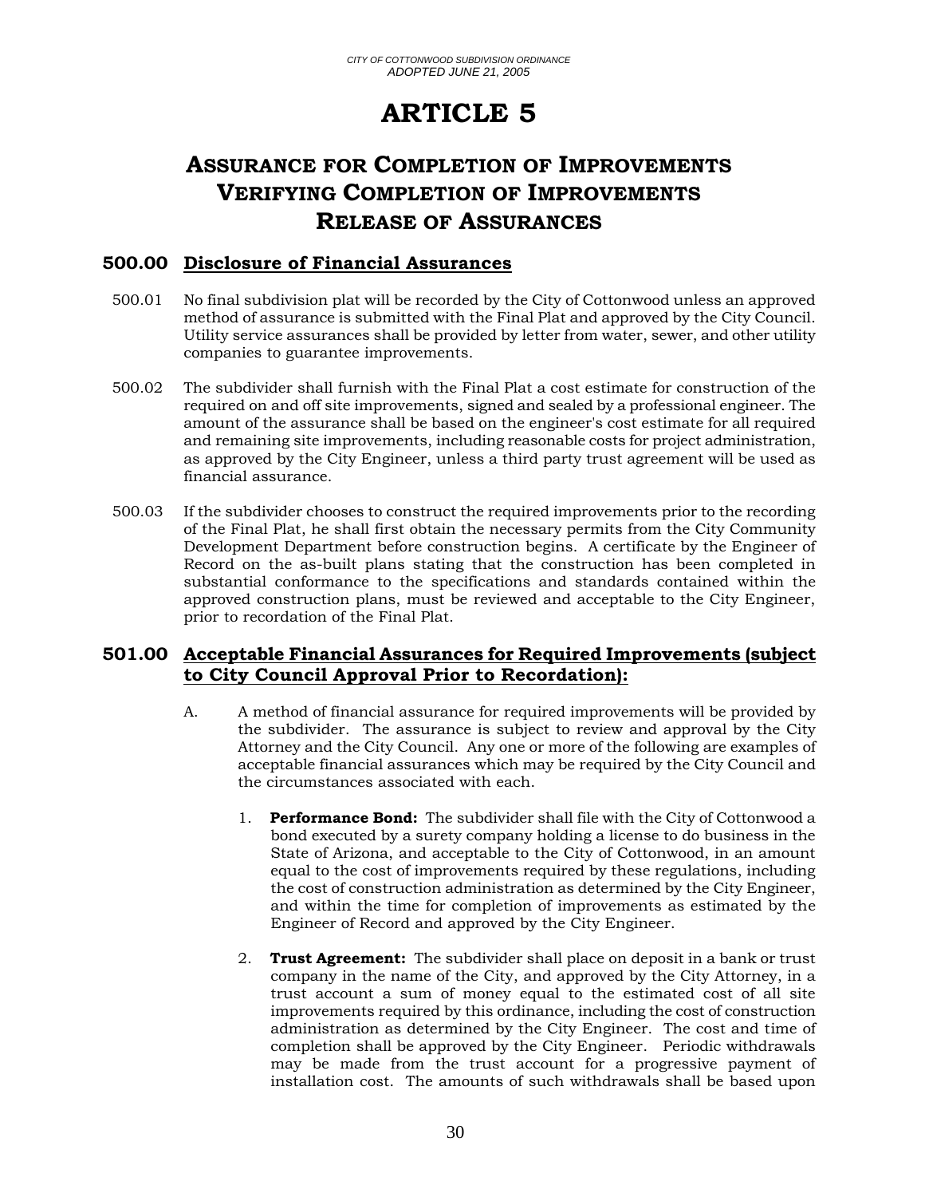# ARTICLE 5

## ASSURANCE FOR COMPLETION OF IMPROVEMENTS VERIFYING COMPLETION OF IMPROVEMENTS RELEASE OF ASSURANCES

### 500.00 Disclosure of Financial Assurances

500.01 No final subdivision plat will be recorded by the City of Cottonwood unless an approved method of assurance is submitted with the Final Plat and approved by the City Council. Utility service assurances shall be provided by letter from water, sewer, and other utility companies to guarantee improvements.

500.02 The subdivider shall furnish with the Final Plat a cost estimate for construction of the required on and off site improvements, signed and sealed by a professional engineer. The amount of the assurance shall be based on the engineer's cost estimate for all required and remaining site improvements, including reasonable costs for project administration, as approved by the City Engineer, unless a third party trust agreement will be used as financial assurance.

500.03 If the subdivider chooses to construct the required improvements prior to the recording of the Final Plat, he shall first obtain the necessary permits from the City Community Development Department before construction begins. A certificate by the Engineer of Record on the as-built plans stating that the construction has been completed in substantial conformance to the specifications and standards contained within the approved construction plans, must be reviewed and acceptable to the City Engineer, prior to recordation of the Final Plat.

### 501.00 Acceptable Financial Assurances for Required Improvements (subject to City Council Approval Prior to Recordation):

A. A method of financial assurance for required improvements will be provided by the subdivider. The assurance is subject to review and approval by the City Attorney and the City Council. Any one or more of the following are examples of acceptable financial assurances which may be required by the City Council and the circumstances associated with each.

1. **Performance Bond:** The subdivider shall file with the City of Cottonwood a bond executed by a surety company holding a license to do business in the State of Arizona, and acceptable to the City of Cottonwood, in an amount equal to the cost of improvements required by these regulations, including the cost of construction administration as determined by the City Engineer, and within the time for completion of improvements as estimated by the Engineer of Record and approved by the City Engineer.

2. **Trust Agreement:** The subdivider shall place on deposit in a bank or trust company in the name of the City, and approved by the City Attorney, in a trust account a sum of money equal to the estimated cost of all site improvements required by this ordinance, including the cost of construction administration as determined by the City Engineer. The cost and time of completion shall be approved by the City Engineer. Periodic withdrawals may be made from the trust account for a progressive payment of installation cost. The amounts of such withdrawals shall be based upon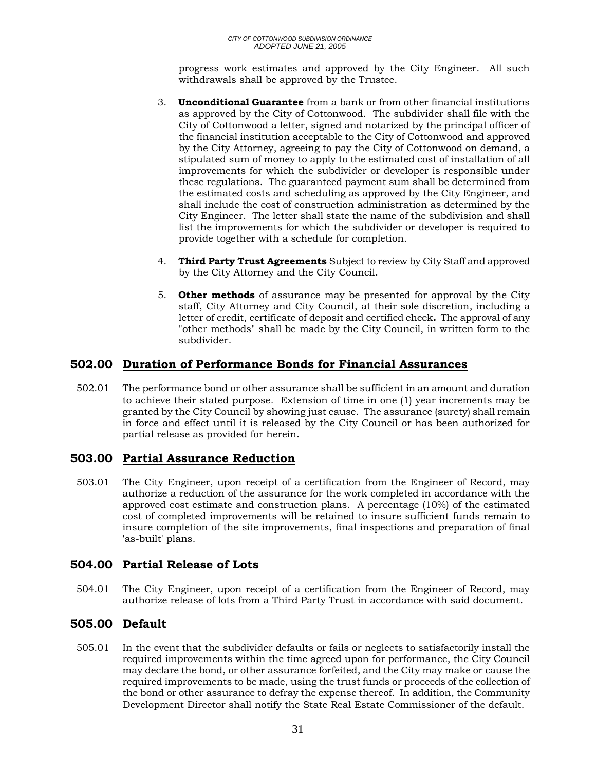progress work estimates and approved by the City Engineer. All such withdrawals shall be approved by the Trustee.

3. **Unconditional Guarantee** from a bank or from other financial institutions as approved by the City of Cottonwood. The subdivider shall file with the City of Cottonwood a letter, signed and notarized by the principal officer of the financial institution acceptable to the City of Cottonwood and approved by the City Attorney, agreeing to pay the City of Cottonwood on demand, a stipulated sum of money to apply to the estimated cost of installation of all improvements for which the subdivider or developer is responsible under these regulations. The guaranteed payment sum shall be determined from the estimated costs and scheduling as approved by the City Engineer, and shall include the cost of construction administration as determined by the City Engineer. The letter shall state the name of the subdivision and shall list the improvements for which the subdivider or developer is required to provide together with a schedule for completion.

4. **Third Party Trust Agreements** Subject to review by City Staff and approved by the City Attorney and the City Council.

5. **Other methods** of assurance may be presented for approval by the City staff, City Attorney and City Council, at their sole discretion, including a letter of credit, certificate of deposit and certified check**.** The approval of any "other methods" shall be made by the City Council, in written form to the subdivider.

## 502.00 Duration of Performance Bonds for Financial Assurances

502.01 The performance bond or other assurance shall be sufficient in an amount and duration to achieve their stated purpose. Extension of time in one (1) year increments may be granted by the City Council by showing just cause. The assurance (surety) shall remain in force and effect until it is released by the City Council or has been authorized for partial release as provided for herein.

## 503.00 Partial Assurance Reduction

503.01 The City Engineer, upon receipt of a certification from the Engineer of Record, may authorize a reduction of the assurance for the work completed in accordance with the approved cost estimate and construction plans. A percentage (10%) of the estimated cost of completed improvements will be retained to insure sufficient funds remain to insure completion of the site improvements, final inspections and preparation of final 'as-built' plans.

## 504.00 Partial Release of Lots

504.01 The City Engineer, upon receipt of a certification from the Engineer of Record, may authorize release of lots from a Third Party Trust in accordance with said document.

## 505.00 Default

505.01 In the event that the subdivider defaults or fails or neglects to satisfactorily install the required improvements within the time agreed upon for performance, the City Council may declare the bond, or other assurance forfeited, and the City may make or cause the required improvements to be made, using the trust funds or proceeds of the collection of the bond or other assurance to defray the expense thereof. In addition, the Community Development Director shall notify the State Real Estate Commissioner of the default.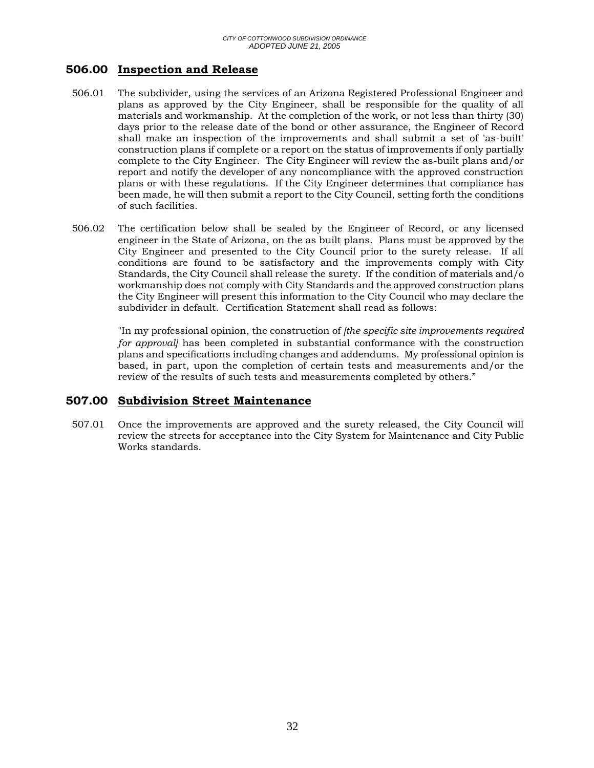## 506.00 Inspection and Release

506.01 The subdivider, using the services of an Arizona Registered Professional Engineer and plans as approved by the City Engineer, shall be responsible for the quality of all materials and workmanship. At the completion of the work, or not less than thirty (30) days prior to the release date of the bond or other assurance, the Engineer of Record shall make an inspection of the improvements and shall submit a set of 'as-built' construction plans if complete or a report on the status of improvements if only partially complete to the City Engineer. The City Engineer will review the as-built plans and/or report and notify the developer of any noncompliance with the approved construction plans or with these regulations. If the City Engineer determines that compliance has been made, he will then submit a report to the City Council, setting forth the conditions of such facilities.

506.02 The certification below shall be sealed by the Engineer of Record, or any licensed engineer in the State of Arizona, on the as built plans. Plans must be approved by the City Engineer and presented to the City Council prior to the surety release. If all conditions are found to be satisfactory and the improvements comply with City Standards, the City Council shall release the surety. If the condition of materials and/o workmanship does not comply with City Standards and the approved construction plans the City Engineer will present this information to the City Council who may declare the subdivider in default. Certification Statement shall read as follows:

"In my professional opinion, the construction of *[the specific site improvements required for approval]* has been completed in substantial conformance with the construction plans and specifications including changes and addendums. My professional opinion is based, in part, upon the completion of certain tests and measurements and/or the review of the results of such tests and measurements completed by others."

## 507.00 Subdivision Street Maintenance

507.01 Once the improvements are approved and the surety released, the City Council will review the streets for acceptance into the City System for Maintenance and City Public Works standards.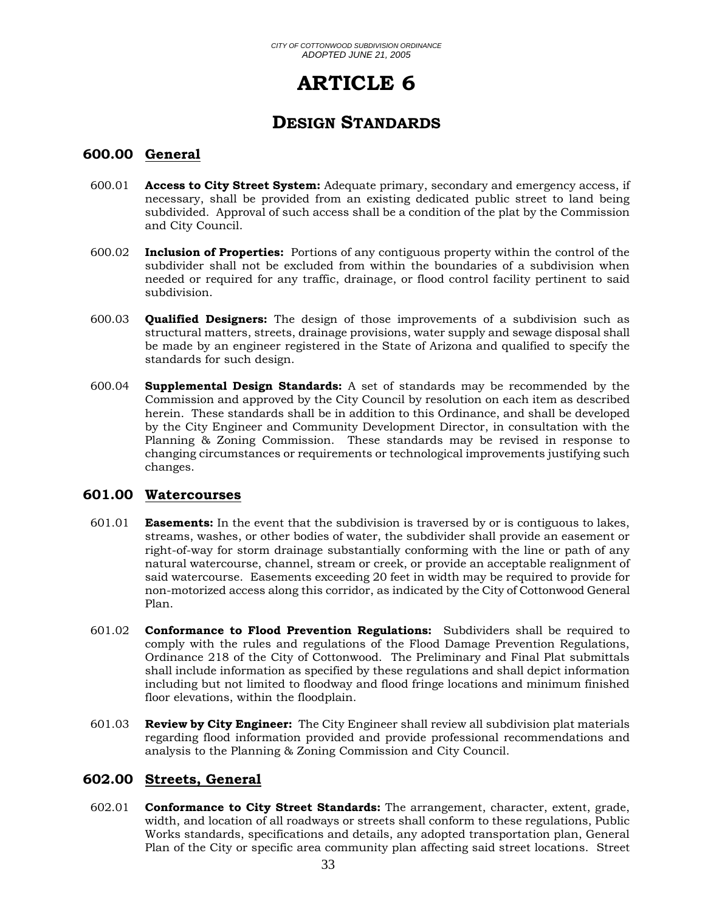# ARTICLE 6

## DESIGN STANDARDS

### 600.00 General

600.01 **Access to City Street System:** Adequate primary, secondary and emergency access, if necessary, shall be provided from an existing dedicated public street to land being subdivided. Approval of such access shall be a condition of the plat by the Commission and City Council.

600.02 **Inclusion of Properties:** Portions of any contiguous property within the control of the subdivider shall not be excluded from within the boundaries of a subdivision when needed or required for any traffic, drainage, or flood control facility pertinent to said subdivision.

600.03 **Qualified Designers:** The design of those improvements of a subdivision such as structural matters, streets, drainage provisions, water supply and sewage disposal shall be made by an engineer registered in the State of Arizona and qualified to specify the standards for such design.

600.04 **Supplemental Design Standards:** A set of standards may be recommended by the Commission and approved by the City Council by resolution on each item as described herein. These standards shall be in addition to this Ordinance, and shall be developed by the City Engineer and Community Development Director, in consultation with the Planning & Zoning Commission. These standards may be revised in response to changing circumstances or requirements or technological improvements justifying such changes.

### 601.00 Watercourses

601.01 **Easements:** In the event that the subdivision is traversed by or is contiguous to lakes, streams, washes, or other bodies of water, the subdivider shall provide an easement or right-of-way for storm drainage substantially conforming with the line or path of any natural watercourse, channel, stream or creek, or provide an acceptable realignment of said watercourse. Easements exceeding 20 feet in width may be required to provide for non-motorized access along this corridor, as indicated by the City of Cottonwood General Plan.

601.02 **Conformance to Flood Prevention Regulations:** Subdividers shall be required to comply with the rules and regulations of the Flood Damage Prevention Regulations, Ordinance 218 of the City of Cottonwood. The Preliminary and Final Plat submittals shall include information as specified by these regulations and shall depict information including but not limited to floodway and flood fringe locations and minimum finished floor elevations, within the floodplain.

601.03 **Review by City Engineer:** The City Engineer shall review all subdivision plat materials regarding flood information provided and provide professional recommendations and analysis to the Planning & Zoning Commission and City Council.

### 602.00 Streets, General

602.01 **Conformance to City Street Standards:** The arrangement, character, extent, grade, width, and location of all roadways or streets shall conform to these regulations, Public Works standards, specifications and details, any adopted transportation plan, General Plan of the City or specific area community plan affecting said street locations. Street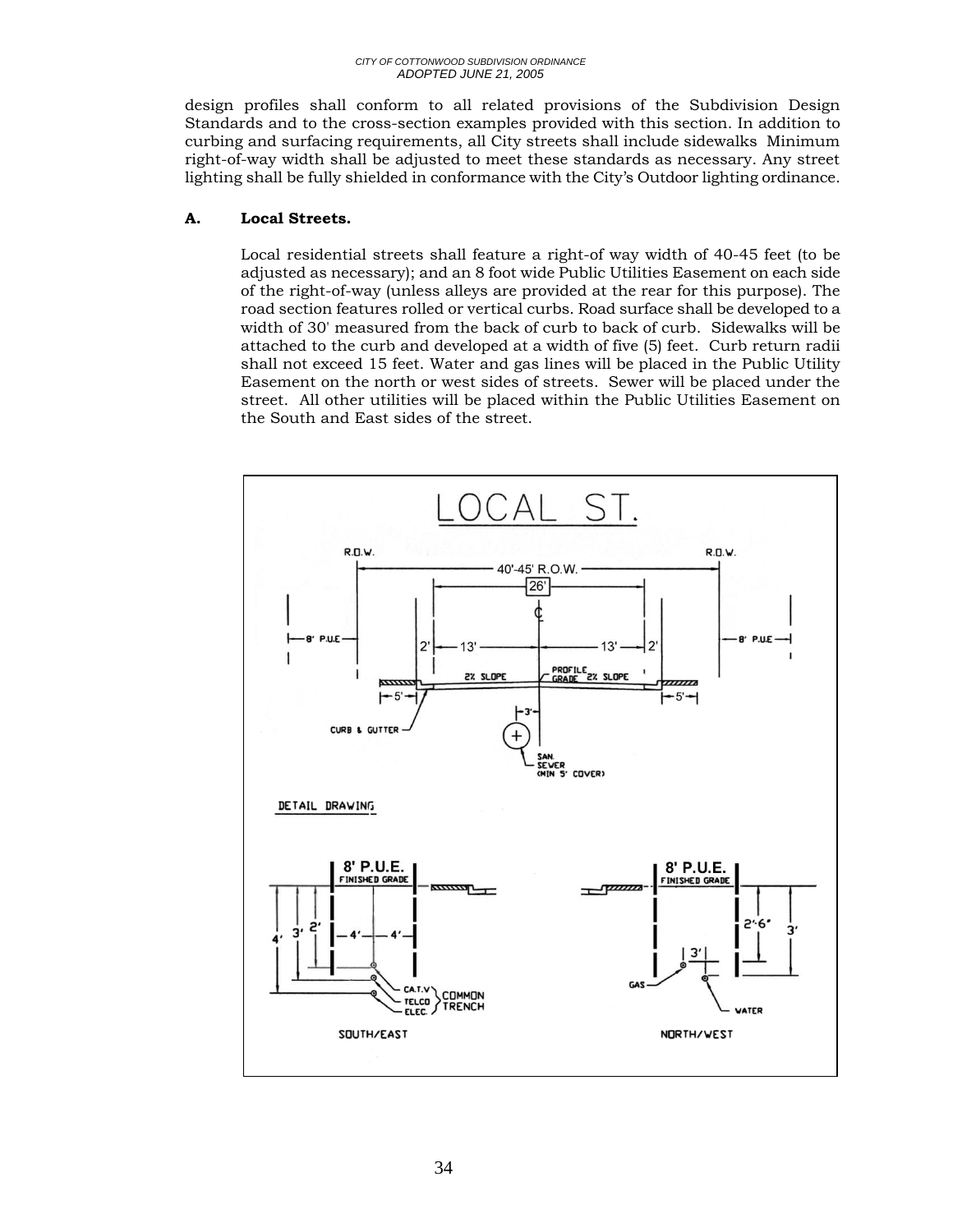design profiles shall conform to all related provisions of the Subdivision Design Standards and to the cross-section examples provided with this section. In addition to curbing and surfacing requirements, all City streets shall include sidewalks Minimum right-of-way width shall be adjusted to meet these standards as necessary. Any street lighting shall be fully shielded in conformance with the City's Outdoor lighting ordinance.

**A. Local Streets.**

Local residential streets shall feature a right-of way width of 40-45 feet (to be adjusted as necessary); and an 8 foot wide Public Utilities Easement on each side of the right-of-way (unless alleys are provided at the rear for this purpose). The road section features rolled or vertical curbs. Road surface shall be developed to a width of 30' measured from the back of curb to back of curb. Sidewalks will be attached to the curb and developed at a width of five (5) feet. Curb return radii shall not exceed 15 feet. Water and gas lines will be placed in the Public Utility Easement on the north or west sides of streets. Sewer will be placed under the street. All other utilities will be placed within the Public Utilities Easement on the South and East sides of the street.

LOCAL ST.

R.O.W. — 40'-45' R.O.W. — R.O.W.

26'

8' P.U.E. | 2' | 13' | 13' | 2' | 8' P.U.E.

2% SLOPE — PROFILE GRADE — 2% SLOPE

5' | 5'

CURB & GUTTER

3'

SAN. SEWER (MIN 5' COVER)

DETAIL DRAWING

8' P.U.E. FINISHED GRADE — 4' 3' 2' — 4' — 4' — CA.T.V, TELCO, ELEC. COMMON TRENCH

SOUTH/EAST

8' P.U.E. FINISHED GRADE — 2'-6" 3' — 3' — GAS — WATER

NORTH/WEST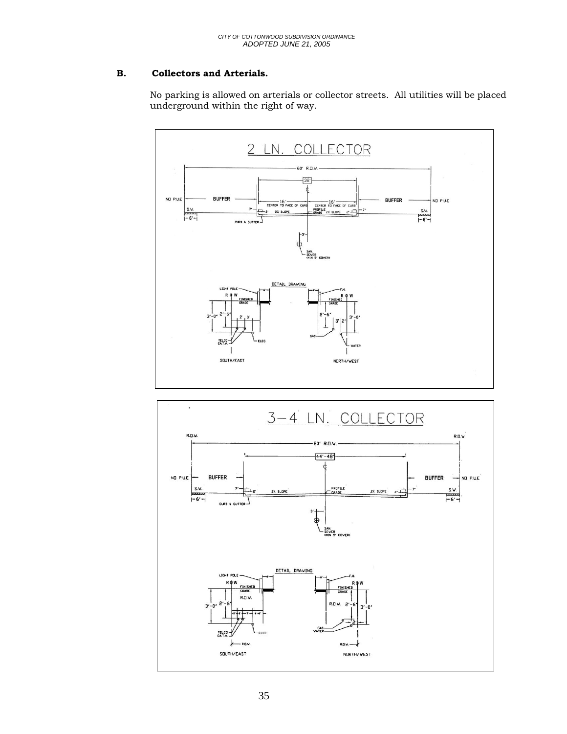## B. Collectors and Arterials.

No parking is allowed on arterials or collector streets. All utilities will be placed underground within the right of way.

2 LN. COLLECTOR

60' R.O.W.

32'

NO P.U.E — BUFFER — 16' CENTER TO FACE OF CURB — 16' CENTER TO FACE OF CURB — BUFFER — NO P.U.E

S.W. 7" 2' 2% SLOPE PROFILE GRADE 2% SLOPE 2' 7" S.W.

6' CURB & GUTTER 6'

3' SAN. SEWER (MIN 5' COVER)

DETAIL DRAWING

LIGHT POLE 6" R O W FINISHED GRADE — F.H. 6" R O W FINISHED GRADE

3'-0" 2'-6" 2' 3' TELCO CA.T.V. ELEC. — 2'-6" 3' 2' 3'-0" GAS WATER

SOUTH/EAST — NORTH/WEST

3-4 LN. COLLECTOR

R.O.W. 80' R.O.W. R.O.W.

44'-48'

NO P.U.E — BUFFER — BUFFER — NO P.U.E

S.W. 7" 2' 2% SLOPE PROFILE GRADE 2% SLOPE 2' 7" S.W.

6' CURB & GUTTER 6'

3' SAN. SEWER (MIN 5' COVER)

DETAIL DRAWING

LIGHT POLE 6" R O W FINISHED GRADE R.O.W. — F.H. 6" R O W FINISHED GRADE R.O.W.

3'-0" 2'-6" TELCO CA.T.V. ELEC. R.O.W. — 2'-6" 3'-0" 2' GAS WATER R.O.W.

SOUTH/EAST — NORTH/WEST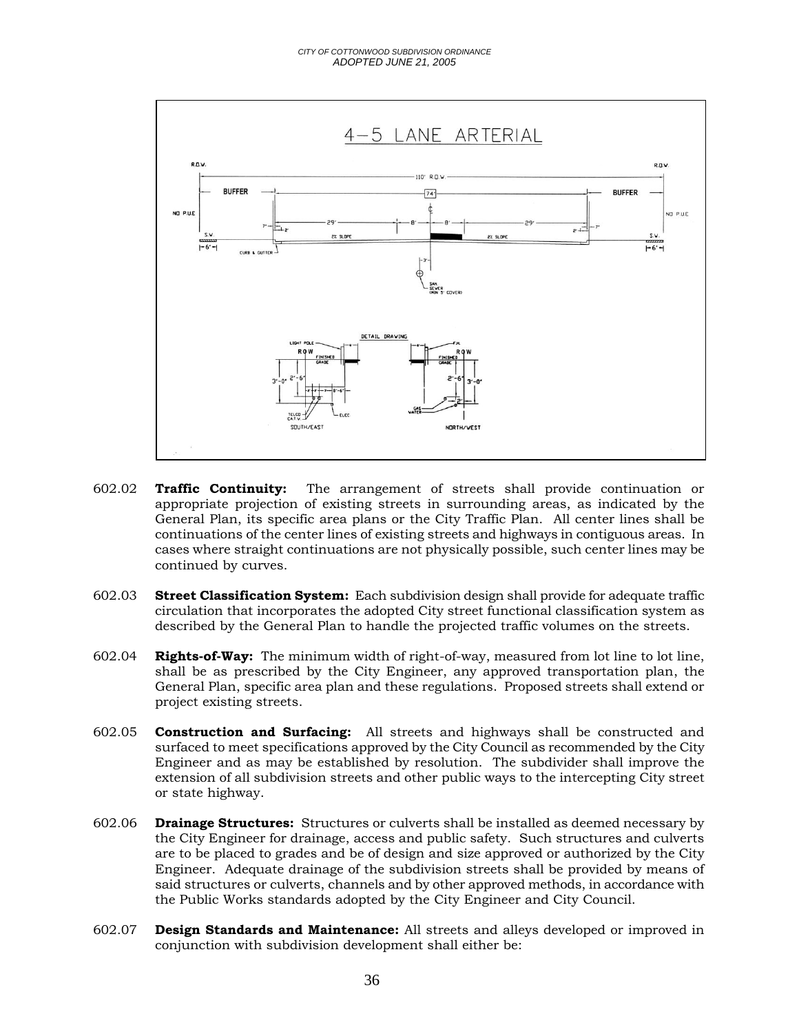4–5 LANE ARTERIAL

602.02 **Traffic Continuity:** The arrangement of streets shall provide continuation or appropriate projection of existing streets in surrounding areas, as indicated by the General Plan, its specific area plans or the City Traffic Plan. All center lines shall be continuations of the center lines of existing streets and highways in contiguous areas. In cases where straight continuations are not physically possible, such center lines may be continued by curves.

602.03 **Street Classification System:** Each subdivision design shall provide for adequate traffic circulation that incorporates the adopted City street functional classification system as described by the General Plan to handle the projected traffic volumes on the streets.

602.04 **Rights-of-Way:** The minimum width of right-of-way, measured from lot line to lot line, shall be as prescribed by the City Engineer, any approved transportation plan, the General Plan, specific area plan and these regulations. Proposed streets shall extend or project existing streets.

602.05 **Construction and Surfacing:** All streets and highways shall be constructed and surfaced to meet specifications approved by the City Council as recommended by the City Engineer and as may be established by resolution. The subdivider shall improve the extension of all subdivision streets and other public ways to the intercepting City street or state highway.

602.06 **Drainage Structures:** Structures or culverts shall be installed as deemed necessary by the City Engineer for drainage, access and public safety. Such structures and culverts are to be placed to grades and be of design and size approved or authorized by the City Engineer. Adequate drainage of the subdivision streets shall be provided by means of said structures or culverts, channels and by other approved methods, in accordance with the Public Works standards adopted by the City Engineer and City Council.

602.07 **Design Standards and Maintenance:** All streets and alleys developed or improved in conjunction with subdivision development shall either be: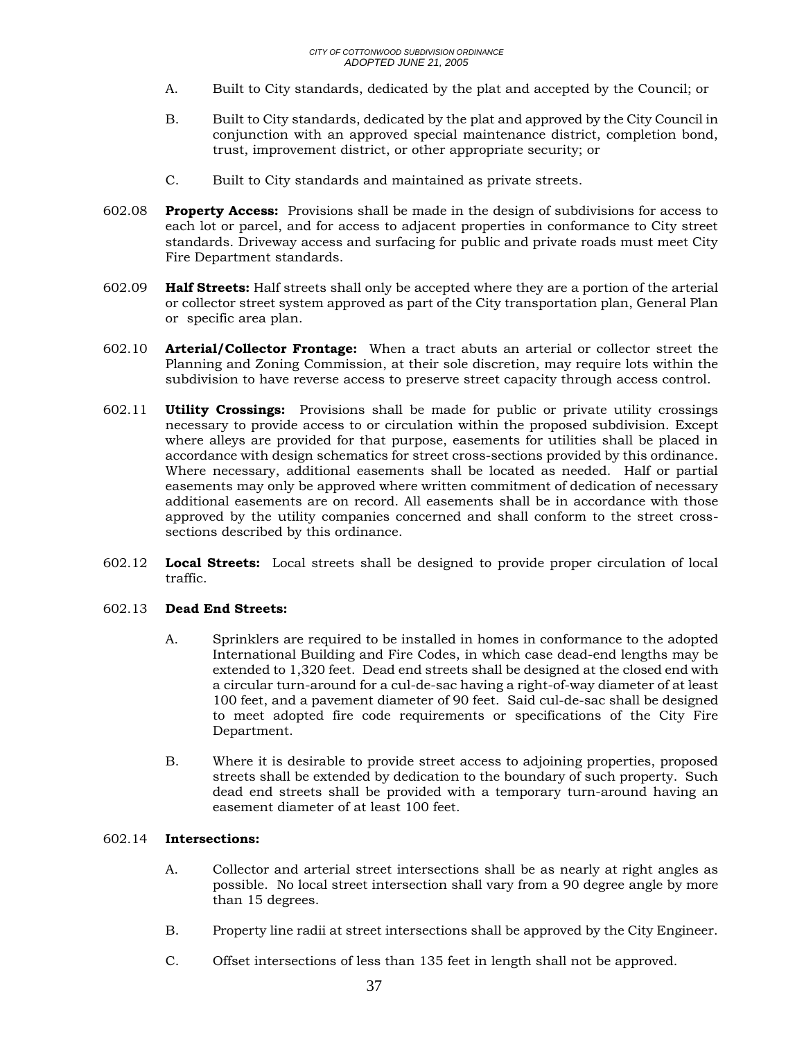A. Built to City standards, dedicated by the plat and accepted by the Council; or

B. Built to City standards, dedicated by the plat and approved by the City Council in conjunction with an approved special maintenance district, completion bond, trust, improvement district, or other appropriate security; or

C. Built to City standards and maintained as private streets.

602.08 **Property Access:** Provisions shall be made in the design of subdivisions for access to each lot or parcel, and for access to adjacent properties in conformance to City street standards. Driveway access and surfacing for public and private roads must meet City Fire Department standards.

602.09 **Half Streets:** Half streets shall only be accepted where they are a portion of the arterial or collector street system approved as part of the City transportation plan, General Plan or specific area plan.

602.10 **Arterial/Collector Frontage:** When a tract abuts an arterial or collector street the Planning and Zoning Commission, at their sole discretion, may require lots within the subdivision to have reverse access to preserve street capacity through access control.

602.11 **Utility Crossings:** Provisions shall be made for public or private utility crossings necessary to provide access to or circulation within the proposed subdivision. Except where alleys are provided for that purpose, easements for utilities shall be placed in accordance with design schematics for street cross-sections provided by this ordinance. Where necessary, additional easements shall be located as needed. Half or partial easements may only be approved where written commitment of dedication of necessary additional easements are on record. All easements shall be in accordance with those approved by the utility companies concerned and shall conform to the street cross-sections described by this ordinance.

602.12 **Local Streets:** Local streets shall be designed to provide proper circulation of local traffic.

602.13 **Dead End Streets:**

A. Sprinklers are required to be installed in homes in conformance to the adopted International Building and Fire Codes, in which case dead-end lengths may be extended to 1,320 feet. Dead end streets shall be designed at the closed end with a circular turn-around for a cul-de-sac having a right-of-way diameter of at least 100 feet, and a pavement diameter of 90 feet. Said cul-de-sac shall be designed to meet adopted fire code requirements or specifications of the City Fire Department.

B. Where it is desirable to provide street access to adjoining properties, proposed streets shall be extended by dedication to the boundary of such property. Such dead end streets shall be provided with a temporary turn-around having an easement diameter of at least 100 feet.

602.14 **Intersections:**

A. Collector and arterial street intersections shall be as nearly at right angles as possible. No local street intersection shall vary from a 90 degree angle by more than 15 degrees.

B. Property line radii at street intersections shall be approved by the City Engineer.

C. Offset intersections of less than 135 feet in length shall not be approved.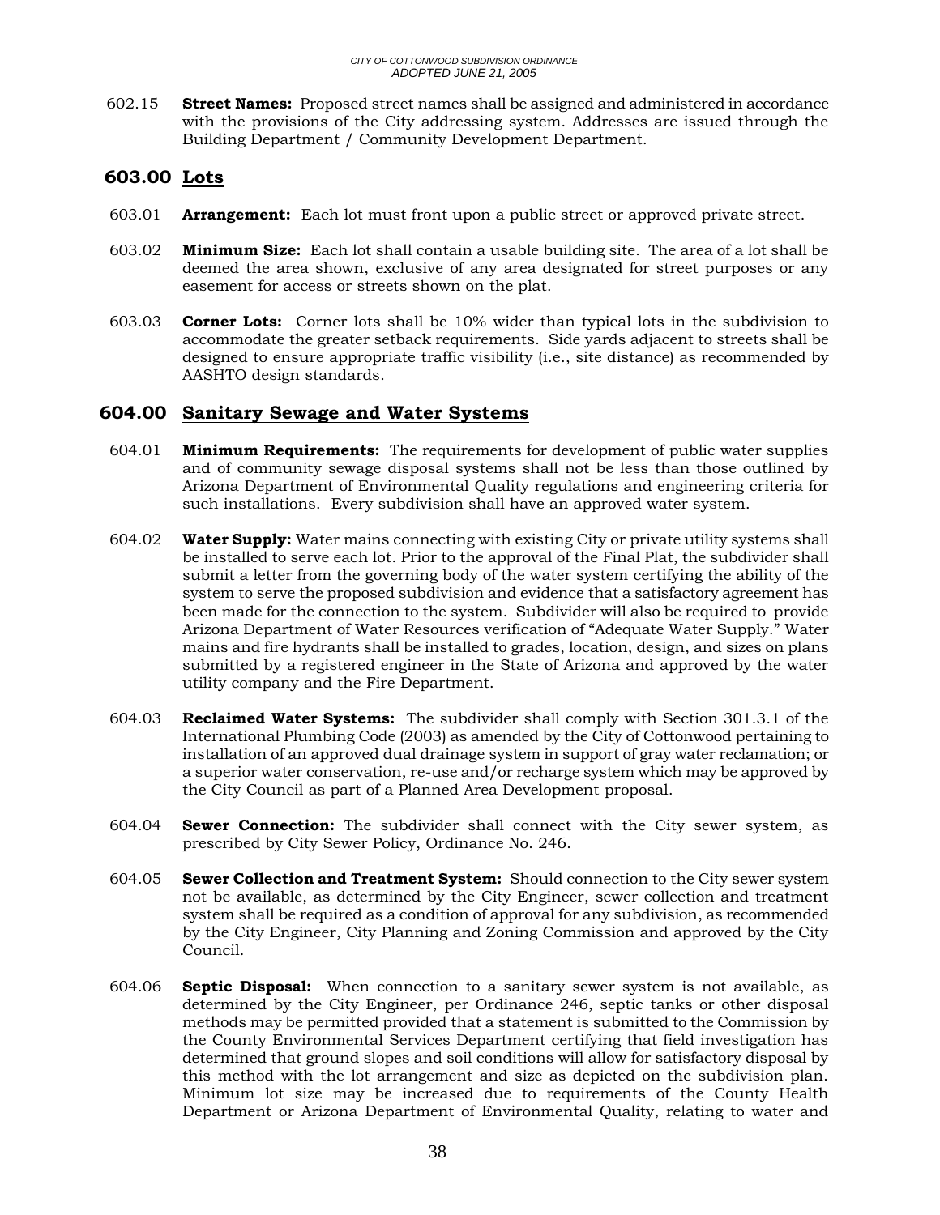602.15 **Street Names:** Proposed street names shall be assigned and administered in accordance with the provisions of the City addressing system. Addresses are issued through the Building Department / Community Development Department.

## 603.00 Lots

603.01 **Arrangement:** Each lot must front upon a public street or approved private street.

603.02 **Minimum Size:** Each lot shall contain a usable building site. The area of a lot shall be deemed the area shown, exclusive of any area designated for street purposes or any easement for access or streets shown on the plat.

603.03 **Corner Lots:** Corner lots shall be 10% wider than typical lots in the subdivision to accommodate the greater setback requirements. Side yards adjacent to streets shall be designed to ensure appropriate traffic visibility (i.e., site distance) as recommended by AASHTO design standards.

## 604.00 Sanitary Sewage and Water Systems

604.01 **Minimum Requirements:** The requirements for development of public water supplies and of community sewage disposal systems shall not be less than those outlined by Arizona Department of Environmental Quality regulations and engineering criteria for such installations. Every subdivision shall have an approved water system.

604.02 **Water Supply:** Water mains connecting with existing City or private utility systems shall be installed to serve each lot. Prior to the approval of the Final Plat, the subdivider shall submit a letter from the governing body of the water system certifying the ability of the system to serve the proposed subdivision and evidence that a satisfactory agreement has been made for the connection to the system. Subdivider will also be required to provide Arizona Department of Water Resources verification of "Adequate Water Supply." Water mains and fire hydrants shall be installed to grades, location, design, and sizes on plans submitted by a registered engineer in the State of Arizona and approved by the water utility company and the Fire Department.

604.03 **Reclaimed Water Systems:** The subdivider shall comply with Section 301.3.1 of the International Plumbing Code (2003) as amended by the City of Cottonwood pertaining to installation of an approved dual drainage system in support of gray water reclamation; or a superior water conservation, re-use and/or recharge system which may be approved by the City Council as part of a Planned Area Development proposal.

604.04 **Sewer Connection:** The subdivider shall connect with the City sewer system, as prescribed by City Sewer Policy, Ordinance No. 246.

604.05 **Sewer Collection and Treatment System:** Should connection to the City sewer system not be available, as determined by the City Engineer, sewer collection and treatment system shall be required as a condition of approval for any subdivision, as recommended by the City Engineer, City Planning and Zoning Commission and approved by the City Council.

604.06 **Septic Disposal:** When connection to a sanitary sewer system is not available, as determined by the City Engineer, per Ordinance 246, septic tanks or other disposal methods may be permitted provided that a statement is submitted to the Commission by the County Environmental Services Department certifying that field investigation has determined that ground slopes and soil conditions will allow for satisfactory disposal by this method with the lot arrangement and size as depicted on the subdivision plan. Minimum lot size may be increased due to requirements of the County Health Department or Arizona Department of Environmental Quality, relating to water and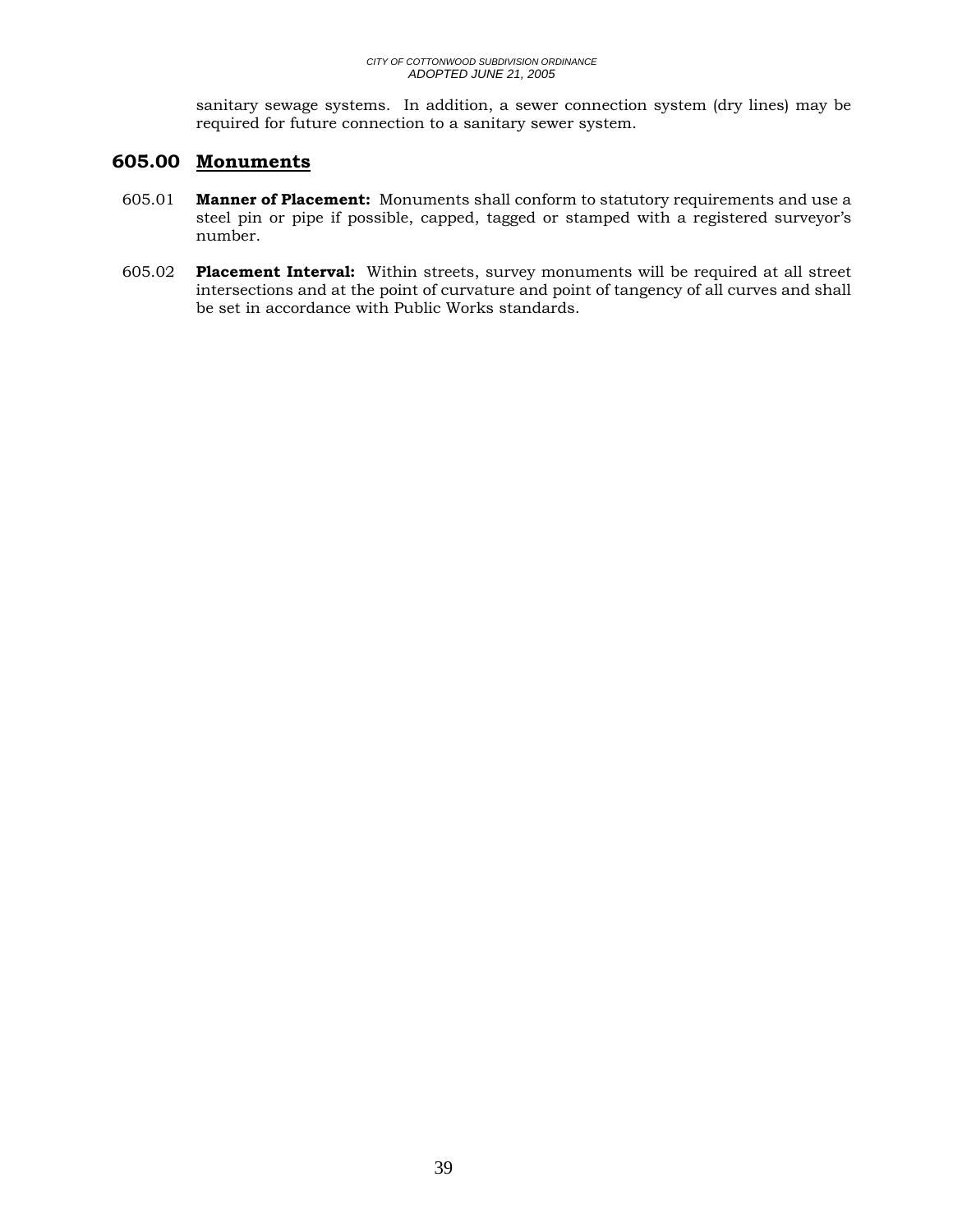sanitary sewage systems. In addition, a sewer connection system (dry lines) may be required for future connection to a sanitary sewer system.

## 605.00 Monuments

605.01 **Manner of Placement:** Monuments shall conform to statutory requirements and use a steel pin or pipe if possible, capped, tagged or stamped with a registered surveyor's number.

605.02 **Placement Interval:** Within streets, survey monuments will be required at all street intersections and at the point of curvature and point of tangency of all curves and shall be set in accordance with Public Works standards.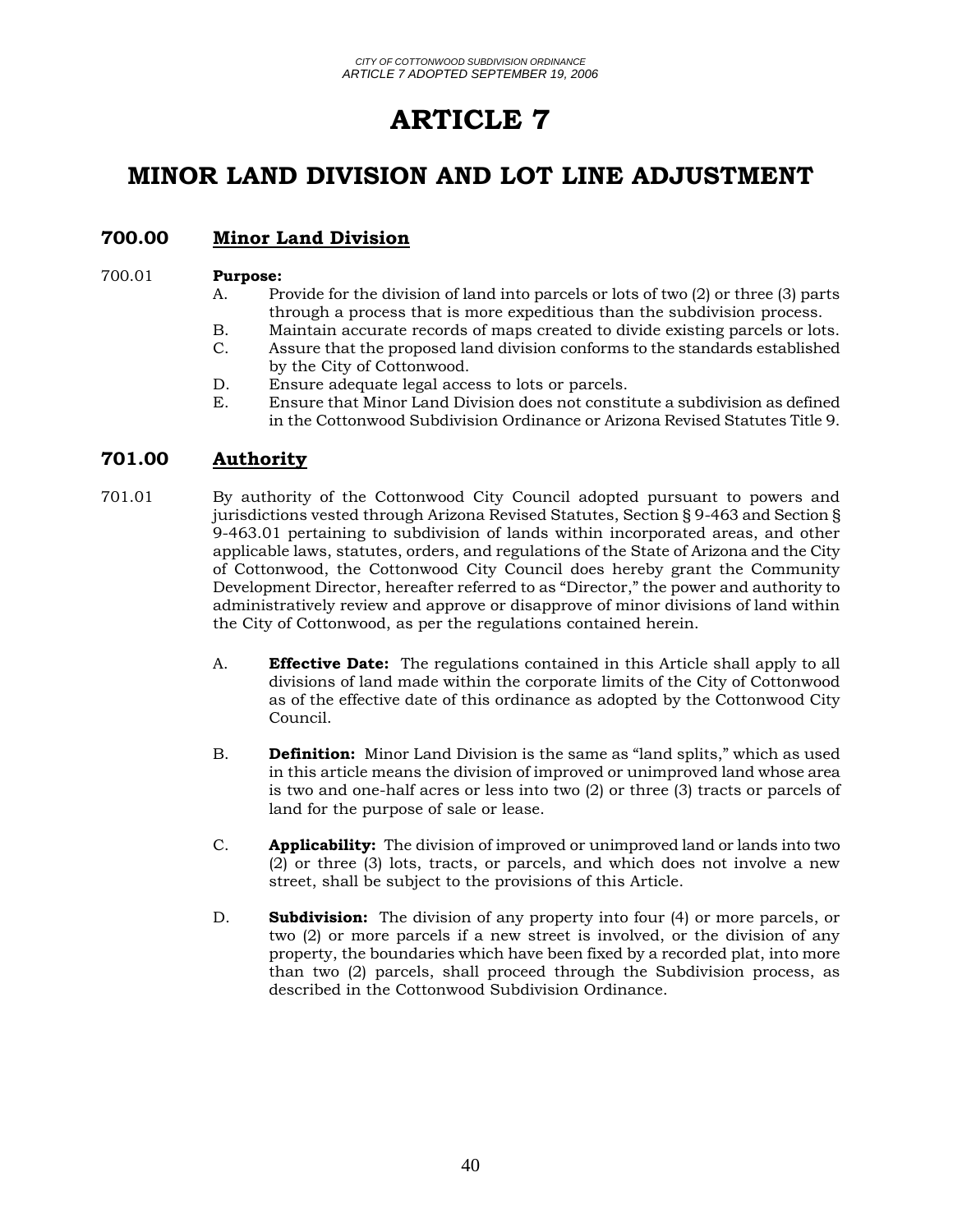# ARTICLE 7

# MINOR LAND DIVISION AND LOT LINE ADJUSTMENT

## 700.00 Minor Land Division

700.01 **Purpose:**

A. Provide for the division of land into parcels or lots of two (2) or three (3) parts through a process that is more expeditious than the subdivision process.

B. Maintain accurate records of maps created to divide existing parcels or lots.

C. Assure that the proposed land division conforms to the standards established by the City of Cottonwood.

D. Ensure adequate legal access to lots or parcels.

E. Ensure that Minor Land Division does not constitute a subdivision as defined in the Cottonwood Subdivision Ordinance or Arizona Revised Statutes Title 9.

## 701.00 Authority

701.01 By authority of the Cottonwood City Council adopted pursuant to powers and jurisdictions vested through Arizona Revised Statutes, Section § 9-463 and Section § 9-463.01 pertaining to subdivision of lands within incorporated areas, and other applicable laws, statutes, orders, and regulations of the State of Arizona and the City of Cottonwood, the Cottonwood City Council does hereby grant the Community Development Director, hereafter referred to as "Director," the power and authority to administratively review and approve or disapprove of minor divisions of land within the City of Cottonwood, as per the regulations contained herein.

A. **Effective Date:** The regulations contained in this Article shall apply to all divisions of land made within the corporate limits of the City of Cottonwood as of the effective date of this ordinance as adopted by the Cottonwood City Council.

B. **Definition:** Minor Land Division is the same as "land splits," which as used in this article means the division of improved or unimproved land whose area is two and one-half acres or less into two (2) or three (3) tracts or parcels of land for the purpose of sale or lease.

C. **Applicability:** The division of improved or unimproved land or lands into two (2) or three (3) lots, tracts, or parcels, and which does not involve a new street, shall be subject to the provisions of this Article.

D. **Subdivision:** The division of any property into four (4) or more parcels, or two (2) or more parcels if a new street is involved, or the division of any property, the boundaries which have been fixed by a recorded plat, into more than two (2) parcels, shall proceed through the Subdivision process, as described in the Cottonwood Subdivision Ordinance.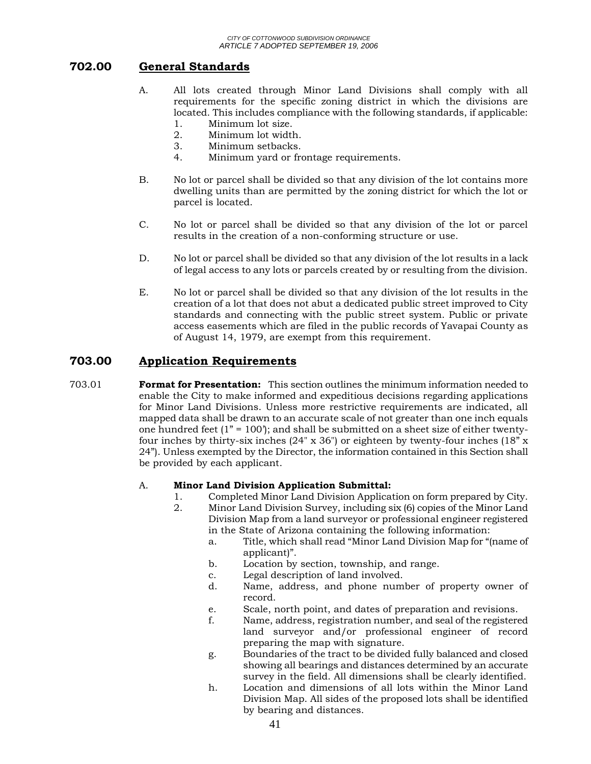## 702.00 General Standards

A. All lots created through Minor Land Divisions shall comply with all requirements for the specific zoning district in which the divisions are located. This includes compliance with the following standards, if applicable:
   1. Minimum lot size.
   2. Minimum lot width.
   3. Minimum setbacks.
   4. Minimum yard or frontage requirements.

B. No lot or parcel shall be divided so that any division of the lot contains more dwelling units than are permitted by the zoning district for which the lot or parcel is located.

C. No lot or parcel shall be divided so that any division of the lot or parcel results in the creation of a non-conforming structure or use.

D. No lot or parcel shall be divided so that any division of the lot results in a lack of legal access to any lots or parcels created by or resulting from the division.

E. No lot or parcel shall be divided so that any division of the lot results in the creation of a lot that does not abut a dedicated public street improved to City standards and connecting with the public street system. Public or private access easements which are filed in the public records of Yavapai County as of August 14, 1979, are exempt from this requirement.

## 703.00 Application Requirements

703.01 **Format for Presentation:** This section outlines the minimum information needed to enable the City to make informed and expeditious decisions regarding applications for Minor Land Divisions. Unless more restrictive requirements are indicated, all mapped data shall be drawn to an accurate scale of not greater than one inch equals one hundred feet (1" = 100'); and shall be submitted on a sheet size of either twenty-four inches by thirty-six inches (24" x 36") or eighteen by twenty-four inches (18" x 24"). Unless exempted by the Director, the information contained in this Section shall be provided by each applicant.

A. **Minor Land Division Application Submittal:**
   1. Completed Minor Land Division Application on form prepared by City.
   2. Minor Land Division Survey, including six (6) copies of the Minor Land Division Map from a land surveyor or professional engineer registered in the State of Arizona containing the following information:
      a. Title, which shall read "Minor Land Division Map for "(name of applicant)".
      b. Location by section, township, and range.
      c. Legal description of land involved.
      d. Name, address, and phone number of property owner of record.
      e. Scale, north point, and dates of preparation and revisions.
      f. Name, address, registration number, and seal of the registered land surveyor and/or professional engineer of record preparing the map with signature.
      g. Boundaries of the tract to be divided fully balanced and closed showing all bearings and distances determined by an accurate survey in the field. All dimensions shall be clearly identified.
      h. Location and dimensions of all lots within the Minor Land Division Map. All sides of the proposed lots shall be identified by bearing and distances.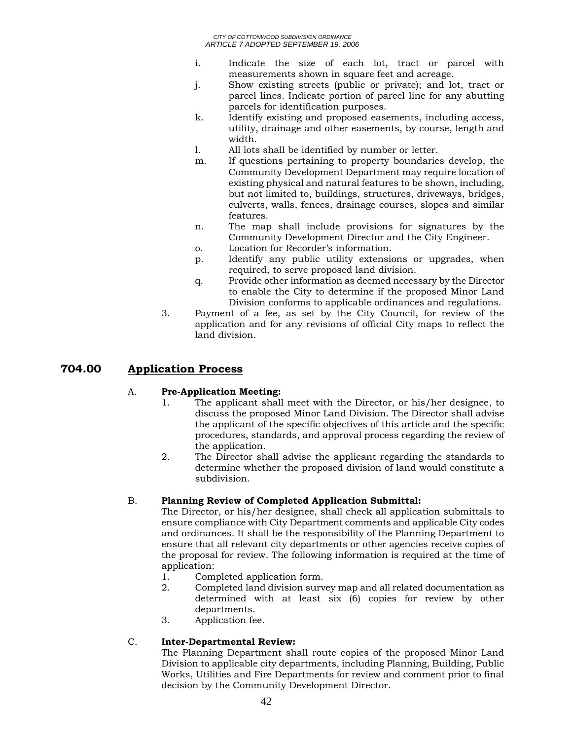i. Indicate the size of each lot, tract or parcel with measurements shown in square feet and acreage.
j. Show existing streets (public or private); and lot, tract or parcel lines. Indicate portion of parcel line for any abutting parcels for identification purposes.
k. Identify existing and proposed easements, including access, utility, drainage and other easements, by course, length and width.
l. All lots shall be identified by number or letter.
m. If questions pertaining to property boundaries develop, the Community Development Department may require location of existing physical and natural features to be shown, including, but not limited to, buildings, structures, driveways, bridges, culverts, walls, fences, drainage courses, slopes and similar features.
n. The map shall include provisions for signatures by the Community Development Director and the City Engineer.
o. Location for Recorder's information.
p. Identify any public utility extensions or upgrades, when required, to serve proposed land division.
q. Provide other information as deemed necessary by the Director to enable the City to determine if the proposed Minor Land Division conforms to applicable ordinances and regulations.

3. Payment of a fee, as set by the City Council, for review of the application and for any revisions of official City maps to reflect the land division.

## 704.00 Application Process

A. **Pre-Application Meeting:**

1. The applicant shall meet with the Director, or his/her designee, to discuss the proposed Minor Land Division. The Director shall advise the applicant of the specific objectives of this article and the specific procedures, standards, and approval process regarding the review of the application.
2. The Director shall advise the applicant regarding the standards to determine whether the proposed division of land would constitute a subdivision.

B. **Planning Review of Completed Application Submittal:**

The Director, or his/her designee, shall check all application submittals to ensure compliance with City Department comments and applicable City codes and ordinances. It shall be the responsibility of the Planning Department to ensure that all relevant city departments or other agencies receive copies of the proposal for review. The following information is required at the time of application:

1. Completed application form.
2. Completed land division survey map and all related documentation as determined with at least six (6) copies for review by other departments.
3. Application fee.

C. **Inter-Departmental Review:**

The Planning Department shall route copies of the proposed Minor Land Division to applicable city departments, including Planning, Building, Public Works, Utilities and Fire Departments for review and comment prior to final decision by the Community Development Director.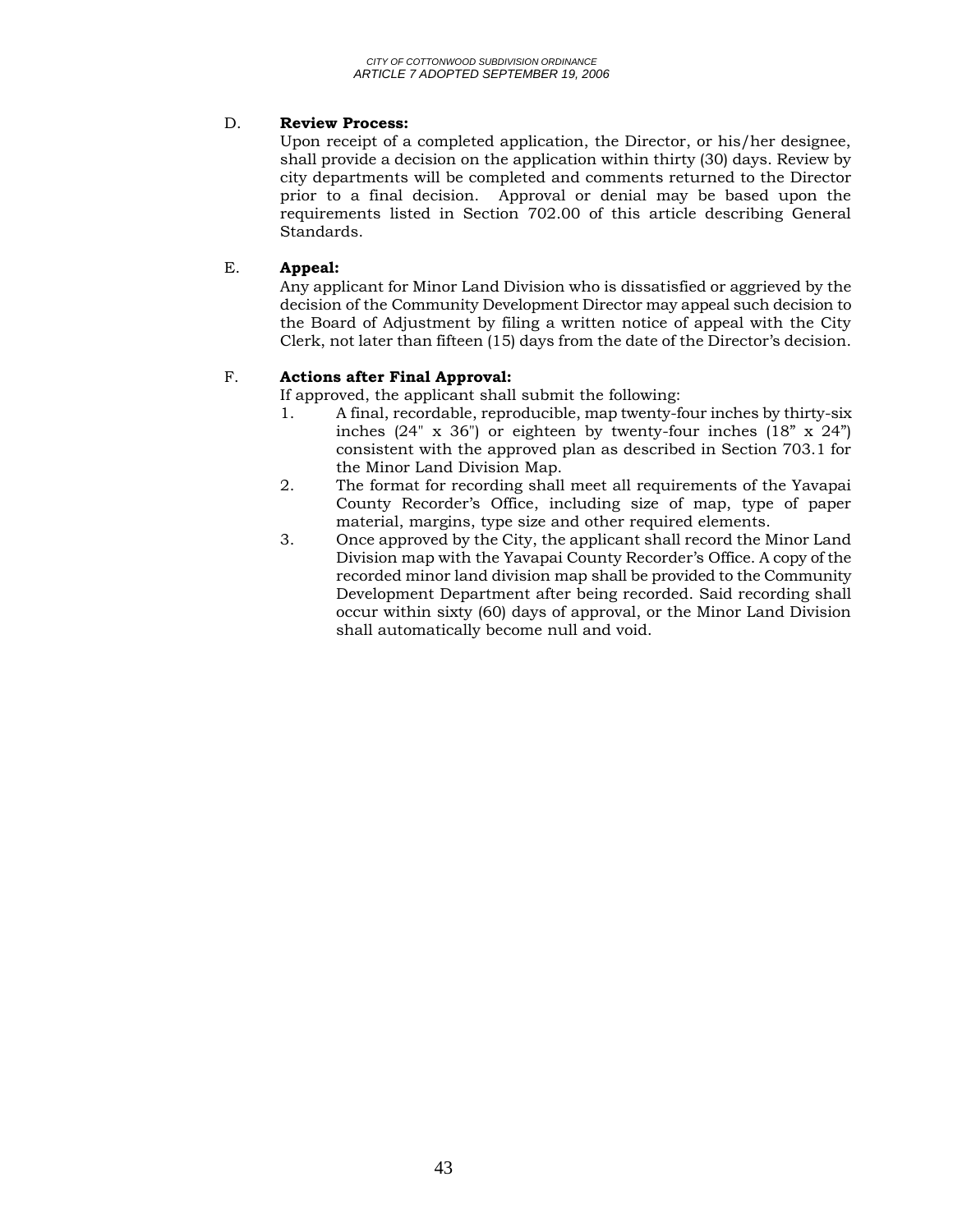D. **Review Process:**

Upon receipt of a completed application, the Director, or his/her designee, shall provide a decision on the application within thirty (30) days. Review by city departments will be completed and comments returned to the Director prior to a final decision. Approval or denial may be based upon the requirements listed in Section 702.00 of this article describing General Standards.

E. **Appeal:**

Any applicant for Minor Land Division who is dissatisfied or aggrieved by the decision of the Community Development Director may appeal such decision to the Board of Adjustment by filing a written notice of appeal with the City Clerk, not later than fifteen (15) days from the date of the Director's decision.

F. **Actions after Final Approval:**

If approved, the applicant shall submit the following:

1. A final, recordable, reproducible, map twenty-four inches by thirty-six inches (24" x 36") or eighteen by twenty-four inches (18" x 24") consistent with the approved plan as described in Section 703.1 for the Minor Land Division Map.
2. The format for recording shall meet all requirements of the Yavapai County Recorder's Office, including size of map, type of paper material, margins, type size and other required elements.
3. Once approved by the City, the applicant shall record the Minor Land Division map with the Yavapai County Recorder's Office. A copy of the recorded minor land division map shall be provided to the Community Development Department after being recorded. Said recording shall occur within sixty (60) days of approval, or the Minor Land Division shall automatically become null and void.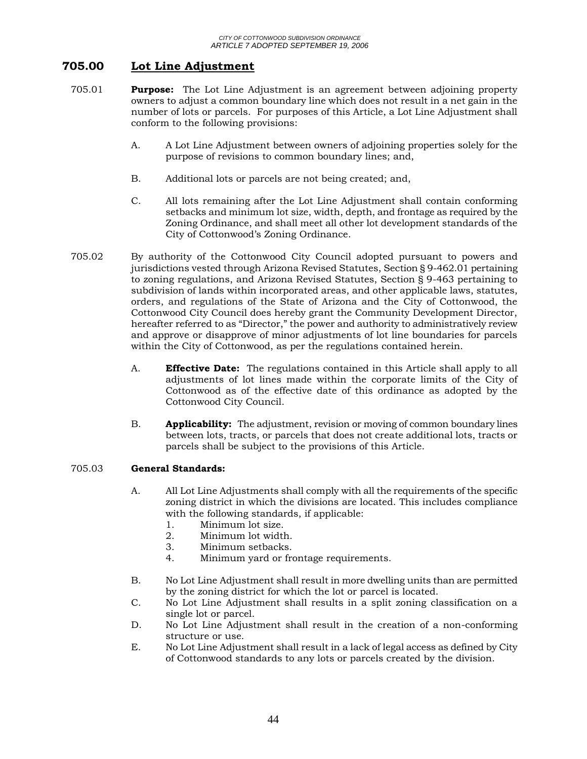## 705.00 Lot Line Adjustment

705.01 **Purpose:** The Lot Line Adjustment is an agreement between adjoining property owners to adjust a common boundary line which does not result in a net gain in the number of lots or parcels. For purposes of this Article, a Lot Line Adjustment shall conform to the following provisions:

A. A Lot Line Adjustment between owners of adjoining properties solely for the purpose of revisions to common boundary lines; and,

B. Additional lots or parcels are not being created; and,

C. All lots remaining after the Lot Line Adjustment shall contain conforming setbacks and minimum lot size, width, depth, and frontage as required by the Zoning Ordinance, and shall meet all other lot development standards of the City of Cottonwood's Zoning Ordinance.

705.02 By authority of the Cottonwood City Council adopted pursuant to powers and jurisdictions vested through Arizona Revised Statutes, Section § 9-462.01 pertaining to zoning regulations, and Arizona Revised Statutes, Section § 9-463 pertaining to subdivision of lands within incorporated areas, and other applicable laws, statutes, orders, and regulations of the State of Arizona and the City of Cottonwood, the Cottonwood City Council does hereby grant the Community Development Director, hereafter referred to as "Director," the power and authority to administratively review and approve or disapprove of minor adjustments of lot line boundaries for parcels within the City of Cottonwood, as per the regulations contained herein.

A. **Effective Date:** The regulations contained in this Article shall apply to all adjustments of lot lines made within the corporate limits of the City of Cottonwood as of the effective date of this ordinance as adopted by the Cottonwood City Council.

B. **Applicability:** The adjustment, revision or moving of common boundary lines between lots, tracts, or parcels that does not create additional lots, tracts or parcels shall be subject to the provisions of this Article.

705.03 **General Standards:**

A. All Lot Line Adjustments shall comply with all the requirements of the specific zoning district in which the divisions are located. This includes compliance with the following standards, if applicable:
   1. Minimum lot size.
   2. Minimum lot width.
   3. Minimum setbacks.
   4. Minimum yard or frontage requirements.

B. No Lot Line Adjustment shall result in more dwelling units than are permitted by the zoning district for which the lot or parcel is located.

C. No Lot Line Adjustment shall results in a split zoning classification on a single lot or parcel.

D. No Lot Line Adjustment shall result in the creation of a non-conforming structure or use.

E. No Lot Line Adjustment shall result in a lack of legal access as defined by City of Cottonwood standards to any lots or parcels created by the division.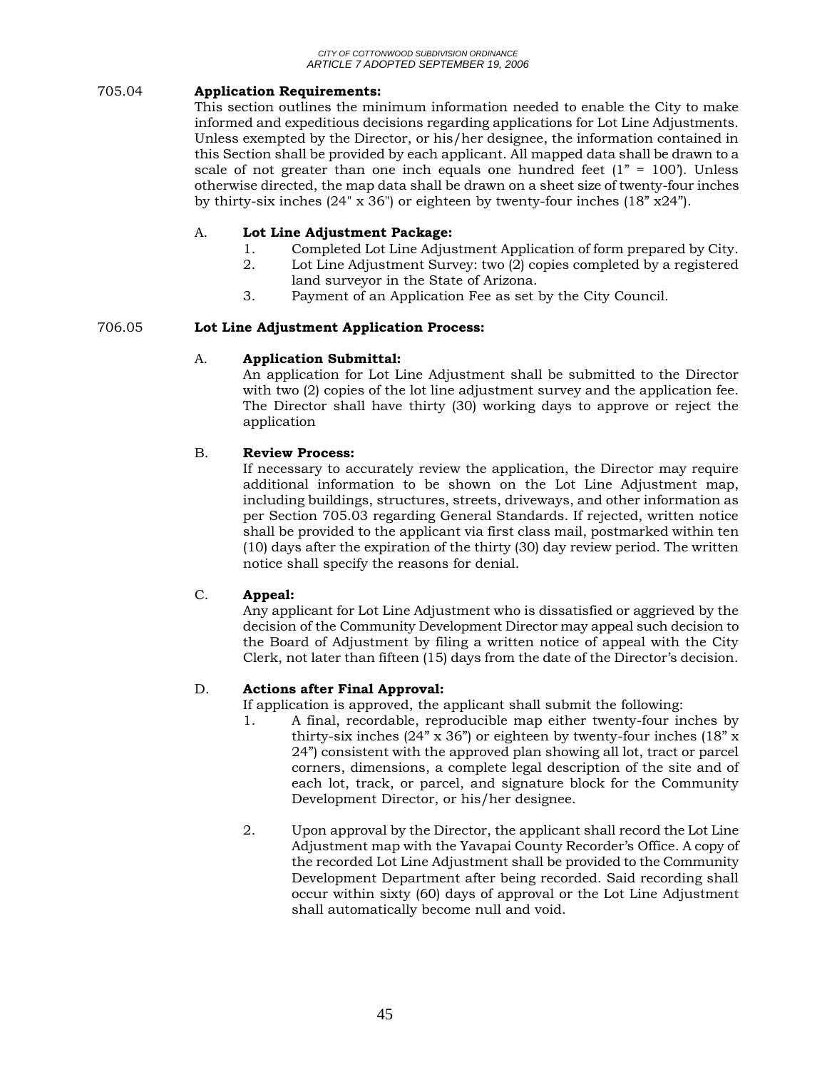705.04 **Application Requirements:**

This section outlines the minimum information needed to enable the City to make informed and expeditious decisions regarding applications for Lot Line Adjustments. Unless exempted by the Director, or his/her designee, the information contained in this Section shall be provided by each applicant. All mapped data shall be drawn to a scale of not greater than one inch equals one hundred feet (1" = 100'). Unless otherwise directed, the map data shall be drawn on a sheet size of twenty-four inches by thirty-six inches (24" x 36") or eighteen by twenty-four inches (18" x24").

A. **Lot Line Adjustment Package:**

1. Completed Lot Line Adjustment Application of form prepared by City.
2. Lot Line Adjustment Survey: two (2) copies completed by a registered land surveyor in the State of Arizona.
3. Payment of an Application Fee as set by the City Council.

706.05 **Lot Line Adjustment Application Process:**

A. **Application Submittal:**

An application for Lot Line Adjustment shall be submitted to the Director with two (2) copies of the lot line adjustment survey and the application fee. The Director shall have thirty (30) working days to approve or reject the application

B. **Review Process:**

If necessary to accurately review the application, the Director may require additional information to be shown on the Lot Line Adjustment map, including buildings, structures, streets, driveways, and other information as per Section 705.03 regarding General Standards. If rejected, written notice shall be provided to the applicant via first class mail, postmarked within ten (10) days after the expiration of the thirty (30) day review period. The written notice shall specify the reasons for denial.

C. **Appeal:**

Any applicant for Lot Line Adjustment who is dissatisfied or aggrieved by the decision of the Community Development Director may appeal such decision to the Board of Adjustment by filing a written notice of appeal with the City Clerk, not later than fifteen (15) days from the date of the Director's decision.

D. **Actions after Final Approval:**

If application is approved, the applicant shall submit the following:

1. A final, recordable, reproducible map either twenty-four inches by thirty-six inches (24" x 36") or eighteen by twenty-four inches (18" x 24") consistent with the approved plan showing all lot, tract or parcel corners, dimensions, a complete legal description of the site and of each lot, track, or parcel, and signature block for the Community Development Director, or his/her designee.

2. Upon approval by the Director, the applicant shall record the Lot Line Adjustment map with the Yavapai County Recorder's Office. A copy of the recorded Lot Line Adjustment shall be provided to the Community Development Department after being recorded. Said recording shall occur within sixty (60) days of approval or the Lot Line Adjustment shall automatically become null and void.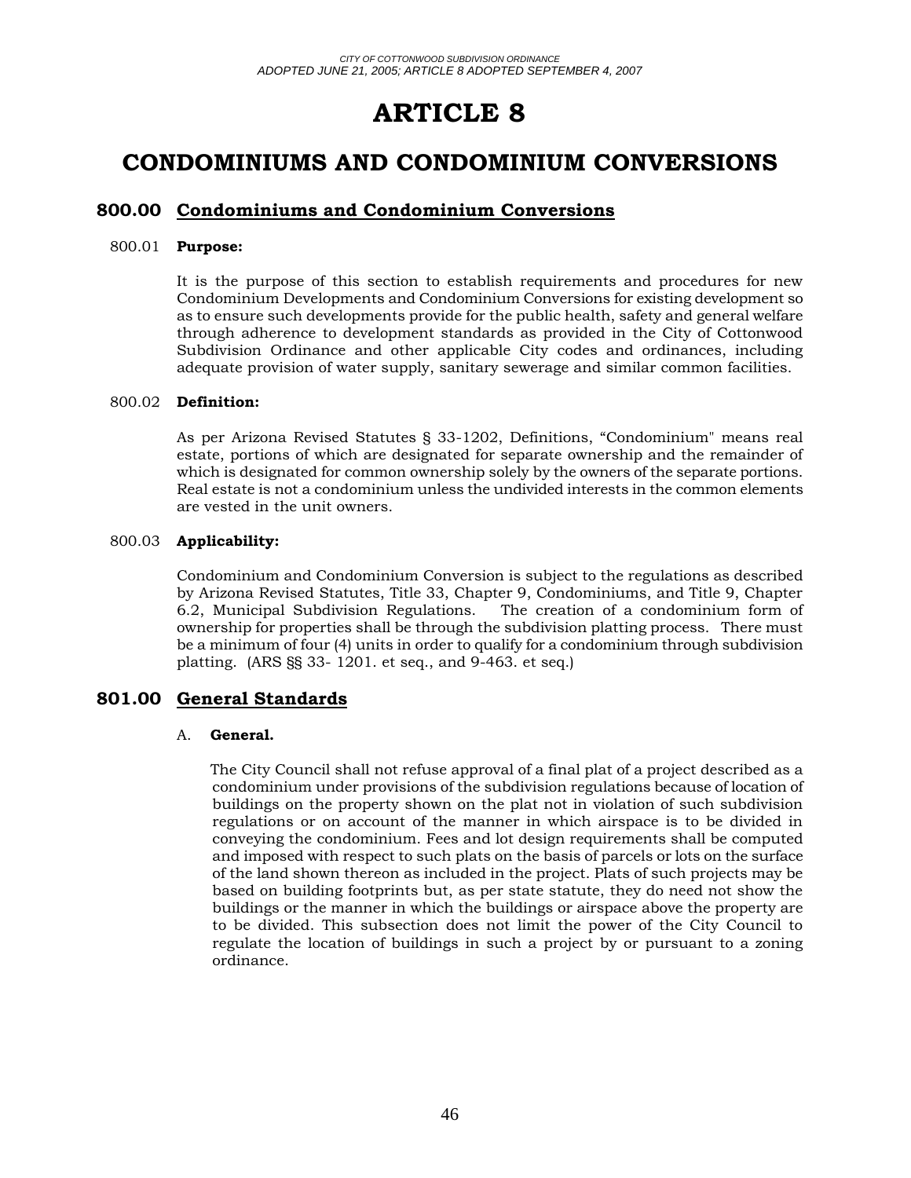# ARTICLE 8

# CONDOMINIUMS AND CONDOMINIUM CONVERSIONS

## 800.00 Condominiums and Condominium Conversions

### 800.01 **Purpose:**

It is the purpose of this section to establish requirements and procedures for new Condominium Developments and Condominium Conversions for existing development so as to ensure such developments provide for the public health, safety and general welfare through adherence to development standards as provided in the City of Cottonwood Subdivision Ordinance and other applicable City codes and ordinances, including adequate provision of water supply, sanitary sewerage and similar common facilities.

### 800.02 **Definition:**

As per Arizona Revised Statutes § 33-1202, Definitions, "Condominium" means real estate, portions of which are designated for separate ownership and the remainder of which is designated for common ownership solely by the owners of the separate portions. Real estate is not a condominium unless the undivided interests in the common elements are vested in the unit owners.

### 800.03 **Applicability:**

Condominium and Condominium Conversion is subject to the regulations as described by Arizona Revised Statutes, Title 33, Chapter 9, Condominiums, and Title 9, Chapter 6.2, Municipal Subdivision Regulations. The creation of a condominium form of ownership for properties shall be through the subdivision platting process. There must be a minimum of four (4) units in order to qualify for a condominium through subdivision platting. (ARS §§ 33- 1201. et seq., and 9-463. et seq.)

## 801.00 General Standards

A. **General.**

The City Council shall not refuse approval of a final plat of a project described as a condominium under provisions of the subdivision regulations because of location of buildings on the property shown on the plat not in violation of such subdivision regulations or on account of the manner in which airspace is to be divided in conveying the condominium. Fees and lot design requirements shall be computed and imposed with respect to such plats on the basis of parcels or lots on the surface of the land shown thereon as included in the project. Plats of such projects may be based on building footprints but, as per state statute, they do need not show the buildings or the manner in which the buildings or airspace above the property are to be divided. This subsection does not limit the power of the City Council to regulate the location of buildings in such a project by or pursuant to a zoning ordinance.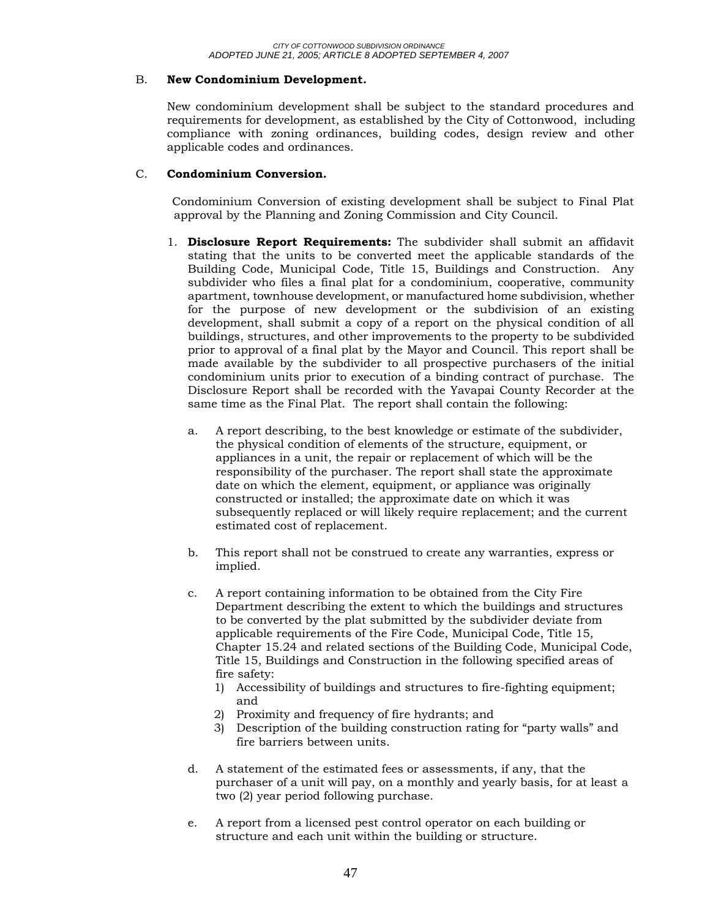B. **New Condominium Development.**

New condominium development shall be subject to the standard procedures and requirements for development, as established by the City of Cottonwood, including compliance with zoning ordinances, building codes, design review and other applicable codes and ordinances.

C. **Condominium Conversion.**

Condominium Conversion of existing development shall be subject to Final Plat approval by the Planning and Zoning Commission and City Council.

1. **Disclosure Report Requirements:** The subdivider shall submit an affidavit stating that the units to be converted meet the applicable standards of the Building Code, Municipal Code, Title 15, Buildings and Construction. Any subdivider who files a final plat for a condominium, cooperative, community apartment, townhouse development, or manufactured home subdivision, whether for the purpose of new development or the subdivision of an existing development, shall submit a copy of a report on the physical condition of all buildings, structures, and other improvements to the property to be subdivided prior to approval of a final plat by the Mayor and Council. This report shall be made available by the subdivider to all prospective purchasers of the initial condominium units prior to execution of a binding contract of purchase. The Disclosure Report shall be recorded with the Yavapai County Recorder at the same time as the Final Plat. The report shall contain the following:

   a. A report describing, to the best knowledge or estimate of the subdivider, the physical condition of elements of the structure, equipment, or appliances in a unit, the repair or replacement of which will be the responsibility of the purchaser. The report shall state the approximate date on which the element, equipment, or appliance was originally constructed or installed; the approximate date on which it was subsequently replaced or will likely require replacement; and the current estimated cost of replacement.

   b. This report shall not be construed to create any warranties, express or implied.

   c. A report containing information to be obtained from the City Fire Department describing the extent to which the buildings and structures to be converted by the plat submitted by the subdivider deviate from applicable requirements of the Fire Code, Municipal Code, Title 15, Chapter 15.24 and related sections of the Building Code, Municipal Code, Title 15, Buildings and Construction in the following specified areas of fire safety:
      1) Accessibility of buildings and structures to fire-fighting equipment; and
      2) Proximity and frequency of fire hydrants; and
      3) Description of the building construction rating for "party walls" and fire barriers between units.

   d. A statement of the estimated fees or assessments, if any, that the purchaser of a unit will pay, on a monthly and yearly basis, for at least a two (2) year period following purchase.

   e. A report from a licensed pest control operator on each building or structure and each unit within the building or structure.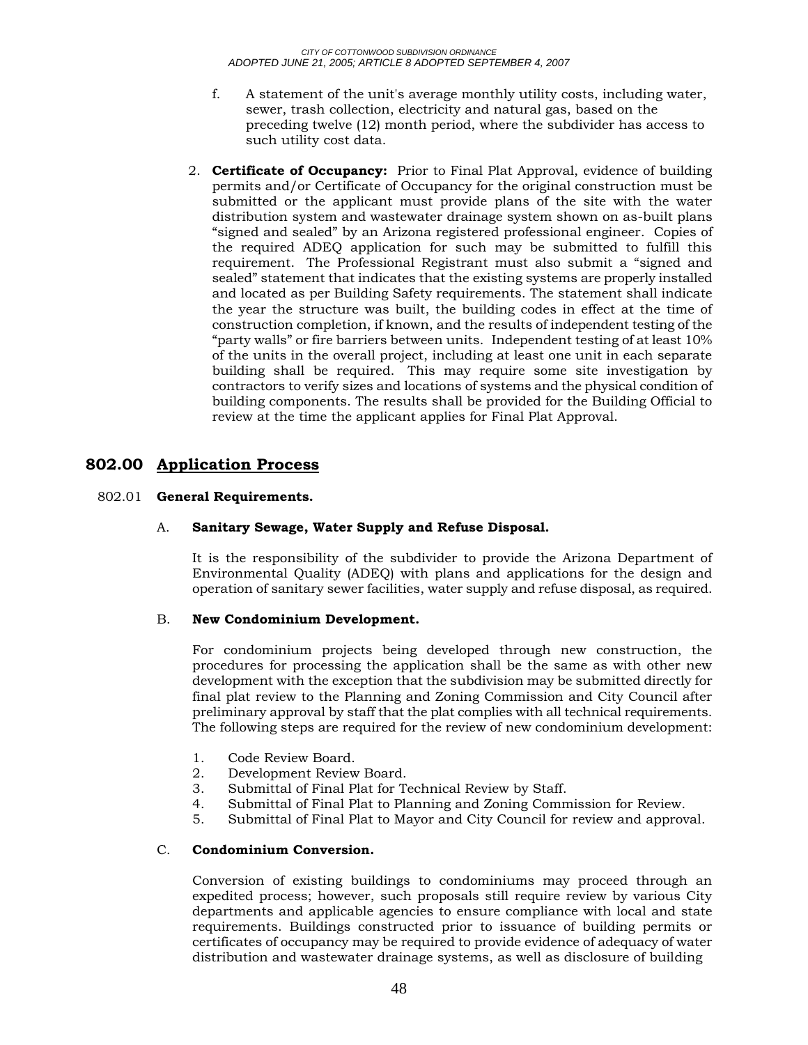f. A statement of the unit's average monthly utility costs, including water, sewer, trash collection, electricity and natural gas, based on the preceding twelve (12) month period, where the subdivider has access to such utility cost data.

2. **Certificate of Occupancy:** Prior to Final Plat Approval, evidence of building permits and/or Certificate of Occupancy for the original construction must be submitted or the applicant must provide plans of the site with the water distribution system and wastewater drainage system shown on as-built plans "signed and sealed" by an Arizona registered professional engineer. Copies of the required ADEQ application for such may be submitted to fulfill this requirement. The Professional Registrant must also submit a "signed and sealed" statement that indicates that the existing systems are properly installed and located as per Building Safety requirements. The statement shall indicate the year the structure was built, the building codes in effect at the time of construction completion, if known, and the results of independent testing of the "party walls" or fire barriers between units. Independent testing of at least 10% of the units in the overall project, including at least one unit in each separate building shall be required. This may require some site investigation by contractors to verify sizes and locations of systems and the physical condition of building components. The results shall be provided for the Building Official to review at the time the applicant applies for Final Plat Approval.

## 802.00 Application Process

802.01 **General Requirements.**

A. **Sanitary Sewage, Water Supply and Refuse Disposal.**

It is the responsibility of the subdivider to provide the Arizona Department of Environmental Quality (ADEQ) with plans and applications for the design and operation of sanitary sewer facilities, water supply and refuse disposal, as required.

B. **New Condominium Development.**

For condominium projects being developed through new construction, the procedures for processing the application shall be the same as with other new development with the exception that the subdivision may be submitted directly for final plat review to the Planning and Zoning Commission and City Council after preliminary approval by staff that the plat complies with all technical requirements. The following steps are required for the review of new condominium development:

1. Code Review Board.
2. Development Review Board.
3. Submittal of Final Plat for Technical Review by Staff.
4. Submittal of Final Plat to Planning and Zoning Commission for Review.
5. Submittal of Final Plat to Mayor and City Council for review and approval.

C. **Condominium Conversion.**

Conversion of existing buildings to condominiums may proceed through an expedited process; however, such proposals still require review by various City departments and applicable agencies to ensure compliance with local and state requirements. Buildings constructed prior to issuance of building permits or certificates of occupancy may be required to provide evidence of adequacy of water distribution and wastewater drainage systems, as well as disclosure of building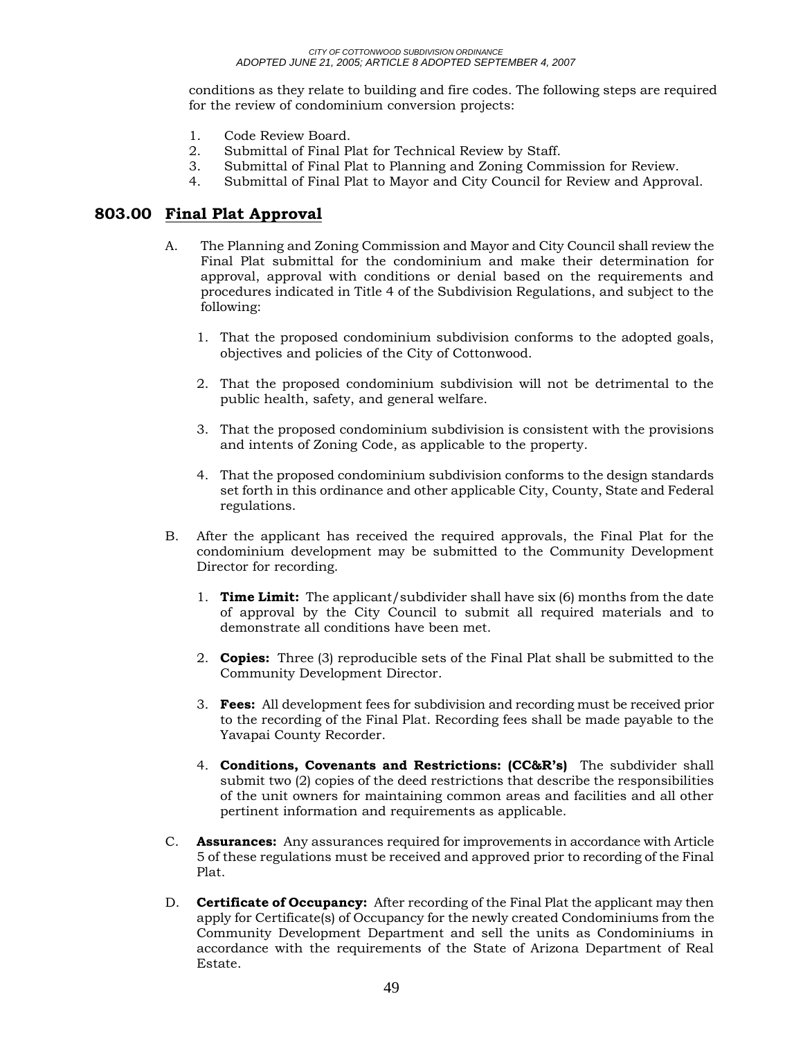conditions as they relate to building and fire codes. The following steps are required for the review of condominium conversion projects:

1. Code Review Board.
2. Submittal of Final Plat for Technical Review by Staff.
3. Submittal of Final Plat to Planning and Zoning Commission for Review.
4. Submittal of Final Plat to Mayor and City Council for Review and Approval.

## 803.00 Final Plat Approval

A. The Planning and Zoning Commission and Mayor and City Council shall review the Final Plat submittal for the condominium and make their determination for approval, approval with conditions or denial based on the requirements and procedures indicated in Title 4 of the Subdivision Regulations, and subject to the following:

   1. That the proposed condominium subdivision conforms to the adopted goals, objectives and policies of the City of Cottonwood.

   2. That the proposed condominium subdivision will not be detrimental to the public health, safety, and general welfare.

   3. That the proposed condominium subdivision is consistent with the provisions and intents of Zoning Code, as applicable to the property.

   4. That the proposed condominium subdivision conforms to the design standards set forth in this ordinance and other applicable City, County, State and Federal regulations.

B. After the applicant has received the required approvals, the Final Plat for the condominium development may be submitted to the Community Development Director for recording.

   1. **Time Limit:** The applicant/subdivider shall have six (6) months from the date of approval by the City Council to submit all required materials and to demonstrate all conditions have been met.

   2. **Copies:** Three (3) reproducible sets of the Final Plat shall be submitted to the Community Development Director.

   3. **Fees:** All development fees for subdivision and recording must be received prior to the recording of the Final Plat. Recording fees shall be made payable to the Yavapai County Recorder.

   4. **Conditions, Covenants and Restrictions: (CC&R's)** The subdivider shall submit two (2) copies of the deed restrictions that describe the responsibilities of the unit owners for maintaining common areas and facilities and all other pertinent information and requirements as applicable.

C. **Assurances:** Any assurances required for improvements in accordance with Article 5 of these regulations must be received and approved prior to recording of the Final Plat.

D. **Certificate of Occupancy:** After recording of the Final Plat the applicant may then apply for Certificate(s) of Occupancy for the newly created Condominiums from the Community Development Department and sell the units as Condominiums in accordance with the requirements of the State of Arizona Department of Real Estate.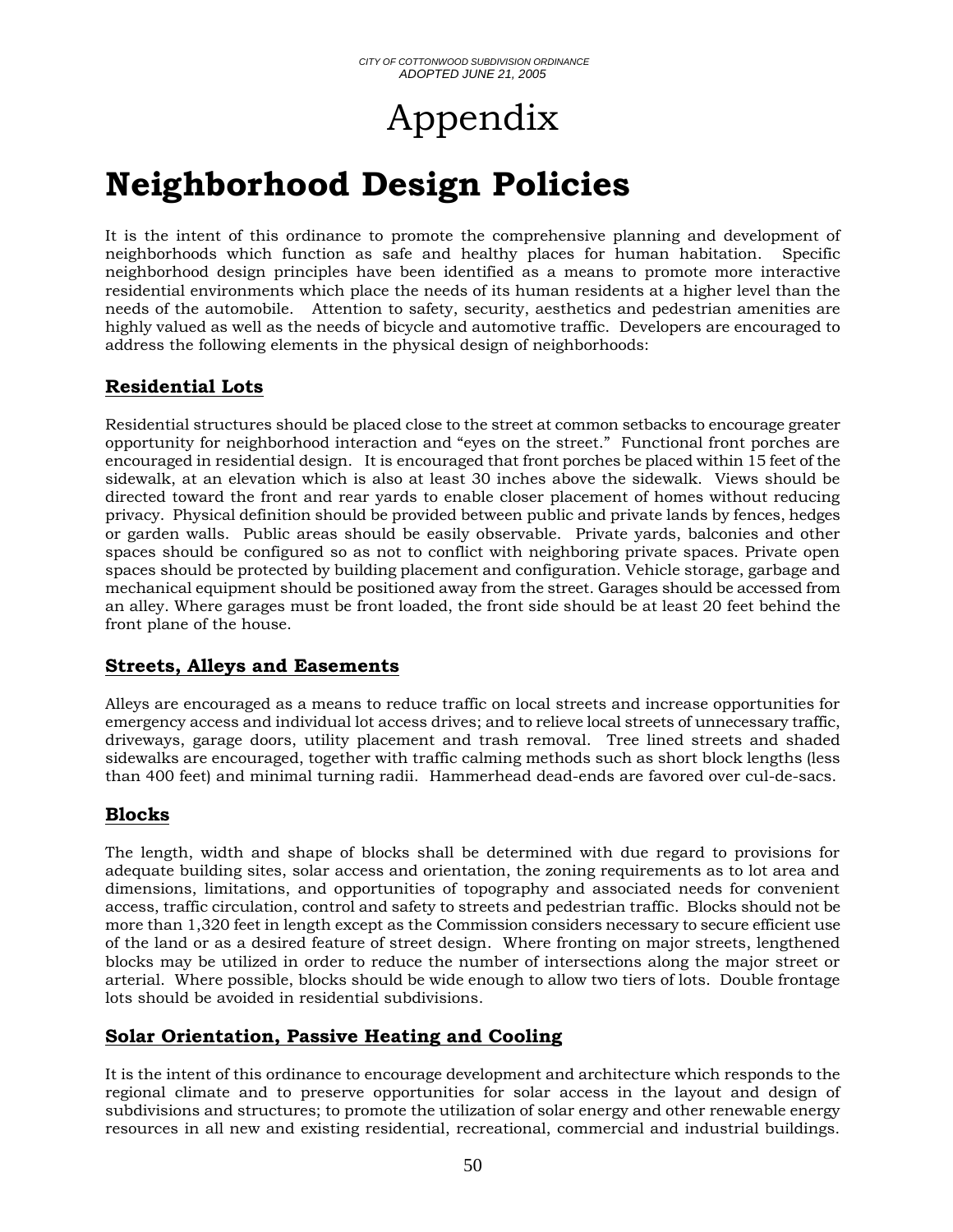# Appendix

# Neighborhood Design Policies

It is the intent of this ordinance to promote the comprehensive planning and development of neighborhoods which function as safe and healthy places for human habitation. Specific neighborhood design principles have been identified as a means to promote more interactive residential environments which place the needs of its human residents at a higher level than the needs of the automobile. Attention to safety, security, aesthetics and pedestrian amenities are highly valued as well as the needs of bicycle and automotive traffic. Developers are encouraged to address the following elements in the physical design of neighborhoods:

## Residential Lots

Residential structures should be placed close to the street at common setbacks to encourage greater opportunity for neighborhood interaction and "eyes on the street." Functional front porches are encouraged in residential design. It is encouraged that front porches be placed within 15 feet of the sidewalk, at an elevation which is also at least 30 inches above the sidewalk. Views should be directed toward the front and rear yards to enable closer placement of homes without reducing privacy. Physical definition should be provided between public and private lands by fences, hedges or garden walls. Public areas should be easily observable. Private yards, balconies and other spaces should be configured so as not to conflict with neighboring private spaces. Private open spaces should be protected by building placement and configuration. Vehicle storage, garbage and mechanical equipment should be positioned away from the street. Garages should be accessed from an alley. Where garages must be front loaded, the front side should be at least 20 feet behind the front plane of the house.

## Streets, Alleys and Easements

Alleys are encouraged as a means to reduce traffic on local streets and increase opportunities for emergency access and individual lot access drives; and to relieve local streets of unnecessary traffic, driveways, garage doors, utility placement and trash removal. Tree lined streets and shaded sidewalks are encouraged, together with traffic calming methods such as short block lengths (less than 400 feet) and minimal turning radii. Hammerhead dead-ends are favored over cul-de-sacs.

## Blocks

The length, width and shape of blocks shall be determined with due regard to provisions for adequate building sites, solar access and orientation, the zoning requirements as to lot area and dimensions, limitations, and opportunities of topography and associated needs for convenient access, traffic circulation, control and safety to streets and pedestrian traffic. Blocks should not be more than 1,320 feet in length except as the Commission considers necessary to secure efficient use of the land or as a desired feature of street design. Where fronting on major streets, lengthened blocks may be utilized in order to reduce the number of intersections along the major street or arterial. Where possible, blocks should be wide enough to allow two tiers of lots. Double frontage lots should be avoided in residential subdivisions.

## Solar Orientation, Passive Heating and Cooling

It is the intent of this ordinance to encourage development and architecture which responds to the regional climate and to preserve opportunities for solar access in the layout and design of subdivisions and structures; to promote the utilization of solar energy and other renewable energy resources in all new and existing residential, recreational, commercial and industrial buildings.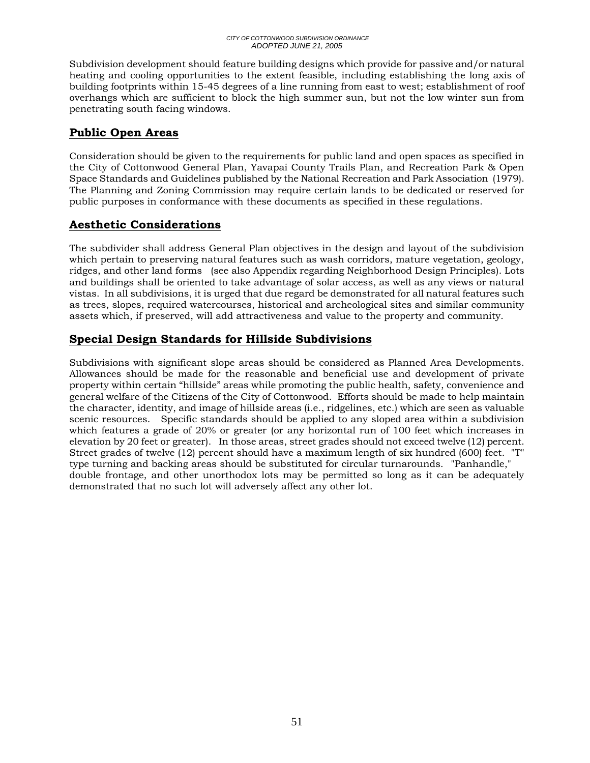Subdivision development should feature building designs which provide for passive and/or natural heating and cooling opportunities to the extent feasible, including establishing the long axis of building footprints within 15-45 degrees of a line running from east to west; establishment of roof overhangs which are sufficient to block the high summer sun, but not the low winter sun from penetrating south facing windows.

## Public Open Areas

Consideration should be given to the requirements for public land and open spaces as specified in the City of Cottonwood General Plan, Yavapai County Trails Plan, and Recreation Park & Open Space Standards and Guidelines published by the National Recreation and Park Association (1979). The Planning and Zoning Commission may require certain lands to be dedicated or reserved for public purposes in conformance with these documents as specified in these regulations.

## Aesthetic Considerations

The subdivider shall address General Plan objectives in the design and layout of the subdivision which pertain to preserving natural features such as wash corridors, mature vegetation, geology, ridges, and other land forms (see also Appendix regarding Neighborhood Design Principles). Lots and buildings shall be oriented to take advantage of solar access, as well as any views or natural vistas. In all subdivisions, it is urged that due regard be demonstrated for all natural features such as trees, slopes, required watercourses, historical and archeological sites and similar community assets which, if preserved, will add attractiveness and value to the property and community.

## Special Design Standards for Hillside Subdivisions

Subdivisions with significant slope areas should be considered as Planned Area Developments. Allowances should be made for the reasonable and beneficial use and development of private property within certain "hillside" areas while promoting the public health, safety, convenience and general welfare of the Citizens of the City of Cottonwood. Efforts should be made to help maintain the character, identity, and image of hillside areas (i.e., ridgelines, etc.) which are seen as valuable scenic resources. Specific standards should be applied to any sloped area within a subdivision which features a grade of 20% or greater (or any horizontal run of 100 feet which increases in elevation by 20 feet or greater). In those areas, street grades should not exceed twelve (12) percent. Street grades of twelve (12) percent should have a maximum length of six hundred (600) feet. "T" type turning and backing areas should be substituted for circular turnarounds. "Panhandle," double frontage, and other unorthodox lots may be permitted so long as it can be adequately demonstrated that no such lot will adversely affect any other lot.